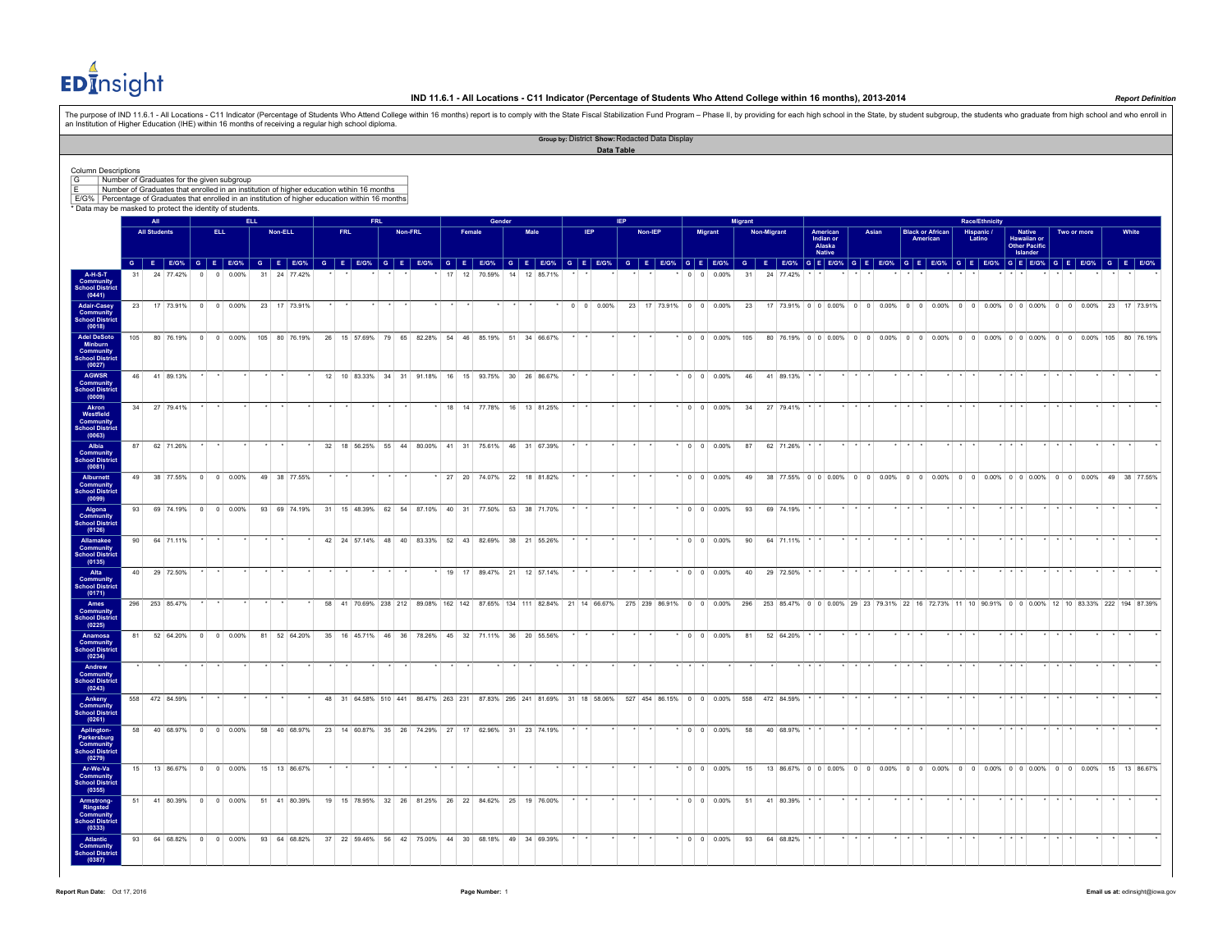# IND 11.6.1 - All Locations - C11 Indicator (Percentage of Students Who Attend College within 16 months), 2013-2014

*Report Definition*

The purpose of IND 11.6.1 - All Locations - C11 Indicator (Percentage of Students Who Attend College within 16 months) report is to comply with the State Fiscal Stabilization Fund Program – Phase II, by providing for each high school in the State, by student subgroup, the students who graduate from high school and who enroll in an Institution of Higher Education (IHE) within 16 months of receiving a regular high school diploma.

**Group by:** District **Show:** Redacted Data Display

**Data Table**

Column Descriptions

| | |
|---|---|
| G | Number of Graduates for the given subgroup |
| E | Number of Graduates that enrolled in an institution of higher education within 16 months |
| E/G% | Percentage of Graduates that enrolled in an institution of higher education within 16 months |

\* Data may be masked to protect the identity of students.

| | All | | | ELL | | | | | | FRL | | | | | | Gender | | | | | | IEP | | | | | | Migrant | | | | | | Race/Ethnicity | | | | | | | | | | | | | | | | | | | | |
|---|---|---|---|---|---|---|---|---|---|---|---|---|---|---|---|---|---|---|---|---|---|---|---|---|---|---|---|---|---|---|---|---|---|---|---|---|---|---|---|---|---|---|---|---|---|---|---|---|---|---|---|---|---|---|---|---|---|
| | All Students | | | ELL | | | Non-ELL | | | FRL | | | Non-FRL | | | Female | | | Male | | | IEP | | | Non-IEP | | | Migrant | | | Non-Migrant | | | American Indian or Alaska Native | | | Asian | | | Black or African American | | | Hispanic / Latino | | | Native Hawaiian or Other Pacific Islander | | | Two or more | | | White | | |
| | G | E | E/G% | G | E | E/G% | G | E | E/G% | G | E | E/G% | G | E | E/G% | G | E | E/G% | G | E | E/G% | G | E | E/G% | G | E | E/G% | G | E | E/G% | G | E | E/G% | G | E | E/G% | G | E | E/G% | G | E | E/G% | G | E | E/G% | G | E | E/G% | G | E | E/G% | G | E | E/G% |
| A-H-S-T Community School District (0441) | 31 | 24 | 77.42% | 0 | 0 | 0.00% | 31 | 24 | 77.42% | * | * | * | * | * | * | 17 | 12 | 70.59% | 14 | 12 | 85.71% | * | * | * | * | * | * | 0 | 0 | 0.00% | 31 | 24 | 77.42% | * | * | * | * | * | * | * | * | * | * | * | * | * | * | * | * | * | * | * | * | * |
| Adair-Casey Community School District (0018) | 23 | 17 | 73.91% | 0 | 0 | 0.00% | 23 | 17 | 73.91% | * | * | * | * | * | * | * | * | * | * | * | * | 0 | 0 | 0.00% | 23 | 17 | 73.91% | 0 | 0 | 0.00% | 23 | 17 | 73.91% | 0 | 0 | 0.00% | 0 | 0 | 0.00% | 0 | 0 | 0.00% | 0 | 0 | 0.00% | 0 | 0 | 0.00% | 0 | 0 | 0.00% | 23 | 17 | 73.91% |
| Adel DeSoto Minburn Community School District (0027) | 105 | 80 | 76.19% | 0 | 0 | 0.00% | 105 | 80 | 76.19% | 26 | 15 | 57.69% | 79 | 65 | 82.28% | 54 | 46 | 85.19% | 51 | 34 | 66.67% | * | * | * | * | * | * | 0 | 0 | 0.00% | 105 | 80 | 76.19% | 0 | 0 | 0.00% | 0 | 0 | 0.00% | 0 | 0 | 0.00% | 0 | 0 | 0.00% | 0 | 0 | 0.00% | 0 | 0 | 0.00% | 105 | 80 | 76.19% |
| AGWSR Community School District (0009) | 46 | 41 | 89.13% | * | * | * | * | * | * | 12 | 10 | 83.33% | 34 | 31 | 91.18% | 16 | 15 | 93.75% | 30 | 26 | 86.67% | * | * | * | * | * | * | 0 | 0 | 0.00% | 46 | 41 | 89.13% | * | * | * | * | * | * | * | * | * | * | * | * | * | * | * | * | * | * | * | * | * |
| Akron Westfield Community School District (0063) | 34 | 27 | 79.41% | * | * | * | * | * | * | * | * | * | * | * | * | 18 | 14 | 77.78% | 16 | 13 | 81.25% | * | * | * | * | * | * | 0 | 0 | 0.00% | 34 | 27 | 79.41% | * | * | * | * | * | * | * | * | * | * | * | * | * | * | * | * | * | * | * | * | * |
| Albia Community School District (0081) | 87 | 62 | 71.26% | * | * | * | * | * | * | 32 | 18 | 56.25% | 55 | 44 | 80.00% | 41 | 31 | 75.61% | 46 | 31 | 67.39% | * | * | * | * | * | * | 0 | 0 | 0.00% | 87 | 62 | 71.26% | * | * | * | * | * | * | * | * | * | * | * | * | * | * | * | * | * | * | * | * | * |
| Alburnett Community School District (0099) | 49 | 38 | 77.55% | 0 | 0 | 0.00% | 49 | 38 | 77.55% | * | * | * | * | * | * | 27 | 20 | 74.07% | 22 | 18 | 81.82% | * | * | * | * | * | * | 0 | 0 | 0.00% | 49 | 38 | 77.55% | 0 | 0 | 0.00% | 0 | 0 | 0.00% | 0 | 0 | 0.00% | 0 | 0 | 0.00% | 0 | 0 | 0.00% | 0 | 0 | 0.00% | 49 | 38 | 77.55% |
| Algona Community School District (0126) | 93 | 69 | 74.19% | 0 | 0 | 0.00% | 93 | 69 | 74.19% | 31 | 15 | 48.39% | 62 | 54 | 87.10% | 40 | 31 | 77.50% | 53 | 38 | 71.70% | * | * | * | * | * | * | 0 | 0 | 0.00% | 93 | 69 | 74.19% | * | * | * | * | * | * | * | * | * | * | * | * | * | * | * | * | * | * | * | * | * |
| Allamakee Community School District (0135) | 90 | 64 | 71.11% | * | * | * | * | * | * | 42 | 24 | 57.14% | 48 | 40 | 83.33% | 52 | 43 | 82.69% | 38 | 21 | 55.26% | * | * | * | * | * | * | 0 | 0 | 0.00% | 90 | 64 | 71.11% | * | * | * | * | * | * | * | * | * | * | * | * | * | * | * | * | * | * | * | * | * |
| Alta Community School District (0171) | 40 | 29 | 72.50% | * | * | * | * | * | * | * | * | * | * | * | * | 19 | 17 | 89.47% | 21 | 12 | 57.14% | * | * | * | * | * | * | 0 | 0 | 0.00% | 40 | 29 | 72.50% | * | * | * | * | * | * | * | * | * | * | * | * | * | * | * | * | * | * | * | * | * |
| Ames Community School District (0225) | 296 | 253 | 85.47% | * | * | * | * | * | * | 58 | 41 | 70.69% | 238 | 212 | 89.08% | 162 | 142 | 87.65% | 134 | 111 | 82.84% | 21 | 14 | 66.67% | 275 | 239 | 86.91% | 0 | 0 | 0.00% | 296 | 253 | 85.47% | 0 | 0 | 0.00% | 29 | 23 | 79.31% | 22 | 16 | 72.73% | 11 | 10 | 90.91% | 0 | 0 | 0.00% | 12 | 10 | 83.33% | 222 | 194 | 87.39% |
| Anamosa Community School District (0234) | 81 | 52 | 64.20% | 0 | 0 | 0.00% | 81 | 52 | 64.20% | 35 | 16 | 45.71% | 46 | 36 | 78.26% | 45 | 32 | 71.11% | 36 | 20 | 55.56% | * | * | * | * | * | * | 0 | 0 | 0.00% | 81 | 52 | 64.20% | * | * | * | * | * | * | * | * | * | * | * | * | * | * | * | * | * | * | * | * | * |
| Andrew Community School District (0243) | * | * | * | * | * | * | * | * | * | * | * | * | * | * | * | * | * | * | * | * | * | * | * | * | * | * | * | * | * | * | * | * | * | * | * | * | * | * | * | * | * | * | * | * | * | * | * | * | * | * | * | * | * | * |
| Ankeny Community School District (0261) | 558 | 472 | 84.59% | * | * | * | * | * | * | 48 | 31 | 64.58% | 510 | 441 | 86.47% | 263 | 231 | 87.83% | 295 | 241 | 81.69% | 31 | 18 | 58.06% | 527 | 454 | 86.15% | 0 | 0 | 0.00% | 558 | 472 | 84.59% | * | * | * | * | * | * | * | * | * | * | * | * | * | * | * | * | * | * | * | * | * |
| Aplington-Parkersburg Community School District (0279) | 58 | 40 | 68.97% | 0 | 0 | 0.00% | 58 | 40 | 68.97% | 23 | 14 | 60.87% | 35 | 26 | 74.29% | 27 | 17 | 62.96% | 31 | 23 | 74.19% | * | * | * | * | * | * | 0 | 0 | 0.00% | 58 | 40 | 68.97% | * | * | * | * | * | * | * | * | * | * | * | * | * | * | * | * | * | * | * | * | * |
| Ar-We-Va Community School District (0355) | 15 | 13 | 86.67% | 0 | 0 | 0.00% | 15 | 13 | 86.67% | * | * | * | * | * | * | * | * | * | * | * | * | * | * | * | * | * | * | 0 | 0 | 0.00% | 15 | 13 | 86.67% | 0 | 0 | 0.00% | 0 | 0 | 0.00% | 0 | 0 | 0.00% | 0 | 0 | 0.00% | 0 | 0 | 0.00% | 0 | 0 | 0.00% | 15 | 13 | 86.67% |
| Armstrong-Ringsted Community School District (0333) | 51 | 41 | 80.39% | 0 | 0 | 0.00% | 51 | 41 | 80.39% | 19 | 15 | 78.95% | 32 | 26 | 81.25% | 26 | 22 | 84.62% | 25 | 19 | 76.00% | * | * | * | * | * | * | 0 | 0 | 0.00% | 51 | 41 | 80.39% | * | * | * | * | * | * | * | * | * | * | * | * | * | * | * | * | * | * | * | * | * |
| Atlantic Community School District (0387) | 93 | 64 | 68.82% | 0 | 0 | 0.00% | 93 | 64 | 68.82% | 37 | 22 | 59.46% | 56 | 42 | 75.00% | 44 | 30 | 68.18% | 49 | 34 | 69.39% | * | * | * | * | * | * | 0 | 0 | 0.00% | 93 | 64 | 68.82% | * | * | * | * | * | * | * | * | * | * | * | * | * | * | * | * | * | * | * | * | * |

Report Run Date: Oct 17, 2016

Email us at: edinsight@iowa.gov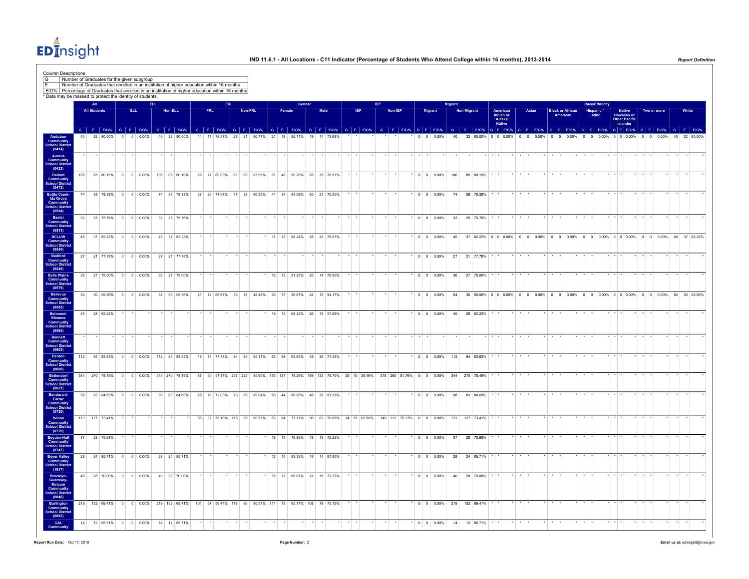# IND 11.6.1 - All Locations - C11 Indicator (Percentage of Students Who Attend College within 16 months), 2013-2014

Report Definition

Column Descriptions

| | |
|---|---|
| G | Number of Graduates for the given subgroup |
| E | Number of Graduates that enrolled in an institution of higher education within 16 months |
| E/G% | Percentage of Graduates that enrolled in an institution of higher education within 16 months |

\* Data may be masked to protect the identity of students.

| | All | | | ELL | | | | | | FRL | | | | | | Gender | | | | | | IEP | | | | | | Migrant | | | | | | Race/Ethnicity | | | | | | | | | | | | | | | | | | | | |
|---|---|---|---|---|---|---|---|---|---|---|---|---|---|---|---|---|---|---|---|---|---|---|---|---|---|---|---|---|---|---|---|---|---|---|---|---|---|---|---|---|---|---|---|---|---|---|---|---|---|---|---|---|---|---|
| | All Students | | | ELL | | | Non-ELL | | | FRL | | | Non-FRL | | | Female | | | Male | | | IEP | | | Non-IEP | | | Migrant | | | Non-Migrant | | | American Indian or Alaska Native | | | Asian | | | Black or African American | | | Hispanic / Latino | | | Native Hawaiian or Other Pacific Islander | | | Two or more | | | White | | |
| | G | E | E/G% | G | E | E/G% | G | E | E/G% | G | E | E/G% | G | E | E/G% | G | E | E/G% | G | E | E/G% | G | E | E/G% | G | E | E/G% | G | E | E/G% | G | E | E/G% | G | E | E/G% | G | E | E/G% | G | E | E/G% | G | E | E/G% | G | E | E/G% | G | E | E/G% | G | E | E/G% |
| Audubon Community School District (0414) | 40 | 32 | 80.00% | 0 | 0 | 0.00% | 40 | 32 | 80.00% | 14 | 11 | 78.57% | 26 | 21 | 80.77% | 21 | 18 | 85.71% | 19 | 14 | 73.68% | * | * | * | * | * | * | 0 | 0 | 0.00% | 40 | 32 | 80.00% | 0 | 0 | 0.00% | 0 | 0 | 0.00% | 0 | 0 | 0.00% | 0 | 0 | 0.00% | 0 | 0 | 0.00% | 0 | 0 | 0.00% | 40 | 32 | 80.00% |
| Aurelia Community School District (0423) | * | * | * | * | * | * | * | * | * | * | * | * | * | * | * | * | * | * | * | * | * | * | * | * | * | * | * | * | * | * | * | * | * | * | * | * | * | * | * | * | * | * | * | * | * | * | * | * | * | * | * | * | * | * |
| Ballard Community School District (0472) | 106 | 85 | 80.19% | 0 | 0 | 0.00% | 106 | 85 | 80.19% | 25 | 17 | 68.00% | 81 | 68 | 83.95% | 51 | 46 | 90.20% | 55 | 39 | 70.91% | * | * | * | * | * | * | 0 | 0 | 0.00% | 106 | 85 | 80.19% | * | * | * | * | * | * | * | * | * | * | * | * | * | * | * | * | * | * | * | * | * |
| Battle Creek-Ida Grove Community School District (0504) | 74 | 58 | 78.38% | 0 | 0 | 0.00% | 74 | 58 | 78.38% | 27 | 20 | 74.07% | 47 | 38 | 80.85% | 44 | 37 | 84.09% | 30 | 21 | 70.00% | * | * | * | * | * | * | 0 | 0 | 0.00% | 74 | 58 | 78.38% | * | * | * | * | * | * | * | * | * | * | * | * | * | * | * | * | * | * | * | * | * |
| Baxter Community School District (0513) | 33 | 25 | 75.76% | 0 | 0 | 0.00% | 33 | 25 | 75.76% | * | * | * | * | * | * | * | * | * | * | * | * | * | * | * | * | * | * | 0 | 0 | 0.00% | 33 | 25 | 75.76% | * | * | * | * | * | * | * | * | * | * | * | * | * | * | * | * | * | * | * | * | * |
| BCLUW Community School District (0540) | 45 | 37 | 82.22% | 0 | 0 | 0.00% | 45 | 37 | 82.22% | * | * | * | * | * | * | 17 | 15 | 88.24% | 28 | 22 | 78.57% | * | * | * | * | * | * | 0 | 0 | 0.00% | 45 | 37 | 82.22% | 0 | 0 | 0.00% | 0 | 0 | 0.00% | 0 | 0 | 0.00% | 0 | 0 | 0.00% | 0 | 0 | 0.00% | 0 | 0 | 0.00% | 45 | 37 | 82.22% |
| Bedford Community School District (0549) | 27 | 21 | 77.78% | 0 | 0 | 0.00% | 27 | 21 | 77.78% | * | * | * | * | * | * | * | * | * | * | * | * | * | * | * | * | * | * | 0 | 0 | 0.00% | 27 | 21 | 77.78% | * | * | * | * | * | * | * | * | * | * | * | * | * | * | * | * | * | * | * | * | * |
| Belle Plaine Community School District (0576) | 36 | 27 | 75.00% | 0 | 0 | 0.00% | 36 | 27 | 75.00% | * | * | * | * | * | * | 16 | 13 | 81.25% | 20 | 14 | 70.00% | * | * | * | * | * | * | 0 | 0 | 0.00% | 36 | 27 | 75.00% | * | * | * | * | * | * | * | * | * | * | * | * | * | * | * | * | * | * | * | * | * |
| Bellevue Community School District (0585) | 54 | 30 | 55.56% | 0 | 0 | 0.00% | 54 | 30 | 55.56% | 21 | 14 | 66.67% | 33 | 16 | 48.48% | 30 | 17 | 56.67% | 24 | 13 | 54.17% | * | * | * | * | * | * | 0 | 0 | 0.00% | 54 | 30 | 55.56% | 0 | 0 | 0.00% | 0 | 0 | 0.00% | 0 | 0 | 0.00% | 0 | 0 | 0.00% | 0 | 0 | 0.00% | 0 | 0 | 0.00% | 54 | 30 | 55.56% |
| Belmond-Klemme Community School District (0594) | 45 | 28 | 62.22% | * | * | * | * | * | * | * | * | * | * | * | * | 19 | 13 | 68.42% | 26 | 15 | 57.69% | * | * | * | * | * | * | 0 | 0 | 0.00% | 45 | 28 | 62.22% | * | * | * | * | * | * | * | * | * | * | * | * | * | * | * | * | * | * | * | * | * |
| Bennett Community School District (0603) | * | * | * | * | * | * | * | * | * | * | * | * | * | * | * | * | * | * | * | * | * | * | * | * | * | * | * | * | * | * | * | * | * | * | * | * | * | * | * | * | * | * | * | * | * | * | * | * | * | * | * | * | * | * |
| Benton Community School District (0609) | 112 | 94 | 83.93% | 0 | 0 | 0.00% | 112 | 94 | 83.93% | 18 | 14 | 77.78% | 94 | 80 | 85.11% | 63 | 59 | 93.65% | 49 | 35 | 71.43% | * | * | * | * | * | * | 0 | 0 | 0.00% | 112 | 94 | 83.93% | * | * | * | * | * | * | * | * | * | * | * | * | * | * | * | * | * | * | * | * | * |
| Bettendorf Community School District (0621) | 344 | 270 | 78.49% | 0 | 0 | 0.00% | 344 | 270 | 78.49% | 87 | 50 | 57.47% | 257 | 220 | 85.60% | 175 | 137 | 78.29% | 169 | 133 | 78.70% | 26 | 10 | 38.46% | 318 | 260 | 81.76% | 0 | 0 | 0.00% | 344 | 270 | 78.49% | * | * | * | * | * | * | * | * | * | * | * | * | * | * | * | * | * | * | * | * | * |
| Bondurant-Farrar Community School District (0720) | 98 | 83 | 84.69% | 0 | 0 | 0.00% | 98 | 83 | 84.69% | 25 | 18 | 72.00% | 73 | 65 | 89.04% | 50 | 44 | 88.00% | 48 | 39 | 81.25% | * | * | * | * | * | * | 0 | 0 | 0.00% | 98 | 83 | 84.69% | * | * | * | * | * | * | * | * | * | * | * | * | * | * | * | * | * | * | * | * | * |
| Boone Community School District (0729) | 173 | 127 | 73.41% | * | * | * | * | * | * | 55 | 32 | 58.18% | 118 | 95 | 80.51% | 83 | 64 | 77.11% | 90 | 63 | 70.00% | 24 | 15 | 62.50% | 149 | 112 | 75.17% | 0 | 0 | 0.00% | 173 | 127 | 73.41% | * | * | * | * | * | * | * | * | * | * | * | * | * | * | * | * | * | * | * | * | * |
| Boyden-Hull Community School District (0747) | 37 | 28 | 75.68% | * | * | * | * | * | * | * | * | * | * | * | * | 19 | 15 | 78.95% | 18 | 13 | 72.22% | * | * | * | * | * | * | 0 | 0 | 0.00% | 37 | 28 | 75.68% | * | * | * | * | * | * | * | * | * | * | * | * | * | * | * | * | * | * | * | * | * |
| Boyer Valley Community School District (1917) | 28 | 24 | 85.71% | 0 | 0 | 0.00% | 28 | 24 | 85.71% | * | * | * | * | * | * | 12 | 10 | 83.33% | 16 | 14 | 87.50% | * | * | * | * | * | * | 0 | 0 | 0.00% | 28 | 24 | 85.71% | * | * | * | * | * | * | * | * | * | * | * | * | * | * | * | * | * | * | * | * | * |
| Brooklyn-Guernsey-Malcom Community School District (0846) | 40 | 28 | 70.00% | 0 | 0 | 0.00% | 40 | 28 | 70.00% | * | * | * | * | * | * | 18 | 12 | 66.67% | 22 | 16 | 72.73% | * | * | * | * | * | * | 0 | 0 | 0.00% | 40 | 28 | 70.00% | * | * | * | * | * | * | * | * | * | * | * | * | * | * | * | * | * | * | * | * | * |
| Burlington Community School District (0882) | 219 | 152 | 69.41% | 0 | 0 | 0.00% | 219 | 152 | 69.41% | 101 | 57 | 56.44% | 118 | 95 | 80.51% | 111 | 73 | 65.77% | 108 | 79 | 73.15% | * | * | * | * | * | * | 0 | 0 | 0.00% | 219 | 152 | 69.41% | * | * | * | * | * | * | * | * | * | * | * | * | * | * | * | * | * | * | * | * | * |
| CAL Community | 14 | 12 | 85.71% | 0 | 0 | 0.00% | 14 | 12 | 85.71% | * | * | * | * | * | * | * | * | * | * | * | * | * | * | * | * | * | * | 0 | 0 | 0.00% | 14 | 12 | 85.71% | * | * | * | * | * | * | * | * | * | * | * | * | * | * | * | * | * | * | * | * | * |

Report Run Date: Oct 17, 2016

Email us at: edinsight@iowa.gov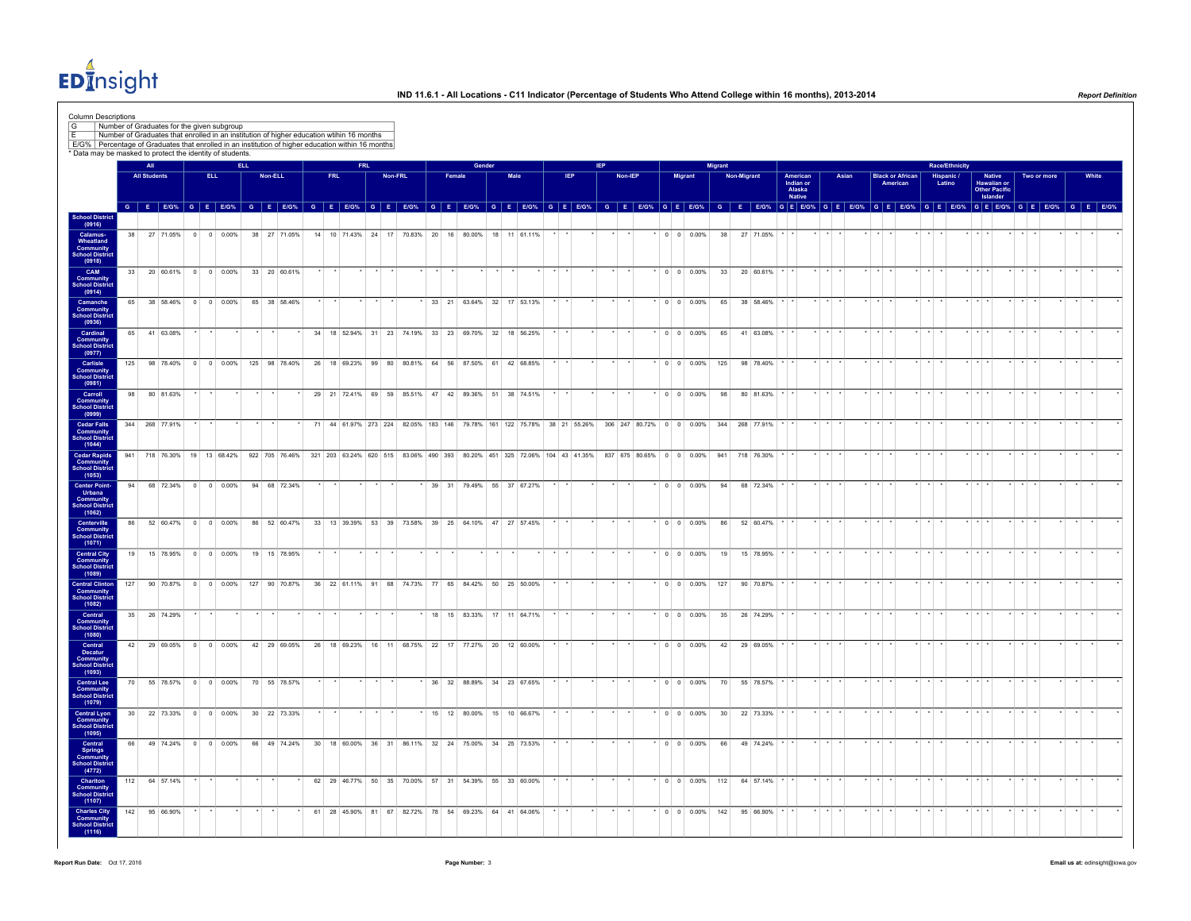**EDInsight**

## IND 11.6.1 - All Locations - C11 Indicator (Percentage of Students Who Attend College within 16 months), 2013-2014

*Report Definition*

Column Descriptions

| | |
|---|---|
| G | Number of Graduates for the given subgroup |
| E | Number of Graduates that enrolled in an institution of higher education within 16 months |
| E/G% | Percentage of Graduates that enrolled in an institution of higher education within 16 months |

\* Data may be masked to protect the identity of students.

| | All | | | ELL | | | | | | FRL | | | | | | Gender | | | | | | IEP | | | | | | Migrant | | | | | | Race/Ethnicity | | | | | | | | | | | | | | | | | | | | |
|---|---|---|---|---|---|---|---|---|---|---|---|---|---|---|---|---|---|---|---|---|---|---|---|---|---|---|---|---|---|---|---|---|---|---|---|---|---|---|---|---|---|---|---|---|---|---|---|---|---|---|---|---|---|---|
| | All Students | | | ELL | | | Non-ELL | | | FRL | | | Non-FRL | | | Female | | | Male | | | IEP | | | Non-IEP | | | Migrant | | | Non-Migrant | | | American Indian or Alaska Native | | | Asian | | | Black or African American | | | Hispanic / Latino | | | Native Hawaiian or Other Pacific Islander | | | Two or more | | | White | | |
| | G | E | E/G% | G | E | E/G% | G | E | E/G% | G | E | E/G% | G | E | E/G% | G | E | E/G% | G | E | E/G% | G | E | E/G% | G | E | E/G% | G | E | E/G% | G | E | E/G% | G | E | E/G% | G | E | E/G% | G | E | E/G% | G | E | E/G% | G | E | E/G% | G | E | E/G% | G | E | E/G% |
| **School District (0916)** | | | | | | | | | | | | | | | | | | | | | | | | | | | | | | | | | | | | | | | | | | | | | | | | | | | | | | |
| **Calamus-Wheatland Community School District (0918)** | 38 | 27 | 71.05% | 0 | 0 | 0.00% | 38 | 27 | 71.05% | 14 | 10 | 71.43% | 24 | 17 | 70.83% | 20 | 16 | 80.00% | 18 | 11 | 61.11% | * | * | * | * | * | * | 0 | 0 | 0.00% | 38 | 27 | 71.05% | * | * | * | * | * | * | * | * | * | * | * | * | * | * | * | * | * | * | * | * | * |
| **CAM Community School District (0914)** | 33 | 20 | 60.61% | 0 | 0 | 0.00% | 33 | 20 | 60.61% | * | * | * | * | * | * | * | * | * | * | * | * | * | * | * | * | * | * | 0 | 0 | 0.00% | 33 | 20 | 60.61% | * | * | * | * | * | * | * | * | * | * | * | * | * | * | * | * | * | * | * | * | * |
| **Camanche Community School District (0936)** | 65 | 38 | 58.46% | 0 | 0 | 0.00% | 65 | 38 | 58.46% | * | * | * | * | * | * | 33 | 21 | 63.64% | 32 | 17 | 53.13% | * | * | * | * | * | * | 0 | 0 | 0.00% | 65 | 38 | 58.46% | * | * | * | * | * | * | * | * | * | * | * | * | * | * | * | * | * | * | * | * | * |
| **Cardinal Community School District (0977)** | 65 | 41 | 63.08% | * | * | * | * | * | * | 34 | 18 | 52.94% | 31 | 23 | 74.19% | 33 | 23 | 69.70% | 32 | 18 | 56.25% | * | * | * | * | * | * | 0 | 0 | 0.00% | 65 | 41 | 63.08% | * | * | * | * | * | * | * | * | * | * | * | * | * | * | * | * | * | * | * | * | * |
| **Carlisle Community School District (0981)** | 125 | 98 | 78.40% | 0 | 0 | 0.00% | 125 | 98 | 78.40% | 26 | 18 | 69.23% | 99 | 80 | 80.81% | 64 | 56 | 87.50% | 61 | 42 | 68.85% | * | * | * | * | * | * | 0 | 0 | 0.00% | 125 | 98 | 78.40% | * | * | * | * | * | * | * | * | * | * | * | * | * | * | * | * | * | * | * | * | * |
| **Carroll Community School District (0999)** | 98 | 80 | 81.63% | * | * | * | * | * | * | 29 | 21 | 72.41% | 69 | 59 | 85.51% | 47 | 42 | 89.36% | 51 | 38 | 74.51% | * | * | * | * | * | * | 0 | 0 | 0.00% | 98 | 80 | 81.63% | * | * | * | * | * | * | * | * | * | * | * | * | * | * | * | * | * | * | * | * | * |
| **Cedar Falls Community School District (1044)** | 344 | 268 | 77.91% | * | * | * | * | * | * | 71 | 44 | 61.97% | 273 | 224 | 82.05% | 183 | 146 | 79.78% | 161 | 122 | 75.78% | 38 | 21 | 55.26% | 306 | 247 | 80.72% | 0 | 0 | 0.00% | 344 | 268 | 77.91% | * | * | * | * | * | * | * | * | * | * | * | * | * | * | * | * | * | * | * | * | * |
| **Cedar Rapids Community School District (1053)** | 941 | 718 | 76.30% | 19 | 13 | 68.42% | 922 | 705 | 76.46% | 321 | 203 | 63.24% | 620 | 515 | 83.06% | 490 | 393 | 80.20% | 451 | 325 | 72.06% | 104 | 43 | 41.35% | 837 | 675 | 80.65% | 0 | 0 | 0.00% | 941 | 718 | 76.30% | * | * | * | * | * | * | * | * | * | * | * | * | * | * | * | * | * | * | * | * | * |
| **Center Point-Urbana Community School District (1062)** | 94 | 68 | 72.34% | 0 | 0 | 0.00% | 94 | 68 | 72.34% | * | * | * | * | * | * | 39 | 31 | 79.49% | 55 | 37 | 67.27% | * | * | * | * | * | * | 0 | 0 | 0.00% | 94 | 68 | 72.34% | * | * | * | * | * | * | * | * | * | * | * | * | * | * | * | * | * | * | * | * | * |
| **Centerville Community School District (1071)** | 86 | 52 | 60.47% | 0 | 0 | 0.00% | 86 | 52 | 60.47% | 33 | 13 | 39.39% | 53 | 39 | 73.58% | 39 | 25 | 64.10% | 47 | 27 | 57.45% | * | * | * | * | * | * | 0 | 0 | 0.00% | 86 | 52 | 60.47% | * | * | * | * | * | * | * | * | * | * | * | * | * | * | * | * | * | * | * | * | * |
| **Central City Community School District (1089)** | 19 | 15 | 78.95% | 0 | 0 | 0.00% | 19 | 15 | 78.95% | * | * | * | * | * | * | * | * | * | * | * | * | * | * | * | * | * | * | 0 | 0 | 0.00% | 19 | 15 | 78.95% | * | * | * | * | * | * | * | * | * | * | * | * | * | * | * | * | * | * | * | * | * |
| **Central Clinton Community School District (1082)** | 127 | 90 | 70.87% | 0 | 0 | 0.00% | 127 | 90 | 70.87% | 36 | 22 | 61.11% | 91 | 68 | 74.73% | 77 | 65 | 84.42% | 50 | 25 | 50.00% | * | * | * | * | * | * | 0 | 0 | 0.00% | 127 | 90 | 70.87% | * | * | * | * | * | * | * | * | * | * | * | * | * | * | * | * | * | * | * | * | * |
| **Central Community School District (1080)** | 35 | 26 | 74.29% | * | * | * | * | * | * | * | * | * | * | * | * | 18 | 15 | 83.33% | 17 | 11 | 64.71% | * | * | * | * | * | * | 0 | 0 | 0.00% | 35 | 26 | 74.29% | * | * | * | * | * | * | * | * | * | * | * | * | * | * | * | * | * | * | * | * | * |
| **Central Decatur Community School District (1093)** | 42 | 29 | 69.05% | 0 | 0 | 0.00% | 42 | 29 | 69.05% | 26 | 18 | 69.23% | 16 | 11 | 68.75% | 22 | 17 | 77.27% | 20 | 12 | 60.00% | * | * | * | * | * | * | 0 | 0 | 0.00% | 42 | 29 | 69.05% | * | * | * | * | * | * | * | * | * | * | * | * | * | * | * | * | * | * | * | * | * |
| **Central Lee Community School District (1079)** | 70 | 55 | 78.57% | 0 | 0 | 0.00% | 70 | 55 | 78.57% | * | * | * | * | * | * | 36 | 32 | 88.89% | 34 | 23 | 67.65% | * | * | * | * | * | * | 0 | 0 | 0.00% | 70 | 55 | 78.57% | * | * | * | * | * | * | * | * | * | * | * | * | * | * | * | * | * | * | * | * | * |
| **Central Lyon Community School District (1095)** | 30 | 22 | 73.33% | 0 | 0 | 0.00% | 30 | 22 | 73.33% | * | * | * | * | * | * | 15 | 12 | 80.00% | 15 | 10 | 66.67% | * | * | * | * | * | * | 0 | 0 | 0.00% | 30 | 22 | 73.33% | * | * | * | * | * | * | * | * | * | * | * | * | * | * | * | * | * | * | * | * | * |
| **Central Springs Community School District (4772)** | 66 | 49 | 74.24% | 0 | 0 | 0.00% | 66 | 49 | 74.24% | 30 | 18 | 60.00% | 36 | 31 | 86.11% | 32 | 24 | 75.00% | 34 | 25 | 73.53% | * | * | * | * | * | * | 0 | 0 | 0.00% | 66 | 49 | 74.24% | * | * | * | * | * | * | * | * | * | * | * | * | * | * | * | * | * | * | * | * | * |
| **Chariton Community School District (1107)** | 112 | 64 | 57.14% | * | * | * | * | * | * | 62 | 29 | 46.77% | 50 | 35 | 70.00% | 57 | 31 | 54.39% | 55 | 33 | 60.00% | * | * | * | * | * | * | 0 | 0 | 0.00% | 112 | 64 | 57.14% | * | * | * | * | * | * | * | * | * | * | * | * | * | * | * | * | * | * | * | * | * |
| **Charles City Community School District (1116)** | 142 | 95 | 66.90% | * | * | * | * | * | * | 61 | 28 | 45.90% | 81 | 67 | 82.72% | 78 | 54 | 69.23% | 64 | 41 | 64.06% | * | * | * | * | * | * | 0 | 0 | 0.00% | 142 | 95 | 66.90% | * | * | * | * | * | * | * | * | * | * | * | * | * | * | * | * | * | * | * | * | * |

Report Run Date: Oct 17, 2016

Email us at: edinsight@iowa.gov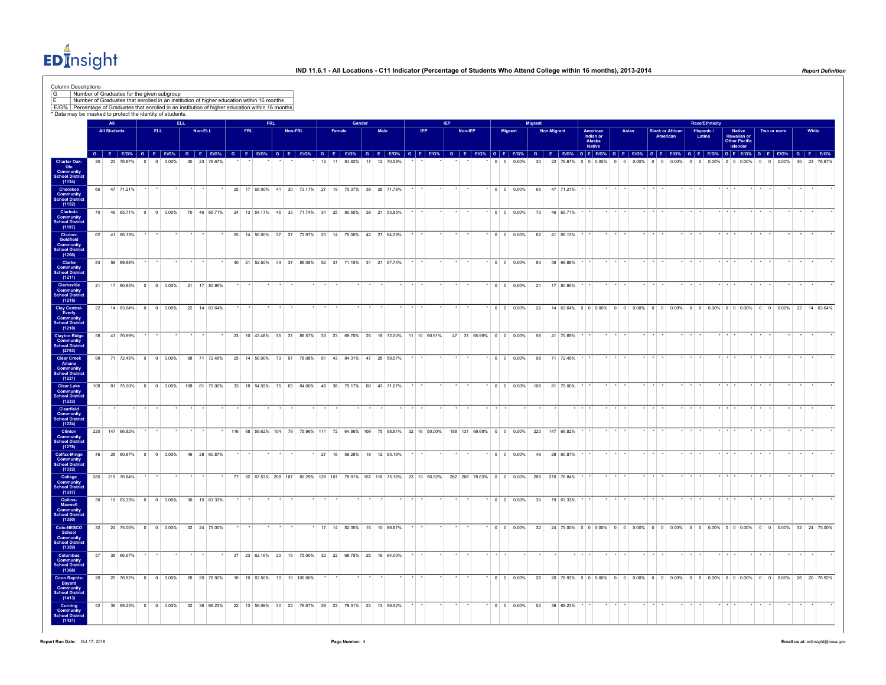**IND 11.6.1 - All Locations - C11 Indicator (Percentage of Students Who Attend College within 16 months), 2013-2014**

Column Descriptions

| | |
|---|---|
| G | Number of Graduates for the given subgroup |
| E | Number of Graduates that enrolled in an institution of higher education within 16 months |
| E/G% | Percentage of Graduates that enrolled in an institution of higher education within 16 months |

* Data may be masked to protect the identity of students.

| | All | | | ELL | | | | | | FRL | | | | | | Gender | | | | | | IEP | | | | | | Migrant | | | | | | Race/Ethnicity | | | | | | | | | | | | | | | | | | | | |
|---|---|---|---|---|---|---|---|---|---|---|---|---|---|---|---|---|---|---|---|---|---|---|---|---|---|---|---|---|---|---|---|---|---|---|---|---|---|---|---|---|---|---|---|---|---|---|---|---|---|---|---|---|---|---|
| | All Students | | | ELL | | | Non-ELL | | | FRL | | | Non-FRL | | | Female | | | Male | | | IEP | | | Non-IEP | | | Migrant | | | Non-Migrant | | | American Indian or Alaska Native | | | Asian | | | Black or African American | | | Hispanic / Latino | | | Native Hawaiian or Other Pacific Islander | | | Two or more | | | White | | |
| | G | E | E/G% | G | E | E/G% | G | E | E/G% | G | E | E/G% | G | E | E/G% | G | E | E/G% | G | E | E/G% | G | E | E/G% | G | E | E/G% | G | E | E/G% | G | E | E/G% | G | E | E/G% | G | E | E/G% | G | E | E/G% | G | E | E/G% | G | E | E/G% | G | E | E/G% | G | E | E/G% |
| Charter Oak-Ute Community School District (1134) | 30 | 23 | 76.67% | 0 | 0 | 0.00% | 30 | 23 | 76.67% | * | * | * | * | * | * | 13 | 11 | 84.62% | 17 | 12 | 70.59% | * | * | * | * | * | * | 0 | 0 | 0.00% | 30 | 23 | 76.67% | 0 | 0 | 0.00% | 0 | 0 | 0.00% | 0 | 0 | 0.00% | 0 | 0 | 0.00% | 0 | 0 | 0.00% | 0 | 0 | 0.00% | 30 | 23 | 76.67% |
| Cherokee Community School District (1152) | 66 | 47 | 71.21% | * | * | * | * | * | * | 25 | 17 | 68.00% | 41 | 30 | 73.17% | 27 | 19 | 70.37% | 39 | 28 | 71.79% | * | * | * | * | * | * | 0 | 0 | 0.00% | 66 | 47 | 71.21% | * | * | * | * | * | * | * | * | * | * | * | * | * | * | * | * | * | * | * | * | * |
| Clarinda Community School District (1197) | 70 | 46 | 65.71% | 0 | 0 | 0.00% | 70 | 46 | 65.71% | 24 | 13 | 54.17% | 46 | 33 | 71.74% | 31 | 25 | 80.65% | 39 | 21 | 53.85% | * | * | * | * | * | * | 0 | 0 | 0.00% | 70 | 46 | 65.71% | * | * | * | * | * | * | * | * | * | * | * | * | * | * | * | * | * | * | * | * | * |
| Clarion-Goldfield Community School District (1206) | 62 | 41 | 66.13% | * | * | * | * | * | * | 25 | 14 | 56.00% | 37 | 27 | 72.97% | 20 | 14 | 70.00% | 42 | 27 | 64.29% | * | * | * | * | * | * | 0 | 0 | 0.00% | 62 | 41 | 66.13% | * | * | * | * | * | * | * | * | * | * | * | * | * | * | * | * | * | * | * | * | * |
| Clarke Community School District (1211) | 83 | 58 | 69.88% | * | * | * | * | * | * | 40 | 21 | 52.50% | 43 | 37 | 86.05% | 52 | 37 | 71.15% | 31 | 21 | 67.74% | * | * | * | * | * | * | 0 | 0 | 0.00% | 83 | 58 | 69.88% | * | * | * | * | * | * | * | * | * | * | * | * | * | * | * | * | * | * | * | * | * |
| Clarksville Community School District (1215) | 21 | 17 | 80.95% | 0 | 0 | 0.00% | 21 | 17 | 80.95% | * | * | * | * | * | * | * | * | * | * | * | * | * | * | * | * | * | * | 0 | 0 | 0.00% | 21 | 17 | 80.95% | * | * | * | * | * | * | * | * | * | * | * | * | * | * | * | * | * | * | * | * | * |
| Clay Central-Everly Community School District (1218) | 22 | 14 | 63.64% | 0 | 0 | 0.00% | 22 | 14 | 63.64% | * | * | * | * | * | * | * | * | * | * | * | * | * | * | * | * | * | * | 0 | 0 | 0.00% | 22 | 14 | 63.64% | 0 | 0 | 0.00% | 0 | 0 | 0.00% | 0 | 0 | 0.00% | 0 | 0 | 0.00% | 0 | 0 | 0.00% | 0 | 0 | 0.00% | 22 | 14 | 63.64% |
| Clayton Ridge Community School District (2763) | 58 | 41 | 70.69% | * | * | * | * | * | * | 23 | 10 | 43.48% | 35 | 31 | 88.57% | 33 | 23 | 69.70% | 25 | 18 | 72.00% | 11 | 10 | 90.91% | 47 | 31 | 65.96% | 0 | 0 | 0.00% | 58 | 41 | 70.69% | * | * | * | * | * | * | * | * | * | * | * | * | * | * | * | * | * | * | * | * | * |
| Clear Creek Amana Community School District (1221) | 98 | 71 | 72.45% | 0 | 0 | 0.00% | 98 | 71 | 72.45% | 25 | 14 | 56.00% | 73 | 57 | 78.08% | 51 | 43 | 84.31% | 47 | 28 | 59.57% | * | * | * | * | * | * | 0 | 0 | 0.00% | 98 | 71 | 72.45% | * | * | * | * | * | * | * | * | * | * | * | * | * | * | * | * | * | * | * | * | * |
| Clear Lake Community School District (1233) | 108 | 81 | 75.00% | 0 | 0 | 0.00% | 108 | 81 | 75.00% | 33 | 18 | 54.55% | 75 | 63 | 84.00% | 48 | 38 | 79.17% | 60 | 43 | 71.67% | * | * | * | * | * | * | 0 | 0 | 0.00% | 108 | 81 | 75.00% | * | * | * | * | * | * | * | * | * | * | * | * | * | * | * | * | * | * | * | * | * |
| Clearfield Community School District (1224) | * | * | * | * | * | * | * | * | * | * | * | * | * | * | * | * | * | * | * | * | * | * | * | * | * | * | * | * | * | * | * | * | * | * | * | * | * | * | * | * | * | * | * | * | * | * | * | * | * | * | * | * | * | * |
| Clinton Community School District (1278) | 220 | 147 | 66.82% | * | * | * | * | * | * | 116 | 68 | 58.62% | 104 | 79 | 75.96% | 111 | 72 | 64.86% | 109 | 75 | 68.81% | 32 | 16 | 50.00% | 188 | 131 | 69.68% | 0 | 0 | 0.00% | 220 | 147 | 66.82% | * | * | * | * | * | * | * | * | * | * | * | * | * | * | * | * | * | * | * | * | * |
| Colfax-Mingo Community School District (1332) | 46 | 28 | 60.87% | 0 | 0 | 0.00% | 46 | 28 | 60.87% | * | * | * | * | * | * | 27 | 16 | 59.26% | 19 | 12 | 63.16% | * | * | * | * | * | * | 0 | 0 | 0.00% | 46 | 28 | 60.87% | * | * | * | * | * | * | * | * | * | * | * | * | * | * | * | * | * | * | * | * | * |
| College Community School District (1337) | 285 | 219 | 76.84% | * | * | * | * | * | * | 77 | 52 | 67.53% | 208 | 167 | 80.29% | 128 | 101 | 78.91% | 157 | 118 | 75.16% | 23 | 13 | 56.52% | 262 | 206 | 78.63% | 0 | 0 | 0.00% | 285 | 219 | 76.84% | * | * | * | * | * | * | * | * | * | * | * | * | * | * | * | * | * | * | * | * | * |
| Collins-Maxwell Community School District (1350) | 30 | 19 | 63.33% | 0 | 0 | 0.00% | 30 | 19 | 63.33% | * | * | * | * | * | * | * | * | * | * | * | * | * | * | * | * | * | * | 0 | 0 | 0.00% | 30 | 19 | 63.33% | * | * | * | * | * | * | * | * | * | * | * | * | * | * | * | * | * | * | * | * | * |
| Colo-NESCO School Community School District (1359) | 32 | 24 | 75.00% | 0 | 0 | 0.00% | 32 | 24 | 75.00% | * | * | * | * | * | * | 17 | 14 | 82.35% | 15 | 10 | 66.67% | * | * | * | * | * | * | 0 | 0 | 0.00% | 32 | 24 | 75.00% | 0 | 0 | 0.00% | 0 | 0 | 0.00% | 0 | 0 | 0.00% | 0 | 0 | 0.00% | 0 | 0 | 0.00% | 0 | 0 | 0.00% | 32 | 24 | 75.00% |
| Columbus Community School District (1368) | 57 | 38 | 66.67% | * | * | * | * | * | * | 37 | 23 | 62.16% | 20 | 15 | 75.00% | 32 | 22 | 68.75% | 25 | 16 | 64.00% | * | * | * | * | * | * | * | * | * | * | * | * | * | * | * | * | * | * | * | * | * | * | * | * | * | * | * | * | * | * | * | * | * |
| Coon Rapids-Bayard Community School District (1413) | 26 | 20 | 76.92% | 0 | 0 | 0.00% | 26 | 20 | 76.92% | 16 | 10 | 62.50% | 10 | 10 | 100.00% | * | * | * | * | * | * | * | * | * | * | * | * | 0 | 0 | 0.00% | 26 | 20 | 76.92% | 0 | 0 | 0.00% | 0 | 0 | 0.00% | 0 | 0 | 0.00% | 0 | 0 | 0.00% | 0 | 0 | 0.00% | 0 | 0 | 0.00% | 26 | 20 | 76.92% |
| Corning Community School District (1431) | 52 | 36 | 69.23% | 0 | 0 | 0.00% | 52 | 36 | 69.23% | 22 | 13 | 59.09% | 30 | 23 | 76.67% | 29 | 23 | 79.31% | 23 | 13 | 56.52% | * | * | * | * | * | * | 0 | 0 | 0.00% | 52 | 36 | 69.23% | * | * | * | * | * | * | * | * | * | * | * | * | * | * | * | * | * | * | * | * | * |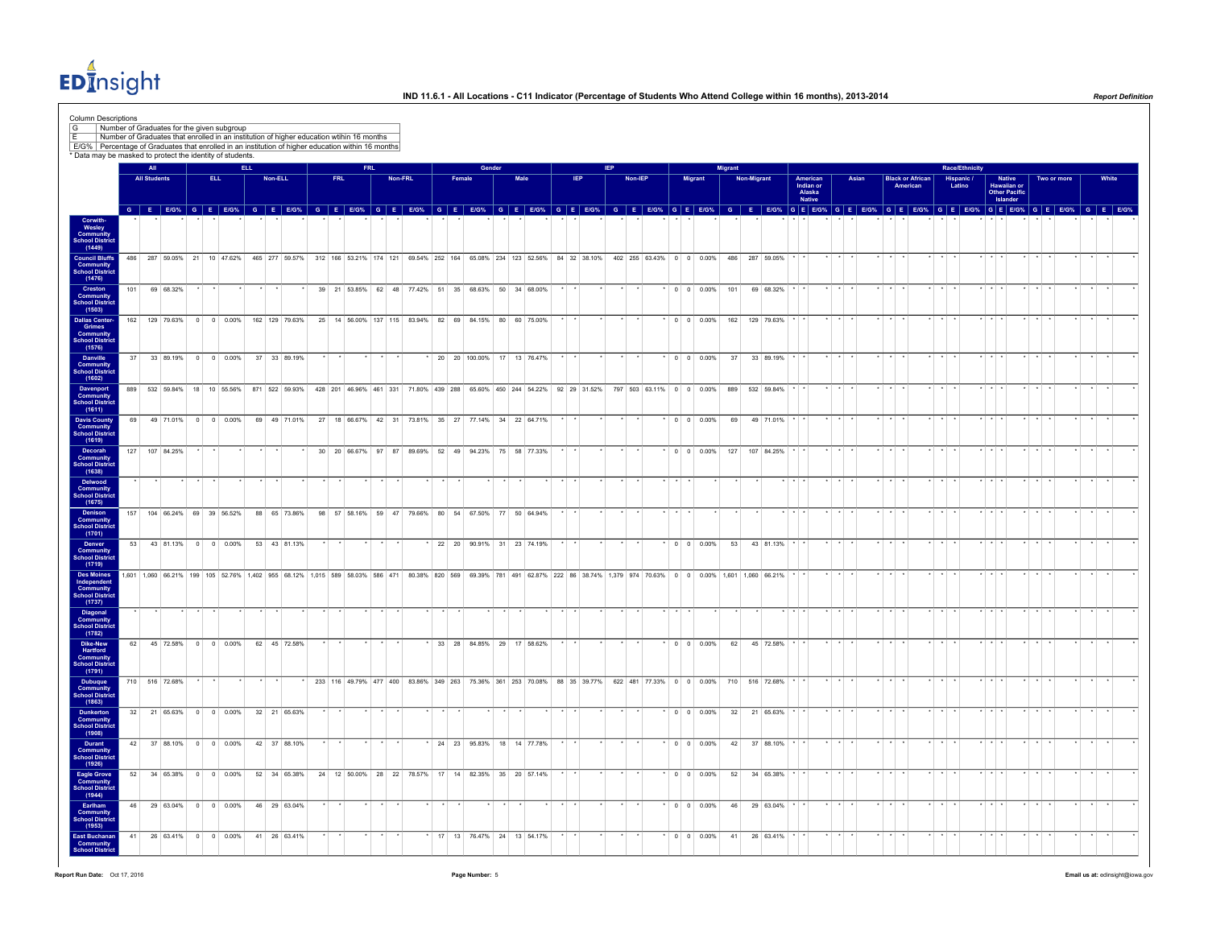**IND 11.6.1 - All Locations - C11 Indicator (Percentage of Students Who Attend College within 16 months), 2013-2014**

Column Descriptions

| | |
|---|---|
| G | Number of Graduates for the given subgroup |
| E | Number of Graduates that enrolled in an institution of higher education within 16 months |
| E/G% | Percentage of Graduates that enrolled in an institution of higher education within 16 months |

\* Data may be masked to protect the identity of students.

| | All | | | ELL | | | | | | FRL | | | | | | Gender | | | | | | IEP | | | | | | Migrant | | | | | | Race/Ethnicity | | | | | | | | | | | | | | | | | | | | |
|---|---|---|---|---|---|---|---|---|---|---|---|---|---|---|---|---|---|---|---|---|---|---|---|---|---|---|---|---|---|---|---|---|---|---|---|---|---|---|---|---|---|---|---|---|---|---|---|---|---|---|---|---|---|---|---|---|
| | All Students | | | ELL | | | Non-ELL | | | FRL | | | Non-FRL | | | Female | | | Male | | | IEP | | | Non-IEP | | | Migrant | | | Non-Migrant | | | American Indian or Alaska Native | | | Asian | | | Black or African American | | | Hispanic / Latino | | | Native Hawaiian or Other Pacific Islander | | | Two or more | | | White | | |
| | G | E | E/G% | G | E | E/G% | G | E | E/G% | G | E | E/G% | G | E | E/G% | G | E | E/G% | G | E | E/G% | G | E | E/G% | G | E | E/G% | G | E | E/G% | G | E | E/G% | G | E | E/G% | G | E | E/G% | G | E | E/G% | G | E | E/G% | G | E | E/G% | G | E | E/G% | G | E | E/G% |
| Corwith-Wesley Community School District (1449) | * | * | * | * | * | * | * | * | * | * | * | * | * | * | * | * | * | * | * | * | * | * | * | * | * | * | * | * | * | | * | * | * | * | * | * | * | * | * | * | * | * | * | * | * | * | * | * | * | * | * | * | * | * |
| Council Bluffs Community School District (1476) | 486 | 287 | 59.05% | 21 | 10 | 47.62% | 465 | 277 | 59.57% | 312 | 166 | 53.21% | 174 | 121 | 69.54% | 252 | 164 | 65.08% | 234 | 123 | 52.56% | 84 | 32 | 38.10% | 402 | 255 | 63.43% | 0 | 0 | 0.00% | 486 | 287 | 59.05% | * | * | * | * | * | * | * | * | * | * | * | * | * | * | * | * | * | * | * | * | * |
| Creston Community School District (1503) | 101 | 69 | 68.32% | * | * | * | * | * | * | 39 | 21 | 53.85% | 62 | 48 | 77.42% | 51 | 35 | 68.63% | 50 | 34 | 68.00% | * | * | * | * | * | * | 0 | 0 | 0.00% | 101 | 69 | 68.32% | * | * | * | * | * | * | * | * | * | * | * | * | * | * | * | * | * | * | * | * | * |
| Dallas Center-Grimes Community School District (1576) | 162 | 129 | 79.63% | 0 | 0 | 0.00% | 162 | 129 | 79.63% | 25 | 14 | 56.00% | 137 | 115 | 83.94% | 82 | 69 | 84.15% | 80 | 60 | 75.00% | * | * | * | * | * | * | 0 | 0 | 0.00% | 162 | 129 | 79.63% | * | * | * | * | * | * | * | * | * | * | * | * | * | * | * | * | * | * | * | * | * |
| Danville Community School District (1602) | 37 | 33 | 89.19% | 0 | 0 | 0.00% | 37 | 33 | 89.19% | * | * | * | * | * | * | 20 | 20 | 100.00% | 17 | 13 | 76.47% | * | * | * | * | * | * | 0 | 0 | 0.00% | 37 | 33 | 89.19% | * | * | * | * | * | * | * | * | * | * | * | * | * | * | * | * | * | * | * | * | * |
| Davenport Community School District (1611) | 889 | 532 | 59.84% | 18 | 10 | 55.56% | 871 | 522 | 59.93% | 428 | 201 | 46.96% | 461 | 331 | 71.80% | 439 | 288 | 65.60% | 450 | 244 | 54.22% | 92 | 29 | 31.52% | 797 | 503 | 63.11% | 0 | 0 | 0.00% | 889 | 532 | 59.84% | * | * | * | * | * | * | * | * | * | * | * | * | * | * | * | * | * | * | * | * | * |
| Davis County Community School District (1619) | 69 | 49 | 71.01% | 0 | 0 | 0.00% | 69 | 49 | 71.01% | 27 | 18 | 66.67% | 42 | 31 | 73.81% | 35 | 27 | 77.14% | 34 | 22 | 64.71% | * | * | * | * | * | * | 0 | 0 | 0.00% | 69 | 49 | 71.01% | * | * | * | * | * | * | * | * | * | * | * | * | * | * | * | * | * | * | * | * | * |
| Decorah Community School District (1638) | 127 | 107 | 84.25% | * | * | * | * | * | * | 30 | 20 | 66.67% | 97 | 87 | 89.69% | 52 | 49 | 94.23% | 75 | 58 | 77.33% | * | * | * | * | * | * | 0 | 0 | 0.00% | 127 | 107 | 84.25% | * | * | * | * | * | * | * | * | * | * | * | * | * | * | * | * | * | * | * | * | * |
| Delwood Community School District (1675) | * | * | * | * | * | * | * | * | * | * | * | * | * | * | * | * | * | * | * | * | * | * | * | * | * | * | * | * | * | | * | * | * | * | * | * | * | * | * | * | * | * | * | * | * | * | * | * | * | * | * | * | * | * |
| Denison Community School District (1701) | 157 | 104 | 66.24% | 69 | 39 | 56.52% | 88 | 65 | 73.86% | 98 | 57 | 58.16% | 59 | 47 | 79.66% | 80 | 54 | 67.50% | 77 | 50 | 64.94% | * | * | * | * | * | * | * | * | | * | * | * | * | * | * | * | * | * | * | * | * | * | * | * | * | * | * | * | * | * | * | * | * |
| Denver Community School District (1719) | 53 | 43 | 81.13% | 0 | 0 | 0.00% | 53 | 43 | 81.13% | * | * | * | * | * | * | 22 | 20 | 90.91% | 31 | 23 | 74.19% | * | * | * | * | * | * | 0 | 0 | 0.00% | 53 | 43 | 81.13% | * | * | * | * | * | * | * | * | * | * | * | * | * | * | * | * | * | * | * | * | * |
| Des Moines Independent Community School District (1737) | 1,601 | 1,060 | 66.21% | 199 | 105 | 52.76% | 1,402 | 955 | 68.12% | 1,015 | 589 | 58.03% | 586 | 471 | 80.38% | 820 | 569 | 69.39% | 781 | 491 | 62.87% | 222 | 86 | 38.74% | 1,379 | 974 | 70.63% | 0 | 0 | 0.00% | 1,601 | 1,060 | 66.21% | * | * | * | * | * | * | * | * | * | * | * | * | * | * | * | * | * | * | * | * | * |
| Diagonal Community School District (1782) | * | * | * | * | * | * | * | * | * | * | * | * | * | * | * | * | * | * | * | * | * | * | * | * | * | * | * | * | * | | * | * | * | * | * | * | * | * | * | * | * | * | * | * | * | * | * | * | * | * | * | * | * | * |
| Dike-New Hartford Community School District (1791) | 62 | 45 | 72.58% | 0 | 0 | 0.00% | 62 | 45 | 72.58% | * | * | * | * | * | * | 33 | 28 | 84.85% | 29 | 17 | 58.62% | * | * | * | * | * | * | 0 | 0 | 0.00% | 62 | 45 | 72.58% | * | * | * | * | * | * | * | * | * | * | * | * | * | * | * | * | * | * | * | * | * |
| Dubuque Community School District (1863) | 710 | 516 | 72.68% | * | * | * | * | * | * | 233 | 116 | 49.79% | 477 | 400 | 83.86% | 349 | 263 | 75.36% | 361 | 253 | 70.08% | 88 | 35 | 39.77% | 622 | 481 | 77.33% | 0 | 0 | 0.00% | 710 | 516 | 72.68% | * | * | * | * | * | * | * | * | * | * | * | * | * | * | * | * | * | * | * | * | * |
| Dunkerton Community School District (1908) | 32 | 21 | 65.63% | 0 | 0 | 0.00% | 32 | 21 | 65.63% | * | * | * | * | * | * | * | * | * | * | * | * | * | * | * | * | * | * | 0 | 0 | 0.00% | 32 | 21 | 65.63% | * | * | * | * | * | * | * | * | * | * | * | * | * | * | * | * | * | * | * | * | * |
| Durant Community School District (1926) | 42 | 37 | 88.10% | 0 | 0 | 0.00% | 42 | 37 | 88.10% | * | * | * | * | * | * | 24 | 23 | 95.83% | 18 | 14 | 77.78% | * | * | * | * | * | * | 0 | 0 | 0.00% | 42 | 37 | 88.10% | * | * | * | * | * | * | * | * | * | * | * | * | * | * | * | * | * | * | * | * | * |
| Eagle Grove Community School District (1944) | 52 | 34 | 65.38% | 0 | 0 | 0.00% | 52 | 34 | 65.38% | 24 | 12 | 50.00% | 28 | 22 | 78.57% | 17 | 14 | 82.35% | 35 | 20 | 57.14% | * | * | * | * | * | * | 0 | 0 | 0.00% | 52 | 34 | 65.38% | * | * | * | * | * | * | * | * | * | * | * | * | * | * | * | * | * | * | * | * | * |
| Earlham Community School District (1953) | 46 | 29 | 63.04% | 0 | 0 | 0.00% | 46 | 29 | 63.04% | * | * | * | * | * | * | * | * | * | * | * | * | * | * | * | * | * | * | 0 | 0 | 0.00% | 46 | 29 | 63.04% | * | * | * | * | * | * | * | * | * | * | * | * | * | * | * | * | * | * | * | * | * |
| East Buchanan Community School District | 41 | 26 | 63.41% | 0 | 0 | 0.00% | 41 | 26 | 63.41% | * | * | * | * | * | * | 17 | 13 | 76.47% | 24 | 13 | 54.17% | * | * | * | * | * | * | 0 | 0 | 0.00% | 41 | 26 | 63.41% | * | * | * | * | * | * | * | * | * | * | * | * | * | * | * | * | * | * | * | * | * |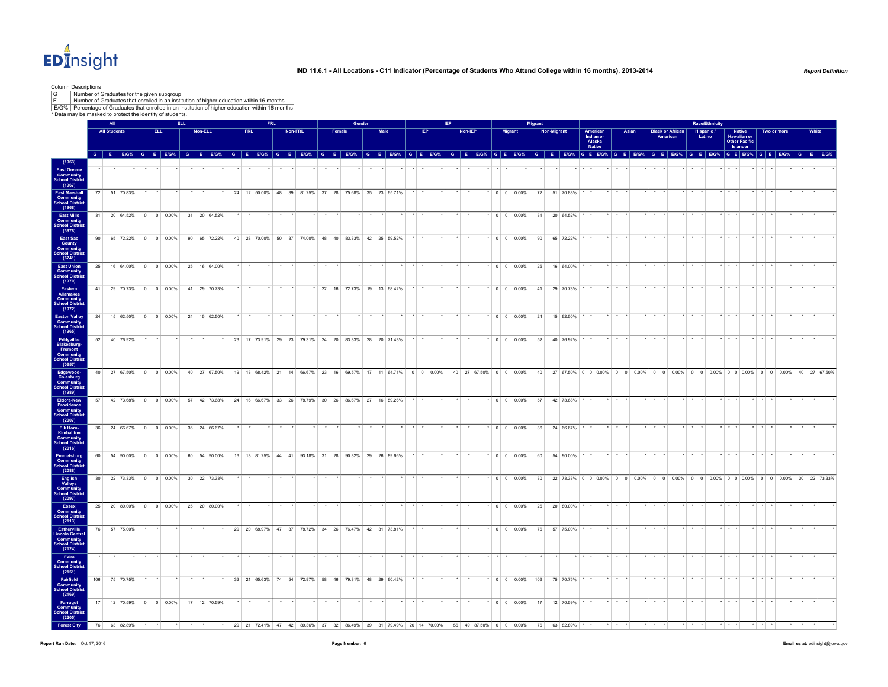# IND 11.6.1 - All Locations - C11 Indicator (Percentage of Students Who Attend College within 16 months), 2013-2014

**Column Descriptions**

| | |
|---|---|
| G | Number of Graduates for the given subgroup |
| E | Number of Graduates that enrolled in an institution of higher education within 16 months |
| E/G% | Percentage of Graduates that enrolled in an institution of higher education within 16 months |

* Data may be masked to protect the identity of students.

| | All | | | ELL | | | | | | FRL | | | | | | Gender | | | | | | IEP | | | | | | Migrant | | | | | | Race/Ethnicity | | | | | | | | | | | | | | | | | | | | |
|---|---|---|---|---|---|---|---|---|---|---|---|---|---|---|---|---|---|---|---|---|---|---|---|---|---|---|---|---|---|---|---|---|---|---|---|---|---|---|---|---|---|---|---|---|---|---|---|---|---|---|---|---|---|---|---|---|
| | All Students | | | ELL | | | Non-ELL | | | FRL | | | Non-FRL | | | Female | | | Male | | | IEP | | | Non-IEP | | | Migrant | | | Non-Migrant | | | American Indian or Alaska Native | | | Asian | | | Black or African American | | | Hispanic / Latino | | | Native Hawaiian or Other Pacific Islander | | | Two or more | | | White | | |
| | G | E | E/G% | G | E | E/G% | G | E | E/G% | G | E | E/G% | G | E | E/G% | G | E | E/G% | G | E | E/G% | G | E | E/G% | G | E | E/G% | G | E | E/G% | G | E | E/G% | G | E | E/G% | G | E | E/G% | G | E | E/G% | G | E | E/G% | G | E | E/G% | G | E | E/G% | G | E | E/G% |
| (1963) | | | | | | | | | | | | | | | | | | | | | | | | | | | | | | | | | | | | | | | | | | | | | | | | | | | | | | | | |
| East Greene Community School District (1967) | * | * | * | * | * | * | * | * | * | * | * | * | * | * | * | * | * | * | * | * | * | * | * | * | * | * | * | * | * | * | * | * | * | * | * | * | * | * | * | * | * | * | * | * | * | * | * | * | * | * | * | * | * | * | * | * | * |
| East Marshall Community School District (1968) | 72 | 51 | 70.83% | * | * | * | * | * | * | 24 | 12 | 50.00% | 48 | 39 | 81.25% | 37 | 28 | 75.68% | 35 | 23 | 65.71% | * | * | * | * | * | * | 0 | 0 | 0.00% | 72 | 51 | 70.83% | * | * | * | * | * | * | * | * | * | * | * | * | * | * | * | * | * | * | * | * | * |
| East Mills Community School District (3978) | 31 | 20 | 64.52% | 0 | 0 | 0.00% | 31 | 20 | 64.52% | * | * | * | * | * | * | * | * | * | * | * | * | * | * | * | * | * | * | 0 | 0 | 0.00% | 31 | 20 | 64.52% | * | * | * | * | * | * | * | * | * | * | * | * | * | * | * | * | * | * | * | * | * |
| East Sac County Community School District (6741) | 90 | 65 | 72.22% | 0 | 0 | 0.00% | 90 | 65 | 72.22% | 40 | 28 | 70.00% | 50 | 37 | 74.00% | 48 | 40 | 83.33% | 42 | 25 | 59.52% | * | * | * | * | * | * | 0 | 0 | 0.00% | 90 | 65 | 72.22% | * | * | * | * | * | * | * | * | * | * | * | * | * | * | * | * | * | * | * | * | * |
| East Union Community School District (1970) | 25 | 16 | 64.00% | 0 | 0 | 0.00% | 25 | 16 | 64.00% | * | * | * | * | * | * | * | * | * | * | * | * | * | * | * | * | * | * | 0 | 0 | 0.00% | 25 | 16 | 64.00% | * | * | * | * | * | * | * | * | * | * | * | * | * | * | * | * | * | * | * | * | * |
| Eastern Allamakee Community School District (1972) | 41 | 29 | 70.73% | 0 | 0 | 0.00% | 41 | 29 | 70.73% | * | * | * | * | * | * | 22 | 16 | 72.73% | 19 | 13 | 68.42% | * | * | * | * | * | * | 0 | 0 | 0.00% | 41 | 29 | 70.73% | * | * | * | * | * | * | * | * | * | * | * | * | * | * | * | * | * | * | * | * | * |
| Easton Valley Community School District (1965) | 24 | 15 | 62.50% | 0 | 0 | 0.00% | 24 | 15 | 62.50% | * | * | * | * | * | * | * | * | * | * | * | * | * | * | * | * | * | * | 0 | 0 | 0.00% | 24 | 15 | 62.50% | * | * | * | * | * | * | * | * | * | * | * | * | * | * | * | * | * | * | * | * | * |
| Eddyville-Blakesburg-Fremont Community School District (0657) | 52 | 40 | 76.92% | * | * | * | * | * | * | 23 | 17 | 73.91% | 29 | 23 | 79.31% | 24 | 20 | 83.33% | 28 | 20 | 71.43% | * | * | * | * | * | * | 0 | 0 | 0.00% | 52 | 40 | 76.92% | * | * | * | * | * | * | * | * | * | * | * | * | * | * | * | * | * | * | * | * | * |
| Edgewood-Colesburg Community School District (1989) | 40 | 27 | 67.50% | 0 | 0 | 0.00% | 40 | 27 | 67.50% | 19 | 13 | 68.42% | 21 | 14 | 66.67% | 23 | 16 | 69.57% | 17 | 11 | 64.71% | 0 | 0 | 0.00% | 40 | 27 | 67.50% | 0 | 0 | 0.00% | 40 | 27 | 67.50% | 0 | 0 | 0.00% | 0 | 0 | 0.00% | 0 | 0 | 0.00% | 0 | 0 | 0.00% | 0 | 0 | 0.00% | 0 | 0 | 0.00% | 40 | 27 | 67.50% |
| Eldora-New Providence Community School District (2007) | 57 | 42 | 73.68% | 0 | 0 | 0.00% | 57 | 42 | 73.68% | 24 | 16 | 66.67% | 33 | 26 | 78.79% | 30 | 26 | 86.67% | 27 | 16 | 59.26% | * | * | * | * | * | * | 0 | 0 | 0.00% | 57 | 42 | 73.68% | * | * | * | * | * | * | * | * | * | * | * | * | * | * | * | * | * | * | * | * | * |
| Elk Horn-Kimballton Community School District (2016) | 36 | 24 | 66.67% | 0 | 0 | 0.00% | 36 | 24 | 66.67% | * | * | * | * | * | * | * | * | * | * | * | * | * | * | * | * | * | * | 0 | 0 | 0.00% | 36 | 24 | 66.67% | * | * | * | * | * | * | * | * | * | * | * | * | * | * | * | * | * | * | * | * | * |
| Emmetsburg Community School District (2088) | 60 | 54 | 90.00% | 0 | 0 | 0.00% | 60 | 54 | 90.00% | 16 | 13 | 81.25% | 44 | 41 | 93.18% | 31 | 28 | 90.32% | 29 | 26 | 89.66% | * | * | * | * | * | * | 0 | 0 | 0.00% | 60 | 54 | 90.00% | * | * | * | * | * | * | * | * | * | * | * | * | * | * | * | * | * | * | * | * | * |
| English Valleys Community School District (2097) | 30 | 22 | 73.33% | 0 | 0 | 0.00% | 30 | 22 | 73.33% | * | * | * | * | * | * | * | * | * | * | * | * | * | * | * | * | * | * | 0 | 0 | 0.00% | 30 | 22 | 73.33% | 0 | 0 | 0.00% | 0 | 0 | 0.00% | 0 | 0 | 0.00% | 0 | 0 | 0.00% | 0 | 0 | 0.00% | 0 | 0 | 0.00% | 30 | 22 | 73.33% |
| Essex Community School District (2113) | 25 | 20 | 80.00% | 0 | 0 | 0.00% | 25 | 20 | 80.00% | * | * | * | * | * | * | * | * | * | * | * | * | * | * | * | * | * | * | 0 | 0 | 0.00% | 25 | 20 | 80.00% | * | * | * | * | * | * | * | * | * | * | * | * | * | * | * | * | * | * | * | * | * |
| Estherville Lincoln Central Community School District (2124) | 76 | 57 | 75.00% | * | * | * | * | * | * | 29 | 20 | 68.97% | 47 | 37 | 78.72% | 34 | 26 | 76.47% | 42 | 31 | 73.81% | * | * | * | * | * | * | 0 | 0 | 0.00% | 76 | 57 | 75.00% | * | * | * | * | * | * | * | * | * | * | * | * | * | * | * | * | * | * | * | * | * |
| Exira Community School District (2151) | * | * | * | * | * | * | * | * | * | * | * | * | * | * | * | * | * | * | * | * | * | * | * | * | * | * | * | * | * | * | * | * | * | * | * | * | * | * | * | * | * | * | * | * | * | * | * | * | * | * | * | * | * | * | * | * | * |
| Fairfield Community School District (2169) | 106 | 75 | 70.75% | * | * | * | * | * | * | 32 | 21 | 65.63% | 74 | 54 | 72.97% | 58 | 46 | 79.31% | 48 | 29 | 60.42% | * | * | * | * | * | * | 0 | 0 | 0.00% | 106 | 75 | 70.75% | * | * | * | * | * | * | * | * | * | * | * | * | * | * | * | * | * | * | * | * | * |
| Farragut Community School District (2205) | 17 | 12 | 70.59% | 0 | 0 | 0.00% | 17 | 12 | 70.59% | * | * | * | * | * | * | * | * | * | * | * | * | * | * | * | * | * | * | 0 | 0 | 0.00% | 17 | 12 | 70.59% | * | * | * | * | * | * | * | * | * | * | * | * | * | * | * | * | * | * | * | * | * |
| Forest City | 76 | 63 | 82.89% | * | * | * | * | * | * | 29 | 21 | 72.41% | 47 | 42 | 89.36% | 37 | 32 | 86.49% | 39 | 31 | 79.49% | 20 | 14 | 70.00% | 56 | 49 | 87.50% | 0 | 0 | 0.00% | 76 | 63 | 82.89% | * | * | * | * | * | * | * | * | * | * | * | * | * | * | * | * | * | * | * | * | * |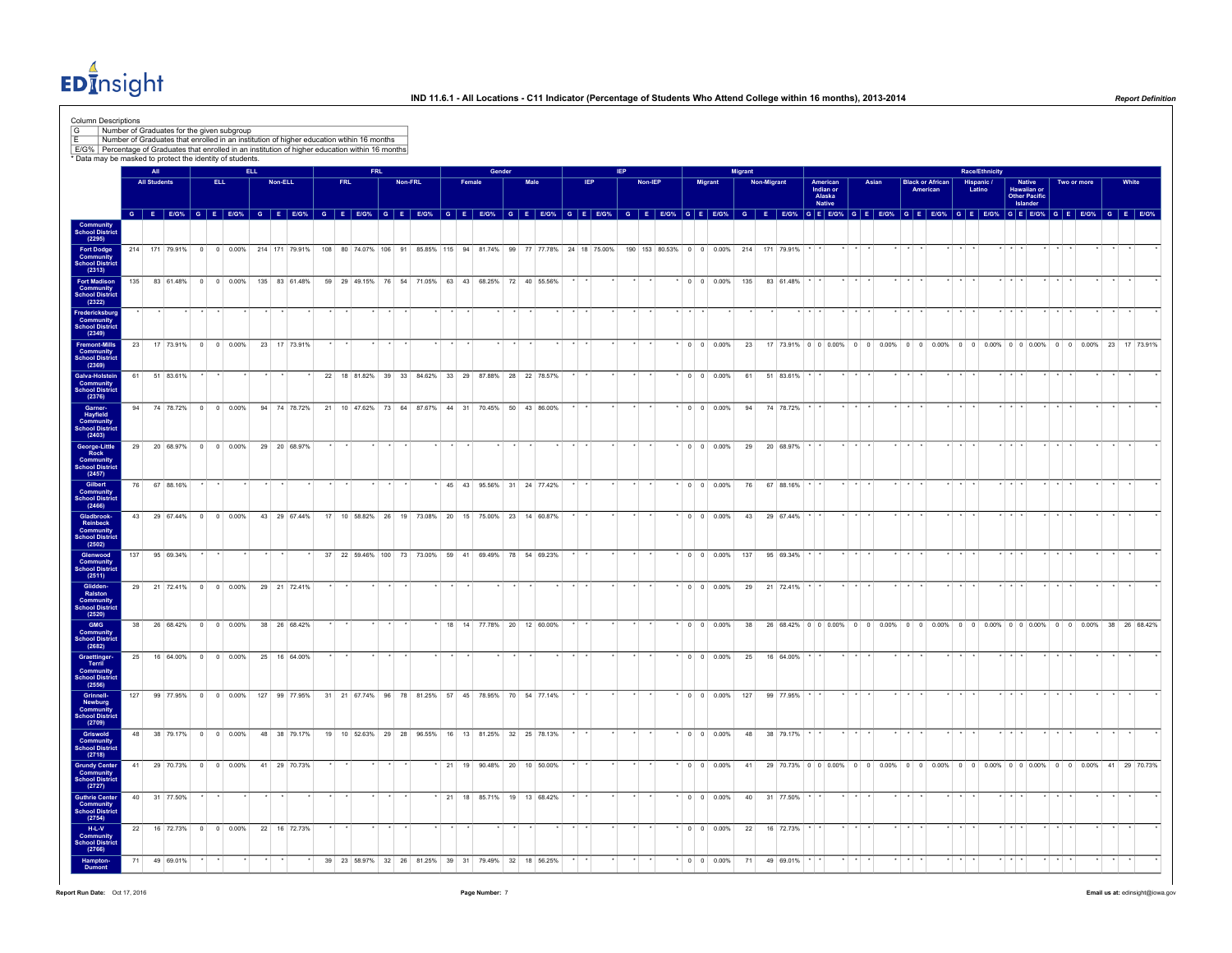IND 11.6.1 - All Locations - C11 Indicator (Percentage of Students Who Attend College within 16 months), 2013-2014

Report Definition

Column Descriptions

| | |
|---|---|
| G | Number of Graduates for the given subgroup |
| E | Number of Graduates that enrolled in an institution of higher education within 16 months |
| E/G% | Percentage of Graduates that enrolled in an institution of higher education within 16 months |

\* Data may be masked to protect the identity of students.

| | All | | | ELL | | | | | | FRL | | | | | | Gender | | | | | | IEP | | | | | | Migrant | | | | | | Race/Ethnicity | | | | | | | | | | | | | | | | | | | | |
|---|---|---|---|---|---|---|---|---|---|---|---|---|---|---|---|---|---|---|---|---|---|---|---|---|---|---|---|---|---|---|---|---|---|---|---|---|---|---|---|---|---|---|---|---|---|---|---|---|---|---|---|---|---|---|
| | All Students | | | ELL | | | Non-ELL | | | FRL | | | Non-FRL | | | Female | | | Male | | | IEP | | | Non-IEP | | | Migrant | | | Non-Migrant | | | American Indian or Alaska Native | | | Asian | | | Black or African American | | | Hispanic / Latino | | | Native Hawaiian or Other Pacific Islander | | | Two or more | | | White | | |
| | G | E | E/G% | G | E | E/G% | G | E | E/G% | G | E | E/G% | G | E | E/G% | G | E | E/G% | G | E | E/G% | G | E | E/G% | G | E | E/G% | G | E | E/G% | G | E | E/G% | G | E | E/G% | G | E | E/G% | G | E | E/G% | G | E | E/G% | G | E | E/G% | G | E | E/G% | G | E | E/G% |
| Community School District (2295) | | | | | | | | | | | | | | | | | | | | | | | | | | | | | | | | | | | | | | | | | | | | | | | | | | | | | | |
| Fort Dodge Community School District (2313) | 214 | 171 | 79.91% | 0 | 0 | 0.00% | 214 | 171 | 79.91% | 108 | 80 | 74.07% | 106 | 91 | 85.85% | 115 | 94 | 81.74% | 99 | 77 | 77.78% | 24 | 18 | 75.00% | 190 | 153 | 80.53% | 0 | 0 | 0.00% | 214 | 171 | 79.91% | * | * | * | * | * | * | * | * | * | * | * | * | * | * | * | * | * | * | * | * | * |
| Fort Madison Community School District (2322) | 135 | 83 | 61.48% | 0 | 0 | 0.00% | 135 | 83 | 61.48% | 59 | 29 | 49.15% | 76 | 54 | 71.05% | 63 | 43 | 68.25% | 72 | 40 | 55.56% | * | * | * | * | * | * | 0 | 0 | 0.00% | 135 | 83 | 61.48% | * | * | * | * | * | * | * | * | * | * | * | * | * | * | * | * | * | * | * | * | * |
| Fredericksburg Community School District (2349) | * | * | * | * | * | * | * | * | * | * | * | * | * | * | * | * | * | * | * | * | * | * | * | * | * | * | * | * | * | * | * | * | * | * | * | * | * | * | * | * | * | * | * | * | * | * | * | * | * | * | * | * | * | * |
| Fremont-Mills Community School District (2369) | 23 | 17 | 73.91% | 0 | 0 | 0.00% | 23 | 17 | 73.91% | * | * | * | * | * | * | * | * | * | * | * | * | * | * | * | * | * | * | 0 | 0 | 0.00% | 23 | 17 | 73.91% | 0 | 0 | 0.00% | 0 | 0 | 0.00% | 0 | 0 | 0.00% | 0 | 0 | 0.00% | 0 | 0 | 0.00% | 0 | 0 | 0.00% | 23 | 17 | 73.91% |
| Galva-Holstein Community School District (2376) | 61 | 51 | 83.61% | * | * | * | * | * | * | 22 | 18 | 81.82% | 39 | 33 | 84.62% | 33 | 29 | 87.88% | 28 | 22 | 78.57% | * | * | * | * | * | * | 0 | 0 | 0.00% | 61 | 51 | 83.61% | * | * | * | * | * | * | * | * | * | * | * | * | * | * | * | * | * | * | * | * | * |
| Garner-Hayfield Community School District (2403) | 94 | 74 | 78.72% | 0 | 0 | 0.00% | 94 | 74 | 78.72% | 21 | 10 | 47.62% | 73 | 64 | 87.67% | 44 | 31 | 70.45% | 50 | 43 | 86.00% | * | * | * | * | * | * | 0 | 0 | 0.00% | 94 | 74 | 78.72% | * | * | * | * | * | * | * | * | * | * | * | * | * | * | * | * | * | * | * | * | * |
| George-Little Rock Community School District (2457) | 29 | 20 | 68.97% | 0 | 0 | 0.00% | 29 | 20 | 68.97% | * | * | * | * | * | * | * | * | * | * | * | * | * | * | * | * | * | * | 0 | 0 | 0.00% | 29 | 20 | 68.97% | * | * | * | * | * | * | * | * | * | * | * | * | * | * | * | * | * | * | * | * | * |
| Gilbert Community School District (2466) | 76 | 67 | 88.16% | * | * | * | * | * | * | * | * | * | * | * | * | 45 | 43 | 95.56% | 31 | 24 | 77.42% | * | * | * | * | * | * | 0 | 0 | 0.00% | 76 | 67 | 88.16% | * | * | * | * | * | * | * | * | * | * | * | * | * | * | * | * | * | * | * | * | * |
| Gladbrook-Reinbeck Community School District (2502) | 43 | 29 | 67.44% | 0 | 0 | 0.00% | 43 | 29 | 67.44% | 17 | 10 | 58.82% | 26 | 19 | 73.08% | 20 | 15 | 75.00% | 23 | 14 | 60.87% | * | * | * | * | * | * | 0 | 0 | 0.00% | 43 | 29 | 67.44% | * | * | * | * | * | * | * | * | * | * | * | * | * | * | * | * | * | * | * | * | * |
| Glenwood Community School District (2511) | 137 | 95 | 69.34% | * | * | * | * | * | * | 37 | 22 | 59.46% | 100 | 73 | 73.00% | 59 | 41 | 69.49% | 78 | 54 | 69.23% | * | * | * | * | * | * | 0 | 0 | 0.00% | 137 | 95 | 69.34% | * | * | * | * | * | * | * | * | * | * | * | * | * | * | * | * | * | * | * | * | * |
| Glidden-Ralston Community School District (2520) | 29 | 21 | 72.41% | 0 | 0 | 0.00% | 29 | 21 | 72.41% | * | * | * | * | * | * | * | * | * | * | * | * | * | * | * | * | * | * | 0 | 0 | 0.00% | 29 | 21 | 72.41% | * | * | * | * | * | * | * | * | * | * | * | * | * | * | * | * | * | * | * | * | * |
| GMG Community School District (2682) | 38 | 26 | 68.42% | 0 | 0 | 0.00% | 38 | 26 | 68.42% | * | * | * | * | * | * | 18 | 14 | 77.78% | 20 | 12 | 60.00% | * | * | * | * | * | * | 0 | 0 | 0.00% | 38 | 26 | 68.42% | 0 | 0 | 0.00% | 0 | 0 | 0.00% | 0 | 0 | 0.00% | 0 | 0 | 0.00% | 0 | 0 | 0.00% | 0 | 0 | 0.00% | 38 | 26 | 68.42% |
| Graettinger-Terril Community School District (2556) | 25 | 16 | 64.00% | 0 | 0 | 0.00% | 25 | 16 | 64.00% | * | * | * | * | * | * | * | * | * | * | * | * | * | * | * | * | * | * | 0 | 0 | 0.00% | 25 | 16 | 64.00% | * | * | * | * | * | * | * | * | * | * | * | * | * | * | * | * | * | * | * | * | * |
| Grinnell-Newburg Community School District (2709) | 127 | 99 | 77.95% | 0 | 0 | 0.00% | 127 | 99 | 77.95% | 31 | 21 | 67.74% | 96 | 78 | 81.25% | 57 | 45 | 78.95% | 70 | 54 | 77.14% | * | * | * | * | * | * | 0 | 0 | 0.00% | 127 | 99 | 77.95% | * | * | * | * | * | * | * | * | * | * | * | * | * | * | * | * | * | * | * | * | * |
| Griswold Community School District (2718) | 48 | 38 | 79.17% | 0 | 0 | 0.00% | 48 | 38 | 79.17% | 19 | 10 | 52.63% | 29 | 28 | 96.55% | 16 | 13 | 81.25% | 32 | 25 | 78.13% | * | * | * | * | * | * | 0 | 0 | 0.00% | 48 | 38 | 79.17% | * | * | * | * | * | * | * | * | * | * | * | * | * | * | * | * | * | * | * | * | * |
| Grundy Center Community School District (2727) | 41 | 29 | 70.73% | 0 | 0 | 0.00% | 41 | 29 | 70.73% | * | * | * | * | * | * | 21 | 19 | 90.48% | 20 | 10 | 50.00% | * | * | * | * | * | * | 0 | 0 | 0.00% | 41 | 29 | 70.73% | 0 | 0 | 0.00% | 0 | 0 | 0.00% | 0 | 0 | 0.00% | 0 | 0 | 0.00% | 0 | 0 | 0.00% | 0 | 0 | 0.00% | 41 | 29 | 70.73% |
| Guthrie Center Community School District (2754) | 40 | 31 | 77.50% | * | * | * | * | * | * | * | * | * | * | * | * | 21 | 18 | 85.71% | 19 | 13 | 68.42% | * | * | * | * | * | * | 0 | 0 | 0.00% | 40 | 31 | 77.50% | * | * | * | * | * | * | * | * | * | * | * | * | * | * | * | * | * | * | * | * | * |
| H-L-V Community School District (2766) | 22 | 16 | 72.73% | 0 | 0 | 0.00% | 22 | 16 | 72.73% | * | * | * | * | * | * | * | * | * | * | * | * | * | * | * | * | * | * | 0 | 0 | 0.00% | 22 | 16 | 72.73% | * | * | * | * | * | * | * | * | * | * | * | * | * | * | * | * | * | * | * | * | * |
| Hampton-Dumont | 71 | 49 | 69.01% | * | * | * | * | * | * | 39 | 23 | 58.97% | 32 | 26 | 81.25% | 39 | 31 | 79.49% | 32 | 18 | 56.25% | * | * | * | * | * | * | 0 | 0 | 0.00% | 71 | 49 | 69.01% | * | * | * | * | * | * | * | * | * | * | * | * | * | * | * | * | * | * | * | * | * |

Report Run Date: Oct 17, 2016

Email us at: edinsight@iowa.gov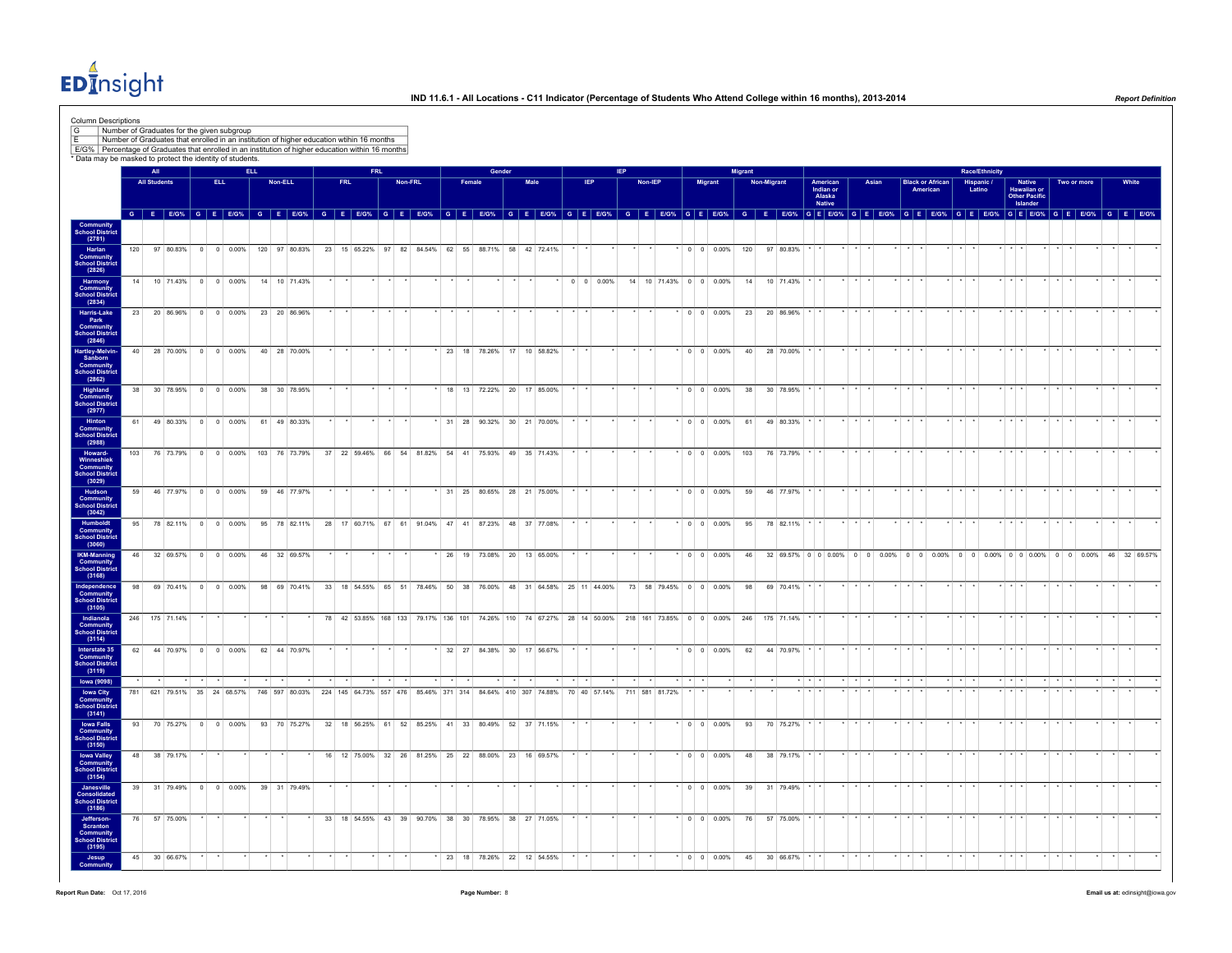# IND 11.6.1 - All Locations - C11 Indicator (Percentage of Students Who Attend College within 16 months), 2013-2014

Report Definition

Column Descriptions

| | |
|---|---|
| G | Number of Graduates for the given subgroup |
| E | Number of Graduates that enrolled in an institution of higher education within 16 months |
| E/G% | Percentage of Graduates that enrolled in an institution of higher education within 16 months |

\* Data may be masked to protect the identity of students.

| | All | | | ELL | | | | | | FRL | | | | | | Gender | | | | | | IEP | | | | | | Migrant | | | | | | Race/Ethnicity | | | | | | | | | | | | | | | | | | | | |
|---|---|---|---|---|---|---|---|---|---|---|---|---|---|---|---|---|---|---|---|---|---|---|---|---|---|---|---|---|---|---|---|---|---|---|---|---|---|---|---|---|---|---|---|---|---|---|---|---|---|---|---|---|---|---|
| | All Students | | | ELL | | | Non-ELL | | | FRL | | | Non-FRL | | | Female | | | Male | | | IEP | | | Non-IEP | | | Migrant | | | Non-Migrant | | | American Indian or Alaska Native | | | Asian | | | Black or African American | | | Hispanic / Latino | | | Native Hawaiian or Other Pacific Islander | | | Two or more | | | White | | |
| | G | E | E/G% | G | E | E/G% | G | E | E/G% | G | E | E/G% | G | E | E/G% | G | E | E/G% | G | E | E/G% | G | E | E/G% | G | E | E/G% | G | E | E/G% | G | E | E/G% | G | E | E/G% | G | E | E/G% | G | E | E/G% | G | E | E/G% | G | E | E/G% | G | E | E/G% | G | E | E/G% |
| Community School District (2781) | | | | | | | | | | | | | | | | | | | | | | | | | | | | | | | | | | | | | | | | | | | | | | | | | | | | | | |
| Harlan Community School District (2826) | 120 | 97 | 80.83% | 0 | 0 | 0.00% | 120 | 97 | 80.83% | 23 | 15 | 65.22% | 97 | 82 | 84.54% | 62 | 55 | 88.71% | 58 | 42 | 72.41% | * | * | * | * | * | * | 0 | 0 | 0.00% | 120 | 97 | 80.83% | * | * | * | * | * | * | * | * | * | * | * | * | * | * | * | * | * | * | * | * | * |
| Harmony Community School District (2834) | 14 | 10 | 71.43% | 0 | 0 | 0.00% | 14 | 10 | 71.43% | * | * | * | * | * | * | * | * | * | * | * | * | 0 | 0 | 0.00% | 14 | 10 | 71.43% | 0 | 0 | 0.00% | 14 | 10 | 71.43% | * | * | * | * | * | * | * | * | * | * | * | * | * | * | * | * | * | * | * | * | * |
| Harris-Lake Park Community School District (2846) | 23 | 20 | 86.96% | 0 | 0 | 0.00% | 23 | 20 | 86.96% | * | * | * | * | * | * | * | * | * | * | * | * | * | * | * | * | * | * | 0 | 0 | 0.00% | 23 | 20 | 86.96% | * | * | * | * | * | * | * | * | * | * | * | * | * | * | * | * | * | * | * | * | * |
| Hartley-Melvin-Sanborn Community School District (2862) | 40 | 28 | 70.00% | 0 | 0 | 0.00% | 40 | 28 | 70.00% | * | * | * | * | * | * | 23 | 18 | 78.26% | 17 | 10 | 58.82% | * | * | * | * | * | * | 0 | 0 | 0.00% | 40 | 28 | 70.00% | * | * | * | * | * | * | * | * | * | * | * | * | * | * | * | * | * | * | * | * | * |
| Highland Community School District (2977) | 38 | 30 | 78.95% | 0 | 0 | 0.00% | 38 | 30 | 78.95% | * | * | * | * | * | * | 18 | 13 | 72.22% | 20 | 17 | 85.00% | * | * | * | * | * | * | 0 | 0 | 0.00% | 38 | 30 | 78.95% | * | * | * | * | * | * | * | * | * | * | * | * | * | * | * | * | * | * | * | * | * |
| Hinton Community School District (2988) | 61 | 49 | 80.33% | 0 | 0 | 0.00% | 61 | 49 | 80.33% | * | * | * | * | * | * | 31 | 28 | 90.32% | 30 | 21 | 70.00% | * | * | * | * | * | * | 0 | 0 | 0.00% | 61 | 49 | 80.33% | * | * | * | * | * | * | * | * | * | * | * | * | * | * | * | * | * | * | * | * | * |
| Howard-Winneshiek Community School District (3029) | 103 | 76 | 73.79% | 0 | 0 | 0.00% | 103 | 76 | 73.79% | 37 | 22 | 59.46% | 66 | 54 | 81.82% | 54 | 41 | 75.93% | 49 | 35 | 71.43% | * | * | * | * | * | * | 0 | 0 | 0.00% | 103 | 76 | 73.79% | * | * | * | * | * | * | * | * | * | * | * | * | * | * | * | * | * | * | * | * | * |
| Hudson Community School District (3042) | 59 | 46 | 77.97% | 0 | 0 | 0.00% | 59 | 46 | 77.97% | * | * | * | * | * | * | 31 | 25 | 80.65% | 28 | 21 | 75.00% | * | * | * | * | * | * | 0 | 0 | 0.00% | 59 | 46 | 77.97% | * | * | * | * | * | * | * | * | * | * | * | * | * | * | * | * | * | * | * | * | * |
| Humboldt Community School District (3060) | 95 | 78 | 82.11% | 0 | 0 | 0.00% | 95 | 78 | 82.11% | 28 | 17 | 60.71% | 67 | 61 | 91.04% | 47 | 41 | 87.23% | 48 | 37 | 77.08% | * | * | * | * | * | * | 0 | 0 | 0.00% | 95 | 78 | 82.11% | * | * | * | * | * | * | * | * | * | * | * | * | * | * | * | * | * | * | * | * | * |
| IKM-Manning Community School District (3168) | 46 | 32 | 69.57% | 0 | 0 | 0.00% | 46 | 32 | 69.57% | * | * | * | * | * | * | 26 | 19 | 73.08% | 20 | 13 | 65.00% | * | * | * | * | * | * | 0 | 0 | 0.00% | 46 | 32 | 69.57% | 0 | 0 | 0.00% | 0 | 0 | 0.00% | 0 | 0 | 0.00% | 0 | 0 | 0.00% | 0 | 0 | 0.00% | 0 | 0 | 0.00% | 46 | 32 | 69.57% |
| Independence Community School District (3105) | 98 | 69 | 70.41% | 0 | 0 | 0.00% | 98 | 69 | 70.41% | 33 | 18 | 54.55% | 65 | 51 | 78.46% | 50 | 38 | 76.00% | 48 | 31 | 64.58% | 25 | 11 | 44.00% | 73 | 58 | 79.45% | 0 | 0 | 0.00% | 98 | 69 | 70.41% | * | * | * | * | * | * | * | * | * | * | * | * | * | * | * | * | * | * | * | * | * |
| Indianola Community School District (3114) | 246 | 175 | 71.14% | * | * | * | * | * | * | 78 | 42 | 53.85% | 168 | 133 | 79.17% | 136 | 101 | 74.26% | 110 | 74 | 67.27% | 28 | 14 | 50.00% | 218 | 161 | 73.85% | 0 | 0 | 0.00% | 246 | 175 | 71.14% | * | * | * | * | * | * | * | * | * | * | * | * | * | * | * | * | * | * | * | * | * |
| Interstate 35 Community School District (3119) | 62 | 44 | 70.97% | 0 | 0 | 0.00% | 62 | 44 | 70.97% | * | * | * | * | * | * | 32 | 27 | 84.38% | 30 | 17 | 56.67% | * | * | * | * | * | * | 0 | 0 | 0.00% | 62 | 44 | 70.97% | * | * | * | * | * | * | * | * | * | * | * | * | * | * | * | * | * | * | * | * | * |
| Iowa (9098) | * | * | * | * | * | * | * | * | * | * | * | * | * | * | * | * | * | * | * | * | * | * | * | * | * | * | * | * | * | * | * | * | * | * | * | * | * | * | * | * | * | * | * | * | * | * | * | * | * | * | * | * | * | * |
| Iowa City Community School District (3141) | 781 | 621 | 79.51% | 35 | 24 | 68.57% | 746 | 597 | 80.03% | 224 | 145 | 64.73% | 557 | 476 | 85.46% | 371 | 314 | 84.64% | 410 | 307 | 74.88% | 70 | 40 | 57.14% | 711 | 581 | 81.72% | * | * | * | * | * | * | * | * | * | * | * | * | * | * | * | * | * | * | * | * | * | * | * | * | * | * | * |
| Iowa Falls Community School District (3150) | 93 | 70 | 75.27% | 0 | 0 | 0.00% | 93 | 70 | 75.27% | 32 | 18 | 56.25% | 61 | 52 | 85.25% | 41 | 33 | 80.49% | 52 | 37 | 71.15% | * | * | * | * | * | * | 0 | 0 | 0.00% | 93 | 70 | 75.27% | * | * | * | * | * | * | * | * | * | * | * | * | * | * | * | * | * | * | * | * | * |
| Iowa Valley Community School District (3154) | 48 | 38 | 79.17% | * | * | * | * | * | * | 16 | 12 | 75.00% | 32 | 26 | 81.25% | 25 | 22 | 88.00% | 23 | 16 | 69.57% | * | * | * | * | * | * | 0 | 0 | 0.00% | 48 | 38 | 79.17% | * | * | * | * | * | * | * | * | * | * | * | * | * | * | * | * | * | * | * | * | * |
| Janesville Consolidated School District (3186) | 39 | 31 | 79.49% | 0 | 0 | 0.00% | 39 | 31 | 79.49% | * | * | * | * | * | * | * | * | * | * | * | * | * | * | * | * | * | * | 0 | 0 | 0.00% | 39 | 31 | 79.49% | * | * | * | * | * | * | * | * | * | * | * | * | * | * | * | * | * | * | * | * | * |
| Jefferson-Scranton Community School District (3195) | 76 | 57 | 75.00% | * | * | * | * | * | * | 33 | 18 | 54.55% | 43 | 39 | 90.70% | 38 | 30 | 78.95% | 38 | 27 | 71.05% | * | * | * | * | * | * | 0 | 0 | 0.00% | 76 | 57 | 75.00% | * | * | * | * | * | * | * | * | * | * | * | * | * | * | * | * | * | * | * | * | * |
| Jesup Community | 45 | 30 | 66.67% | * | * | * | * | * | * | * | * | * | * | * | * | 23 | 18 | 78.26% | 22 | 12 | 54.55% | * | * | * | * | * | * | 0 | 0 | 0.00% | 45 | 30 | 66.67% | * | * | * | * | * | * | * | * | * | * | * | * | * | * | * | * | * | * | * | * | * |

Report Run Date: Oct 17, 2016

Email us at: edinsight@iowa.gov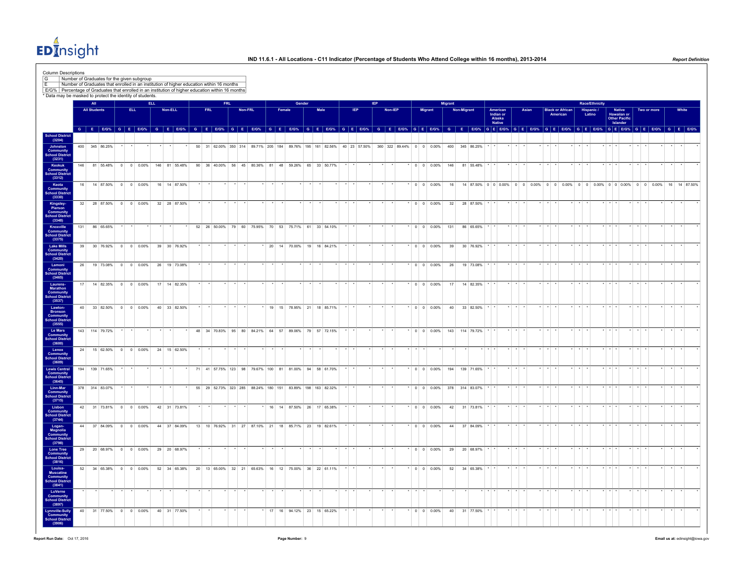# IND 11.6.1 - All Locations - C11 Indicator (Percentage of Students Who Attend College within 16 months), 2013-2014

**Report Definition**

**Column Descriptions**

| Code | Description |
|---|---|
| G | Number of Graduates for the given subgroup |
| E | Number of Graduates that enrolled in an institution of higher education within 16 months |
| E/G% | Percentage of Graduates that enrolled in an institution of higher education within 16 months |

\* Data may be masked to protect the identity of students.

| | All | | | ELL | | | | | | FRL | | | | | | Gender | | | | | | IEP | | | | | | Migrant | | | | | | Race/Ethnicity | | | | | | | | | | | | | | | | | | | | |
|---|---|---|---|---|---|---|---|---|---|---|---|---|---|---|---|---|---|---|---|---|---|---|---|---|---|---|---|---|---|---|---|---|---|---|---|---|---|---|---|---|---|---|---|---|---|---|---|---|---|---|---|---|---|---|
| | All Students | | | ELL | | | Non-ELL | | | FRL | | | Non-FRL | | | Female | | | Male | | | IEP | | | Non-IEP | | | Migrant | | | Non-Migrant | | | American Indian or Alaska Native | | | Asian | | | Black or African American | | | Hispanic / Latino | | | Native Hawaiian or Other Pacific Islander | | | Two or more | | | White | | |
| | G | E | E/G% | G | E | E/G% | G | E | E/G% | G | E | E/G% | G | E | E/G% | G | E | E/G% | G | E | E/G% | G | E | E/G% | G | E | E/G% | G | E | E/G% | G | E | E/G% | G | E | E/G% | G | E | E/G% | G | E | E/G% | G | E | E/G% | G | E | E/G% | G | E | E/G% | G | E | E/G% |
| **School District (3204)** | | | | | | | | | | | | | | | | | | | | | | | | | | | | | | | | | | | | | | | | | | | | | | | | | | | | | | |
| **Johnston Community School District (3231)** | 400 | 345 | 86.25% | * | * | * | * | * | * | 50 | 31 | 62.00% | 350 | 314 | 89.71% | 205 | 184 | 89.76% | 195 | 161 | 82.56% | 40 | 23 | 57.50% | 360 | 322 | 89.44% | 0 | 0 | 0.00% | 400 | 345 | 86.25% | * | * | * | * | * | * | * | * | * | * | * | * | * | * | * | * | * | * | * | * | * |
| **Keokuk Community School District (3312)** | 146 | 81 | 55.48% | 0 | 0 | 0.00% | 146 | 81 | 55.48% | 90 | 36 | 40.00% | 56 | 45 | 80.36% | 81 | 48 | 59.26% | 65 | 33 | 50.77% | * | * | * | * | * | * | 0 | 0 | 0.00% | 146 | 81 | 55.48% | * | * | * | * | * | * | * | * | * | * | * | * | * | * | * | * | * | * | * | * | * |
| **Keota Community School District (3330)** | 16 | 14 | 87.50% | 0 | 0 | 0.00% | 16 | 14 | 87.50% | * | * | * | * | * | * | * | * | * | * | * | * | * | * | * | * | * | * | 0 | 0 | 0.00% | 16 | 14 | 87.50% | 0 | 0 | 0.00% | 0 | 0 | 0.00% | 0 | 0 | 0.00% | 0 | 0 | 0.00% | 0 | 0 | 0.00% | 0 | 0 | 0.00% | 16 | 14 | 87.50% |
| **Kingsley-Pierson Community School District (3348)** | 32 | 28 | 87.50% | 0 | 0 | 0.00% | 32 | 28 | 87.50% | * | * | * | * | * | * | * | * | * | * | * | * | * | * | * | * | * | * | 0 | 0 | 0.00% | 32 | 28 | 87.50% | * | * | * | * | * | * | * | * | * | * | * | * | * | * | * | * | * | * | * | * | * |
| **Knoxville Community School District (3375)** | 131 | 86 | 65.65% | * | * | * | * | * | * | 52 | 26 | 50.00% | 79 | 60 | 75.95% | 70 | 53 | 75.71% | 61 | 33 | 54.10% | * | * | * | * | * | * | 0 | 0 | 0.00% | 131 | 86 | 65.65% | * | * | * | * | * | * | * | * | * | * | * | * | * | * | * | * | * | * | * | * | * |
| **Lake Mills Community School District (3420)** | 39 | 30 | 76.92% | 0 | 0 | 0.00% | 39 | 30 | 76.92% | * | * | * | * | * | * | 20 | 14 | 70.00% | 19 | 16 | 84.21% | * | * | * | * | * | * | 0 | 0 | 0.00% | 39 | 30 | 76.92% | * | * | * | * | * | * | * | * | * | * | * | * | * | * | * | * | * | * | * | * | * |
| **Lamoni Community School District (3465)** | 26 | 19 | 73.08% | 0 | 0 | 0.00% | 26 | 19 | 73.08% | * | * | * | * | * | * | * | * | * | * | * | * | * | * | * | * | * | * | 0 | 0 | 0.00% | 26 | 19 | 73.08% | * | * | * | * | * | * | * | * | * | * | * | * | * | * | * | * | * | * | * | * | * |
| **Laurens-Marathon Community School District (3537)** | 17 | 14 | 82.35% | 0 | 0 | 0.00% | 17 | 14 | 82.35% | * | * | * | * | * | * | * | * | * | * | * | * | * | * | * | * | * | * | 0 | 0 | 0.00% | 17 | 14 | 82.35% | * | * | * | * | * | * | * | * | * | * | * | * | * | * | * | * | * | * | * | * | * |
| **Lawton-Bronson Community School District (3555)** | 40 | 33 | 82.50% | 0 | 0 | 0.00% | 40 | 33 | 82.50% | * | * | * | * | * | * | 19 | 15 | 78.95% | 21 | 18 | 85.71% | * | * | * | * | * | * | 0 | 0 | 0.00% | 40 | 33 | 82.50% | * | * | * | * | * | * | * | * | * | * | * | * | * | * | * | * | * | * | * | * | * |
| **Le Mars Community School District (3600)** | 143 | 114 | 79.72% | * | * | * | * | * | * | 48 | 34 | 70.83% | 95 | 80 | 84.21% | 64 | 57 | 89.06% | 79 | 57 | 72.15% | * | * | * | * | * | * | 0 | 0 | 0.00% | 143 | 114 | 79.72% | * | * | * | * | * | * | * | * | * | * | * | * | * | * | * | * | * | * | * | * | * |
| **Lenox Community School District (3609)** | 24 | 15 | 62.50% | 0 | 0 | 0.00% | 24 | 15 | 62.50% | * | * | * | * | * | * | * | * | * | * | * | * | * | * | * | * | * | * | * | * | | * | * | | * | * | * | * | * | * | * | * | * | * | * | * | * | * | * | * | * | * | * | * | * |
| **Lewis Central Community School District (3645)** | 194 | 139 | 71.65% | * | * | * | * | * | * | 71 | 41 | 57.75% | 123 | 98 | 79.67% | 100 | 81 | 81.00% | 94 | 58 | 61.70% | * | * | * | * | * | * | 0 | 0 | 0.00% | 194 | 139 | 71.65% | * | * | * | * | * | * | * | * | * | * | * | * | * | * | * | * | * | * | * | * | * |
| **Linn-Mar Community School District (3715)** | 378 | 314 | 83.07% | * | * | * | * | * | * | 55 | 29 | 52.73% | 323 | 285 | 88.24% | 180 | 151 | 83.89% | 198 | 163 | 82.32% | * | * | * | * | * | * | 0 | 0 | 0.00% | 378 | 314 | 83.07% | * | * | * | * | * | * | * | * | * | * | * | * | * | * | * | * | * | * | * | * | * |
| **Lisbon Community School District (3744)** | 42 | 31 | 73.81% | 0 | 0 | 0.00% | 42 | 31 | 73.81% | * | * | * | * | * | * | 16 | 14 | 87.50% | 26 | 17 | 65.38% | * | * | * | * | * | * | 0 | 0 | 0.00% | 42 | 31 | 73.81% | * | * | * | * | * | * | * | * | * | * | * | * | * | * | * | * | * | * | * | * | * |
| **Logan-Magnolia Community School District (3798)** | 44 | 37 | 84.09% | 0 | 0 | 0.00% | 44 | 37 | 84.09% | 13 | 10 | 76.92% | 31 | 27 | 87.10% | 21 | 18 | 85.71% | 23 | 19 | 82.61% | * | * | * | * | * | * | 0 | 0 | 0.00% | 44 | 37 | 84.09% | * | * | * | * | * | * | * | * | * | * | * | * | * | * | * | * | * | * | * | * | * |
| **Lone Tree Community School District (3816)** | 29 | 20 | 68.97% | 0 | 0 | 0.00% | 29 | 20 | 68.97% | * | * | * | * | * | * | * | * | * | * | * | * | * | * | * | * | * | * | 0 | 0 | 0.00% | 29 | 20 | 68.97% | * | * | * | * | * | * | * | * | * | * | * | * | * | * | * | * | * | * | * | * | * |
| **Louisa-Muscatine Community School District (3841)** | 52 | 34 | 65.38% | 0 | 0 | 0.00% | 52 | 34 | 65.38% | 20 | 13 | 65.00% | 32 | 21 | 65.63% | 16 | 12 | 75.00% | 36 | 22 | 61.11% | * | * | * | * | * | * | 0 | 0 | 0.00% | 52 | 34 | 65.38% | * | * | * | * | * | * | * | * | * | * | * | * | * | * | * | * | * | * | * | * | * |
| **LuVerne Community School District (3897)** | * | * | * | * | * | * | * | * | * | * | * | * | * | * | * | * | * | * | * | * | * | * | * | * | * | * | * | * | * | | * | * | | * | * | * | * | * | * | * | * | * | * | * | * | * | * | * | * | * | * | * | * | * |
| **Lynnville-Sully Community School District (3906)** | 40 | 31 | 77.50% | 0 | 0 | 0.00% | 40 | 31 | 77.50% | * | * | * | * | * | * | 17 | 16 | 94.12% | 23 | 15 | 65.22% | * | * | * | * | * | * | 0 | 0 | 0.00% | 40 | 31 | 77.50% | * | * | * | * | * | * | * | * | * | * | * | * | * | * | * | * | * | * | * | * | * |

Report Run Date: Oct 17, 2016

Email us at: edinsight@iowa.gov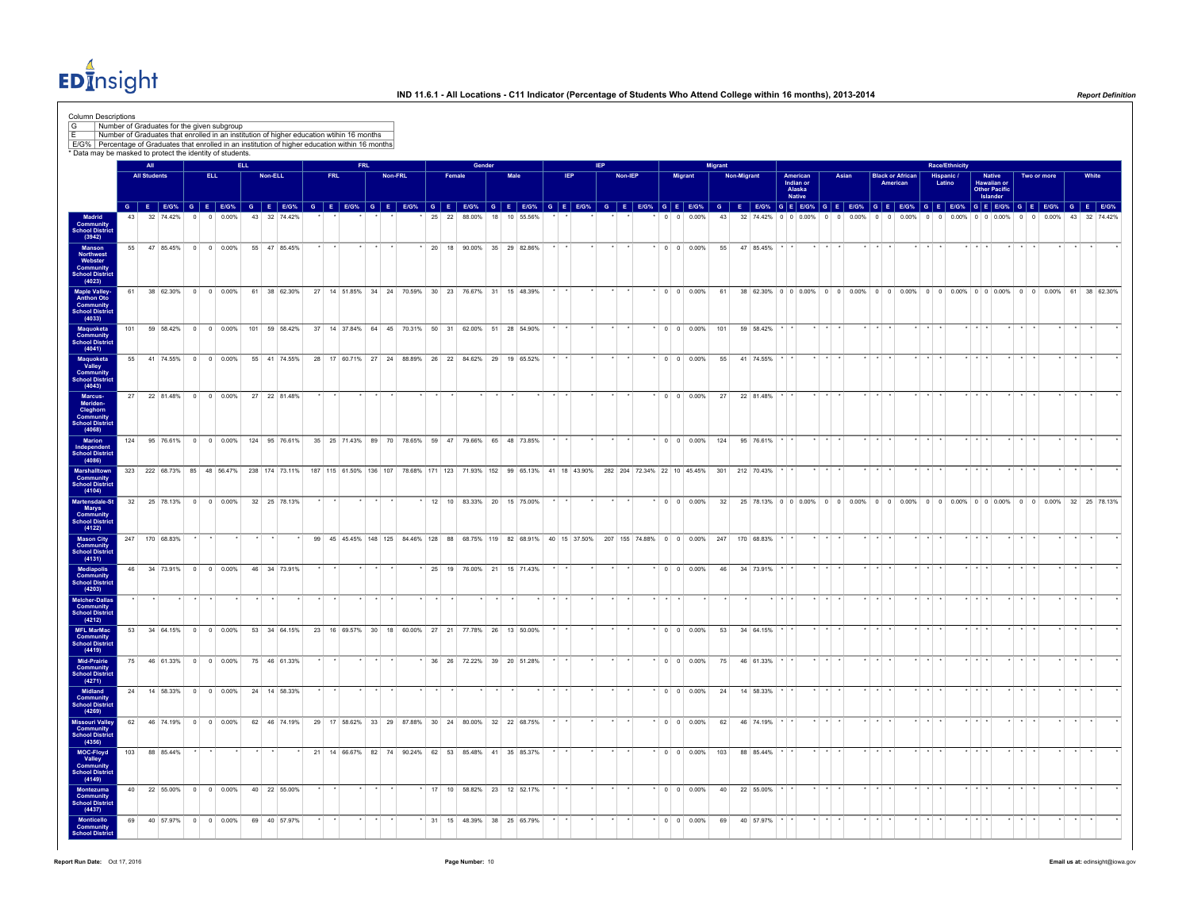# IND 11.6.1 - All Locations - C11 Indicator (Percentage of Students Who Attend College within 16 months), 2013-2014

Report Definition

Column Descriptions

| | |
|---|---|
| G | Number of Graduates for the given subgroup |
| E | Number of Graduates that enrolled in an institution of higher education within 16 months |
| E/G% | Percentage of Graduates that enrolled in an institution of higher education within 16 months |

* Data may be masked to protect the identity of students.

| | All | | | ELL | | | | | | FRL | | | | | | Gender | | | | | | IEP | | | | | | Migrant | | | | | | Race/Ethnicity | | | | | | | | | | | | | | | | | | | | |
|---|---|---|---|---|---|---|---|---|---|---|---|---|---|---|---|---|---|---|---|---|---|---|---|---|---|---|---|---|---|---|---|---|---|---|---|---|---|---|---|---|---|---|---|---|---|---|---|---|---|---|---|---|---|---|
| | All Students | | | ELL | | | Non-ELL | | | FRL | | | Non-FRL | | | Female | | | Male | | | IEP | | | Non-IEP | | | Migrant | | | Non-Migrant | | | American Indian or Alaska Native | | | Asian | | | Black or African American | | | Hispanic / Latino | | | Native Hawaiian or Other Pacific Islander | | | Two or more | | | White | | |
| | G | E | E/G% | G | E | E/G% | G | E | E/G% | G | E | E/G% | G | E | E/G% | G | E | E/G% | G | E | E/G% | G | E | E/G% | G | E | E/G% | G | E | E/G% | G | E | E/G% | G | E | E/G% | G | E | E/G% | G | E | E/G% | G | E | E/G% | G | E | E/G% | G | E | E/G% | G | E | E/G% |
| Madrid Community School District (3942) | 43 | 32 | 74.42% | 0 | 0 | 0.00% | 43 | 32 | 74.42% | * | * | * | * | * | * | 25 | 22 | 88.00% | 18 | 10 | 55.56% | * | * | * | * | * | * | 0 | 0 | 0.00% | 43 | 32 | 74.42% | 0 | 0 | 0.00% | 0 | 0 | 0.00% | 0 | 0 | 0.00% | 0 | 0 | 0.00% | 0 | 0 | 0.00% | 0 | 0 | 0.00% | 43 | 32 | 74.42% |
| Manson Northwest Webster Community School District (4023) | 55 | 47 | 85.45% | 0 | 0 | 0.00% | 55 | 47 | 85.45% | * | * | * | * | * | * | 20 | 18 | 90.00% | 35 | 29 | 82.86% | * | * | * | * | * | * | 0 | 0 | 0.00% | 55 | 47 | 85.45% | * | * | * | * | * | * | * | * | * | * | * | * | * | * | * | * | * | * | * | * | * |
| Maple Valley-Anthon Oto Community School District (4033) | 61 | 38 | 62.30% | 0 | 0 | 0.00% | 61 | 38 | 62.30% | 27 | 14 | 51.85% | 34 | 24 | 70.59% | 30 | 23 | 76.67% | 31 | 15 | 48.39% | * | * | * | * | * | * | 0 | 0 | 0.00% | 61 | 38 | 62.30% | 0 | 0 | 0.00% | 0 | 0 | 0.00% | 0 | 0 | 0.00% | 0 | 0 | 0.00% | 0 | 0 | 0.00% | 0 | 0 | 0.00% | 61 | 38 | 62.30% |
| Maquoketa Community School District (4041) | 101 | 59 | 58.42% | 0 | 0 | 0.00% | 101 | 59 | 58.42% | 37 | 14 | 37.84% | 64 | 45 | 70.31% | 50 | 31 | 62.00% | 51 | 28 | 54.90% | * | * | * | * | * | * | 0 | 0 | 0.00% | 101 | 59 | 58.42% | * | * | * | * | * | * | * | * | * | * | * | * | * | * | * | * | * | * | * | * | * |
| Maquoketa Valley Community School District (4043) | 55 | 41 | 74.55% | 0 | 0 | 0.00% | 55 | 41 | 74.55% | 28 | 17 | 60.71% | 27 | 24 | 88.89% | 26 | 22 | 84.62% | 29 | 19 | 65.52% | * | * | * | * | * | * | 0 | 0 | 0.00% | 55 | 41 | 74.55% | * | * | * | * | * | * | * | * | * | * | * | * | * | * | * | * | * | * | * | * | * |
| Marcus-Meriden-Cleghorn Community School District (4068) | 27 | 22 | 81.48% | 0 | 0 | 0.00% | 27 | 22 | 81.48% | * | * | * | * | * | * | * | * | * | * | * | * | * | * | * | * | * | * | 0 | 0 | 0.00% | 27 | 22 | 81.48% | * | * | * | * | * | * | * | * | * | * | * | * | * | * | * | * | * | * | * | * | * |
| Marion Independent School District (4086) | 124 | 95 | 76.61% | 0 | 0 | 0.00% | 124 | 95 | 76.61% | 35 | 25 | 71.43% | 89 | 70 | 78.65% | 59 | 47 | 79.66% | 65 | 48 | 73.85% | * | * | * | * | * | * | 0 | 0 | 0.00% | 124 | 95 | 76.61% | * | * | * | * | * | * | * | * | * | * | * | * | * | * | * | * | * | * | * | * | * |
| Marshalltown Community School District (4104) | 323 | 222 | 68.73% | 85 | 48 | 56.47% | 238 | 174 | 73.11% | 187 | 115 | 61.50% | 136 | 107 | 78.68% | 171 | 123 | 71.93% | 152 | 99 | 65.13% | 41 | 18 | 43.90% | 282 | 204 | 72.34% | 22 | 10 | 45.45% | 301 | 212 | 70.43% | * | * | * | * | * | * | * | * | * | * | * | * | * | * | * | * | * | * | * | * | * |
| Martensdale-St Marys Community School District (4122) | 32 | 25 | 78.13% | 0 | 0 | 0.00% | 32 | 25 | 78.13% | * | * | * | * | * | * | 12 | 10 | 83.33% | 20 | 15 | 75.00% | * | * | * | * | * | * | 0 | 0 | 0.00% | 32 | 25 | 78.13% | 0 | 0 | 0.00% | 0 | 0 | 0.00% | 0 | 0 | 0.00% | 0 | 0 | 0.00% | 0 | 0 | 0.00% | 0 | 0 | 0.00% | 32 | 25 | 78.13% |
| Mason City Community School District (4131) | 247 | 170 | 68.83% | * | * | * | * | * | * | 99 | 45 | 45.45% | 148 | 125 | 84.46% | 128 | 88 | 68.75% | 119 | 82 | 68.91% | 40 | 15 | 37.50% | 207 | 155 | 74.88% | 0 | 0 | 0.00% | 247 | 170 | 68.83% | * | * | * | * | * | * | * | * | * | * | * | * | * | * | * | * | * | * | * | * | * |
| Mediapolis Community School District (4203) | 46 | 34 | 73.91% | 0 | 0 | 0.00% | 46 | 34 | 73.91% | * | * | * | * | * | * | 25 | 19 | 76.00% | 21 | 15 | 71.43% | * | * | * | * | * | * | 0 | 0 | 0.00% | 46 | 34 | 73.91% | * | * | * | * | * | * | * | * | * | * | * | * | * | * | * | * | * | * | * | * | * |
| Melcher-Dallas Community School District (4212) | * | * | * | * | * | * | * | * | * | * | * | * | * | * | * | * | * | * | * | * | * | * | * | * | * | * | * | * | * | * | * | * | * | * | * | * | * | * | * | * | * | * | * | * | * | * | * | * | * | * | * | * | * | * |
| MFL MarMac Community School District (4419) | 53 | 34 | 64.15% | 0 | 0 | 0.00% | 53 | 34 | 64.15% | 23 | 16 | 69.57% | 30 | 18 | 60.00% | 27 | 21 | 77.78% | 26 | 13 | 50.00% | * | * | * | * | * | * | 0 | 0 | 0.00% | 53 | 34 | 64.15% | * | * | * | * | * | * | * | * | * | * | * | * | * | * | * | * | * | * | * | * | * |
| Mid-Prairie Community School District (4271) | 75 | 46 | 61.33% | 0 | 0 | 0.00% | 75 | 46 | 61.33% | * | * | * | * | * | * | 36 | 26 | 72.22% | 39 | 20 | 51.28% | * | * | * | * | * | * | 0 | 0 | 0.00% | 75 | 46 | 61.33% | * | * | * | * | * | * | * | * | * | * | * | * | * | * | * | * | * | * | * | * | * |
| Midland Community School District (4269) | 24 | 14 | 58.33% | 0 | 0 | 0.00% | 24 | 14 | 58.33% | * | * | * | * | * | * | * | * | * | * | * | * | * | * | * | * | * | * | 0 | 0 | 0.00% | 24 | 14 | 58.33% | * | * | * | * | * | * | * | * | * | * | * | * | * | * | * | * | * | * | * | * | * |
| Missouri Valley Community School District (4356) | 62 | 46 | 74.19% | 0 | 0 | 0.00% | 62 | 46 | 74.19% | 29 | 17 | 58.62% | 33 | 29 | 87.88% | 30 | 24 | 80.00% | 32 | 22 | 68.75% | * | * | * | * | * | * | 0 | 0 | 0.00% | 62 | 46 | 74.19% | * | * | * | * | * | * | * | * | * | * | * | * | * | * | * | * | * | * | * | * | * |
| MOC-Floyd Valley Community School District (4149) | 103 | 88 | 85.44% | * | * | * | * | * | * | 21 | 14 | 66.67% | 82 | 74 | 90.24% | 62 | 53 | 85.48% | 41 | 35 | 85.37% | * | * | * | * | * | * | 0 | 0 | 0.00% | 103 | 88 | 85.44% | * | * | * | * | * | * | * | * | * | * | * | * | * | * | * | * | * | * | * | * | * |
| Montezuma Community School District (4437) | 40 | 22 | 55.00% | 0 | 0 | 0.00% | 40 | 22 | 55.00% | * | * | * | * | * | * | 17 | 10 | 58.82% | 23 | 12 | 52.17% | * | * | * | * | * | * | 0 | 0 | 0.00% | 40 | 22 | 55.00% | * | * | * | * | * | * | * | * | * | * | * | * | * | * | * | * | * | * | * | * | * |
| Monticello Community School District | 69 | 40 | 57.97% | 0 | 0 | 0.00% | 69 | 40 | 57.97% | * | * | * | * | * | * | 31 | 15 | 48.39% | 38 | 25 | 65.79% | * | * | * | * | * | * | 0 | 0 | 0.00% | 69 | 40 | 57.97% | * | * | * | * | * | * | * | * | * | * | * | * | * | * | * | * | * | * | * | * | * |

Report Run Date: Oct 17, 2016

Email us at: edinsight@iowa.gov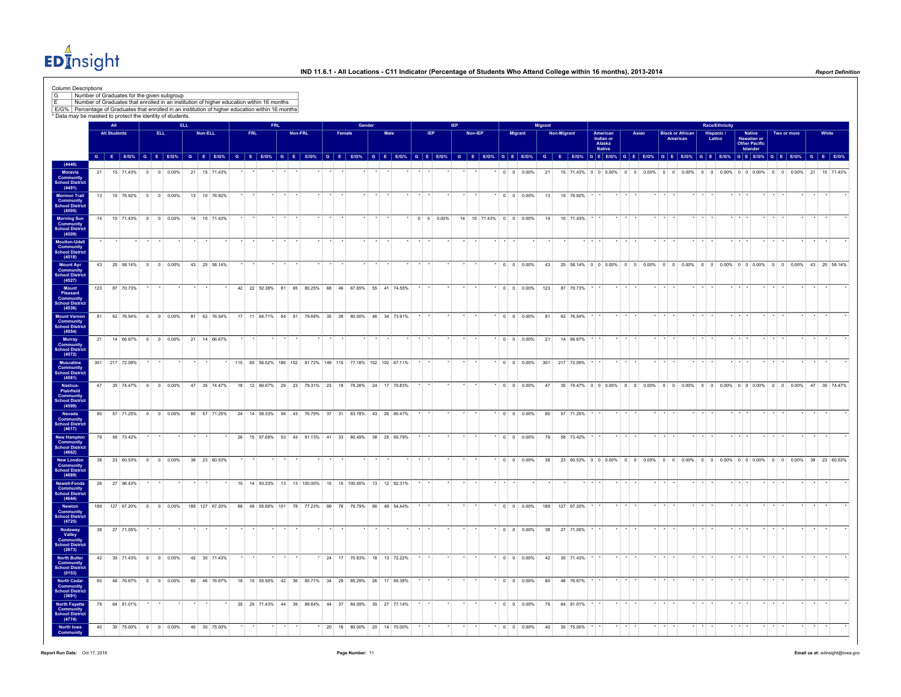# IND 11.6.1 - All Locations - C11 Indicator (Percentage of Students Who Attend College within 16 months), 2013-2014

**Column Descriptions**

| | |
|---|---|
| G | Number of Graduates for the given subgroup |
| E | Number of Graduates that enrolled in an institution of higher education within 16 months |
| E/G% | Percentage of Graduates that enrolled in an institution of higher education within 16 months |

\* Data may be masked to protect the identity of students.

| | All | | | ELL | | | | | | FRL | | | | | | Gender | | | | | | IEP | | | | | | Migrant | | | | | | Race/Ethnicity | | | | | | | | | | | | | | | | | | | | |
|---|---|---|---|---|---|---|---|---|---|---|---|---|---|---|---|---|---|---|---|---|---|---|---|---|---|---|---|---|---|---|---|---|---|---|---|---|---|---|---|---|---|---|---|---|---|---|---|---|---|---|---|---|---|---|---|---|
| | All Students | | | ELL | | | Non-ELL | | | FRL | | | Non-FRL | | | Female | | | Male | | | IEP | | | Non-IEP | | | Migrant | | | Non-Migrant | | | American Indian or Alaska Native | | | Asian | | | Black or African American | | | Hispanic / Latino | | | Native Hawaiian or Other Pacific Islander | | | Two or more | | | White | | |
| | G | E | E/G% | G | E | E/G% | G | E | E/G% | G | E | E/G% | G | E | E/G% | G | E | E/G% | G | E | E/G% | G | E | E/G% | G | E | E/G% | G | E | E/G% | G | E | E/G% | G | E | E/G% | G | E | E/G% | G | E | E/G% | G | E | E/G% | G | E | E/G% | G | E | E/G% | G | E | E/G% |
| (4446) | | | | | | | | | | | | | | | | | | | | | | | | | | | | | | | | | | | | | | | | | | | | | | | | | | | | | | | | |
| Moravia Community School District (4491) | 21 | 15 | 71.43% | 0 | 0 | 0.00% | 21 | 15 | 71.43% | * | * | * | * | * | * | * | * | * | * | * | * | * | * | * | * | * | * | 0 | 0 | 0.00% | 21 | 15 | 71.43% | 0 | 0 | 0.00% | 0 | 0 | 0.00% | 0 | 0 | 0.00% | 0 | 0 | 0.00% | 0 | 0 | 0.00% | 0 | 0 | 0.00% | 21 | 15 | 71.43% |
| Mormon Trail Community School District (4505) | 13 | 10 | 76.92% | 0 | 0 | 0.00% | 13 | 10 | 76.92% | * | * | * | * | * | * | * | * | * | * | * | * | * | * | * | * | * | * | 0 | 0 | 0.00% | 13 | 10 | 76.92% | * | * | * | * | * | * | * | * | * | * | * | * | * | * | * | * | * | * | * | * | * |
| Morning Sun Community School District (4509) | 14 | 10 | 71.43% | 0 | 0 | 0.00% | 14 | 10 | 71.43% | * | * | * | * | * | * | * | * | * | * | * | * | 0 | 0 | 0.00% | 14 | 10 | 71.43% | 0 | 0 | 0.00% | 14 | 10 | 71.43% | * | * | * | * | * | * | * | * | * | * | * | * | * | * | * | * | * | * | * | * | * |
| Moulton-Udell Community School District (4518) | * | * | * | * | * | * | * | * | * | * | * | * | * | * | * | * | * | * | * | * | * | * | * | * | * | * | * | * | * | * | * | * | * | * | * | * | * | * | * | * | * | * | * | * | * | * | * | * | * | * | * | * | * | * | * | * |
| Mount Ayr Community School District (4527) | 43 | 25 | 58.14% | 0 | 0 | 0.00% | 43 | 25 | 58.14% | * | * | * | * | * | * | * | * | * | * | * | * | * | * | * | * | * | * | 0 | 0 | 0.00% | 43 | 25 | 58.14% | 0 | 0 | 0.00% | 0 | 0 | 0.00% | 0 | 0 | 0.00% | 0 | 0 | 0.00% | 0 | 0 | 0.00% | 0 | 0 | 0.00% | 43 | 25 | 58.14% |
| Mount Pleasant Community School District (4536) | 123 | 87 | 70.73% | * | * | * | * | * | * | 42 | 22 | 52.38% | 81 | 65 | 80.25% | 68 | 46 | 67.65% | 55 | 41 | 74.55% | * | * | * | * | * | * | 0 | 0 | 0.00% | 123 | 87 | 70.73% | * | * | * | * | * | * | * | * | * | * | * | * | * | * | * | * | * | * | * | * | * |
| Mount Vernon Community School District (4554) | 81 | 62 | 76.54% | 0 | 0 | 0.00% | 81 | 62 | 76.54% | 17 | 11 | 64.71% | 64 | 51 | 79.69% | 35 | 28 | 80.00% | 46 | 34 | 73.91% | * | * | * | * | * | * | 0 | 0 | 0.00% | 81 | 62 | 76.54% | * | * | * | * | * | * | * | * | * | * | * | * | * | * | * | * | * | * | * | * | * |
| Murray Community School District (4572) | 21 | 14 | 66.67% | 0 | 0 | 0.00% | 21 | 14 | 66.67% | * | * | * | * | * | * | * | * | * | * | * | * | * | * | * | * | * | * | 0 | 0 | 0.00% | 21 | 14 | 66.67% | * | * | * | * | * | * | * | * | * | * | * | * | * | * | * | * | * | * | * | * | * |
| Muscatine Community School District (4581) | 301 | 217 | 72.09% | * | * | * | * | * | * | 115 | 65 | 56.52% | 186 | 152 | 81.72% | 149 | 115 | 77.18% | 152 | 102 | 67.11% | * | * | * | * | * | * | 0 | 0 | 0.00% | 301 | 217 | 72.09% | * | * | * | * | * | * | * | * | * | * | * | * | * | * | * | * | * | * | * | * | * |
| Nashua-Plainfield Community School District (4599) | 47 | 35 | 74.47% | 0 | 0 | 0.00% | 47 | 35 | 74.47% | 18 | 12 | 66.67% | 29 | 23 | 79.31% | 23 | 18 | 78.26% | 24 | 17 | 70.83% | * | * | * | * | * | * | 0 | 0 | 0.00% | 47 | 35 | 74.47% | 0 | 0 | 0.00% | 0 | 0 | 0.00% | 0 | 0 | 0.00% | 0 | 0 | 0.00% | 0 | 0 | 0.00% | 0 | 0 | 0.00% | 47 | 35 | 74.47% |
| Nevada Community School District (4617) | 80 | 57 | 71.25% | 0 | 0 | 0.00% | 80 | 57 | 71.25% | 24 | 14 | 58.33% | 56 | 43 | 76.79% | 37 | 31 | 83.78% | 43 | 26 | 60.47% | * | * | * | * | * | * | 0 | 0 | 0.00% | 80 | 57 | 71.25% | * | * | * | * | * | * | * | * | * | * | * | * | * | * | * | * | * | * | * | * | * |
| New Hampton Community School District (4662) | 79 | 58 | 73.42% | * | * | * | * | * | * | 26 | 15 | 57.69% | 53 | 43 | 81.13% | 41 | 33 | 80.49% | 38 | 25 | 65.79% | * | * | * | * | * | * | 0 | 0 | 0.00% | 79 | 58 | 73.42% | * | * | * | * | * | * | * | * | * | * | * | * | * | * | * | * | * | * | * | * | * |
| New London Community School District (4689) | 38 | 23 | 60.53% | 0 | 0 | 0.00% | 38 | 23 | 60.53% | * | * | * | * | * | * | * | * | * | * | * | * | * | * | * | * | * | * | 0 | 0 | 0.00% | 38 | 23 | 60.53% | 0 | 0 | 0.00% | 0 | 0 | 0.00% | 0 | 0 | 0.00% | 0 | 0 | 0.00% | 0 | 0 | 0.00% | 0 | 0 | 0.00% | 38 | 23 | 60.53% |
| Newell-Fonda Community School District (4644) | 28 | 27 | 96.43% | * | * | * | * | * | * | 15 | 14 | 93.33% | 13 | 13 | 100.00% | 15 | 15 | 100.00% | 13 | 12 | 92.31% | * | * | * | * | * | * | * | * | * | * | * | * | * | * | * | * | * | * | * | * | * | * | * | * | * | * | * | * | * | * | * | * | * |
| Newton Community School District (4725) | 189 | 127 | 67.20% | 0 | 0 | 0.00% | 189 | 127 | 67.20% | 88 | 49 | 55.68% | 101 | 78 | 77.23% | 99 | 78 | 78.79% | 90 | 49 | 54.44% | * | * | * | * | * | * | 0 | 0 | 0.00% | 189 | 127 | 67.20% | * | * | * | * | * | * | * | * | * | * | * | * | * | * | * | * | * | * | * | * | * |
| Nodaway Valley Community School District (2673) | 38 | 27 | 71.05% | * | * | * | * | * | * | * | * | * | * | * | * | * | * | * | * | * | * | * | * | * | * | * | * | 0 | 0 | 0.00% | 38 | 27 | 71.05% | * | * | * | * | * | * | * | * | * | * | * | * | * | * | * | * | * | * | * | * | * |
| North Butler Community School District (0153) | 42 | 30 | 71.43% | 0 | 0 | 0.00% | 42 | 30 | 71.43% | * | * | * | * | * | * | 24 | 17 | 70.83% | 18 | 13 | 72.22% | * | * | * | * | * | * | 0 | 0 | 0.00% | 42 | 30 | 71.43% | * | * | * | * | * | * | * | * | * | * | * | * | * | * | * | * | * | * | * | * | * |
| North Cedar Community School District (3691) | 60 | 46 | 76.67% | 0 | 0 | 0.00% | 60 | 46 | 76.67% | 18 | 10 | 55.56% | 42 | 36 | 85.71% | 34 | 29 | 85.29% | 26 | 17 | 65.38% | * | * | * | * | * | * | 0 | 0 | 0.00% | 60 | 46 | 76.67% | * | * | * | * | * | * | * | * | * | * | * | * | * | * | * | * | * | * | * | * | * |
| North Fayette Community School District (4774) | 79 | 64 | 81.01% | * | * | * | * | * | * | 35 | 25 | 71.43% | 44 | 39 | 88.64% | 44 | 37 | 84.09% | 35 | 27 | 77.14% | * | * | * | * | * | * | 0 | 0 | 0.00% | 79 | 64 | 81.01% | * | * | * | * | * | * | * | * | * | * | * | * | * | * | * | * | * | * | * | * | * |
| North Iowa Community | 40 | 30 | 75.00% | 0 | 0 | 0.00% | 40 | 30 | 75.00% | * | * | * | * | * | * | 20 | 16 | 80.00% | 20 | 14 | 70.00% | * | * | * | * | * | * | 0 | 0 | 0.00% | 40 | 30 | 75.00% | * | * | * | * | * | * | * | * | * | * | * | * | * | * | * | * | * | * | * | * | * |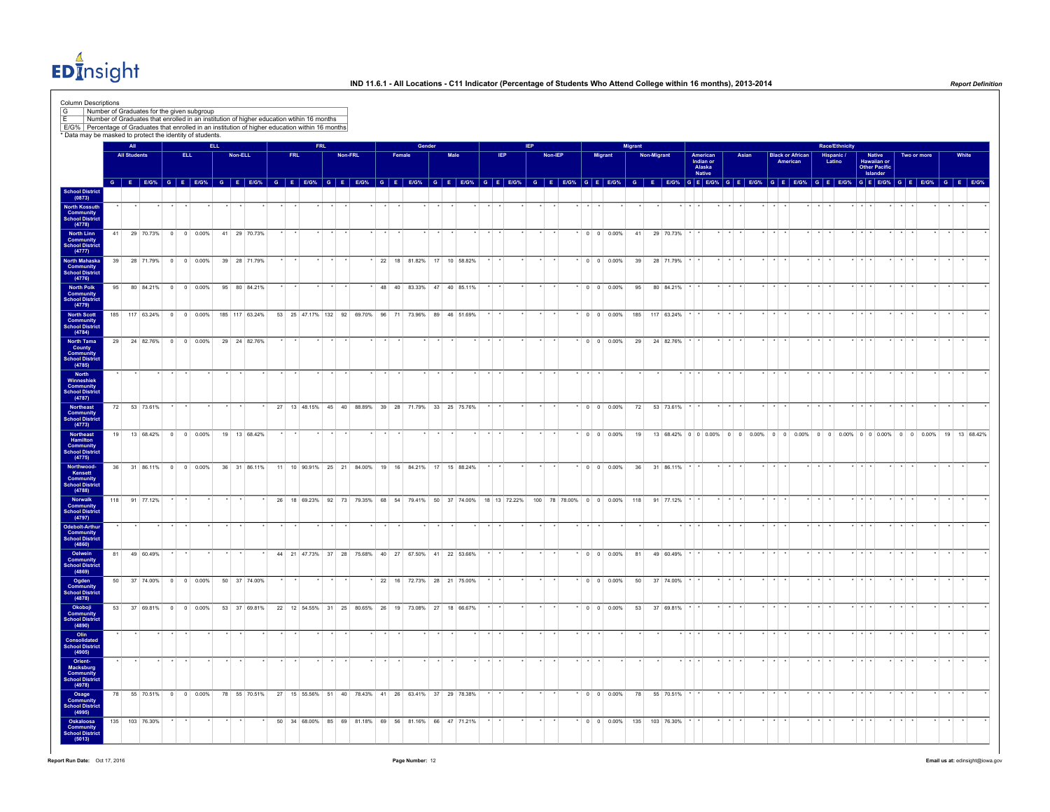## IND 11.6.1 - All Locations - C11 Indicator (Percentage of Students Who Attend College within 16 months), 2013-2014

Column Descriptions

| | |
|---|---|
| G | Number of Graduates for the given subgroup |
| E | Number of Graduates that enrolled in an institution of higher education wtihin 16 months |
| E/G% | Percentage of Graduates that enrolled in an institution of higher education within 16 months |

\* Data may be masked to protect the identity of students.

| | All | | | ELL | | | | | | FRL | | | | | | Gender | | | | | | IEP | | | | | | Migrant | | | | | | Race/Ethnicity | | | | | | | | | | | | | | | | | | | | |
|---|---|---|---|---|---|---|---|---|---|---|---|---|---|---|---|---|---|---|---|---|---|---|---|---|---|---|---|---|---|---|---|---|---|---|---|---|---|---|---|---|---|---|---|---|---|---|---|---|---|---|---|---|---|---|
| | All Students | | | ELL | | | Non-ELL | | | FRL | | | Non-FRL | | | Female | | | Male | | | IEP | | | Non-IEP | | | Migrant | | | Non-Migrant | | | American Indian or Alaska Native | | | Asian | | | Black or African American | | | Hispanic / Latino | | | Native Hawaiian or Other Pacific Islander | | | Two or more | | | White | | |
| | G | E | E/G% | G | E | E/G% | G | E | E/G% | G | E | E/G% | G | E | E/G% | G | E | E/G% | G | E | E/G% | G | E | E/G% | G | E | E/G% | G | E | E/G% | G | E | E/G% | G | E | E/G% | G | E | E/G% | G | E | E/G% | G | E | E/G% | G | E | E/G% | G | E | E/G% | G | E | E/G% |
| School District (0873) | | | | | | | | | | | | | | | | | | | | | | | | | | | | | | | | | | | | | | | | | | | | | | | | | | | | | | |
| North Kossuth Community School District (4778) | * | * | * | * | * | | * | * | * | * | * | * | * | * | * | * | * | * | * | * | * | * | * | * | * | * | * | * | * | | * | * | | * | * | * | * | * | * | * | * | * | * | * | * | * | * | * | * | * | * | * | * | * |
| North Linn Community School District (4777) | 41 | 29 | 70.73% | 0 | 0 | 0.00% | 41 | 29 | 70.73% | * | * | * | * | * | * | * | * | * | * | * | * | * | * | * | * | * | * | 0 | 0 | 0.00% | 41 | 29 | 70.73% | * | * | * | * | * | * | * | * | * | * | * | * | * | * | * | * | * | * | * | * | * |
| North Mahaska Community School District (4776) | 39 | 28 | 71.79% | 0 | 0 | 0.00% | 39 | 28 | 71.79% | * | * | * | * | * | * | 22 | 18 | 81.82% | 17 | 10 | 58.82% | * | * | * | * | * | * | 0 | 0 | 0.00% | 39 | 28 | 71.79% | * | * | * | * | * | * | * | * | * | * | * | * | * | * | * | * | * | * | * | * | * |
| North Polk Community School District (4779) | 95 | 80 | 84.21% | 0 | 0 | 0.00% | 95 | 80 | 84.21% | * | * | * | * | * | * | 48 | 40 | 83.33% | 47 | 40 | 85.11% | * | * | * | * | * | * | 0 | 0 | 0.00% | 95 | 80 | 84.21% | * | * | * | * | * | * | * | * | * | * | * | * | * | * | * | * | * | * | * | * | * |
| North Scott Community School District (4784) | 185 | 117 | 63.24% | 0 | 0 | 0.00% | 185 | 117 | 63.24% | 53 | 25 | 47.17% | 132 | 92 | 69.70% | 96 | 71 | 73.96% | 89 | 46 | 51.69% | * | * | * | * | * | * | 0 | 0 | 0.00% | 185 | 117 | 63.24% | * | * | * | * | * | * | * | * | * | * | * | * | * | * | * | * | * | * | * | * | * |
| North Tama County Community School District (4785) | 29 | 24 | 82.76% | 0 | 0 | 0.00% | 29 | 24 | 82.76% | * | * | * | * | * | * | * | * | * | * | * | * | * | * | * | * | * | * | 0 | 0 | 0.00% | 29 | 24 | 82.76% | * | * | * | * | * | * | * | * | * | * | * | * | * | * | * | * | * | * | * | * | * |
| North Winneshiek Community School District (4787) | * | * | * | * | * | | * | * | * | * | * | * | * | * | * | * | * | * | * | * | * | * | * | * | * | * | * | * | * | | * | * | | * | * | * | * | * | * | * | * | * | * | * | * | * | * | * | * | * | * | * | * | * |
| Northeast Community School District (4773) | 72 | 53 | 73.61% | * | * | * | * | * | * | 27 | 13 | 48.15% | 45 | 40 | 88.89% | 39 | 28 | 71.79% | 33 | 25 | 75.76% | * | * | * | * | * | * | 0 | 0 | 0.00% | 72 | 53 | 73.61% | * | * | * | * | * | * | * | * | * | * | * | * | * | * | * | * | * | * | * | * | * |
| Northeast Hamilton Community School District (4775) | 19 | 13 | 68.42% | 0 | 0 | 0.00% | 19 | 13 | 68.42% | * | * | * | * | * | * | * | * | * | * | * | * | * | * | * | * | * | * | 0 | 0 | 0.00% | 19 | 13 | 68.42% | 0 | 0 | 0.00% | 0 | 0 | 0.00% | 0 | 0 | 0.00% | 0 | 0 | 0.00% | 0 | 0 | 0.00% | 0 | 0 | 0.00% | 19 | 13 | 68.42% |
| Northwood-Kensett Community School District (4788) | 36 | 31 | 86.11% | 0 | 0 | 0.00% | 36 | 31 | 86.11% | 11 | 10 | 90.91% | 25 | 21 | 84.00% | 19 | 16 | 84.21% | 17 | 15 | 88.24% | * | * | * | * | * | * | 0 | 0 | 0.00% | 36 | 31 | 86.11% | * | * | * | * | * | * | * | * | * | * | * | * | * | * | * | * | * | * | * | * | * |
| Norwalk Community School District (4797) | 118 | 91 | 77.12% | * | * | * | * | * | * | 26 | 18 | 69.23% | 92 | 73 | 79.35% | 68 | 54 | 79.41% | 50 | 37 | 74.00% | 18 | 13 | 72.22% | 100 | 78 | 78.00% | 0 | 0 | 0.00% | 118 | 91 | 77.12% | * | * | * | * | * | * | * | * | * | * | * | * | * | * | * | * | * | * | * | * | * |
| Odebolt-Arthur Community School District (4860) | * | * | * | * | * | | * | * | * | * | * | * | * | * | * | * | * | * | * | * | * | * | * | * | * | * | * | * | * | | * | * | | * | * | * | * | * | * | * | * | * | * | * | * | * | * | * | * | * | * | * | * | * |
| Oelwein Community School District (4869) | 81 | 49 | 60.49% | * | * | * | * | * | * | 44 | 21 | 47.73% | 37 | 28 | 75.68% | 40 | 27 | 67.50% | 41 | 22 | 53.66% | * | * | * | * | * | * | 0 | 0 | 0.00% | 81 | 49 | 60.49% | * | * | * | * | * | * | * | * | * | * | * | * | * | * | * | * | * | * | * | * | * |
| Ogden Community School District (4878) | 50 | 37 | 74.00% | 0 | 0 | 0.00% | 50 | 37 | 74.00% | * | * | * | * | * | * | 22 | 16 | 72.73% | 28 | 21 | 75.00% | * | * | * | * | * | * | 0 | 0 | 0.00% | 50 | 37 | 74.00% | * | * | * | * | * | * | * | * | * | * | * | * | * | * | * | * | * | * | * | * | * |
| Okoboji Community School District (4890) | 53 | 37 | 69.81% | 0 | 0 | 0.00% | 53 | 37 | 69.81% | 22 | 12 | 54.55% | 31 | 25 | 80.65% | 26 | 19 | 73.08% | 27 | 18 | 66.67% | * | * | * | * | * | * | 0 | 0 | 0.00% | 53 | 37 | 69.81% | * | * | * | * | * | * | * | * | * | * | * | * | * | * | * | * | * | * | * | * | * |
| Olin Consolidated School District (4905) | * | * | * | * | * | | * | * | * | * | * | * | * | * | * | * | * | * | * | * | * | * | * | * | * | * | * | * | * | | * | * | | * | * | * | * | * | * | * | * | * | * | * | * | * | * | * | * | * | * | * | * | * |
| Orient-Macksburg Community School District (4978) | * | * | * | * | * | | * | * | * | * | * | * | * | * | * | * | * | * | * | * | * | * | * | * | * | * | * | * | * | | * | * | | * | * | * | * | * | * | * | * | * | * | * | * | * | * | * | * | * | * | * | * | * |
| Osage Community School District (4995) | 78 | 55 | 70.51% | 0 | 0 | 0.00% | 78 | 55 | 70.51% | 27 | 15 | 55.56% | 51 | 40 | 78.43% | 41 | 26 | 63.41% | 37 | 29 | 78.38% | * | * | * | * | * | * | 0 | 0 | 0.00% | 78 | 55 | 70.51% | * | * | * | * | * | * | * | * | * | * | * | * | * | * | * | * | * | * | * | * | * |
| Oskaloosa Community School District (5013) | 135 | 103 | 76.30% | * | * | * | * | * | * | 50 | 34 | 68.00% | 85 | 69 | 81.18% | 69 | 56 | 81.16% | 66 | 47 | 71.21% | * | * | * | * | * | * | 0 | 0 | 0.00% | 135 | 103 | 76.30% | * | * | * | * | * | * | * | * | * | * | * | * | * | * | * | * | * | * | * | * | * |

Report Run Date: Oct 17, 2016

Email us at: edinsight@iowa.gov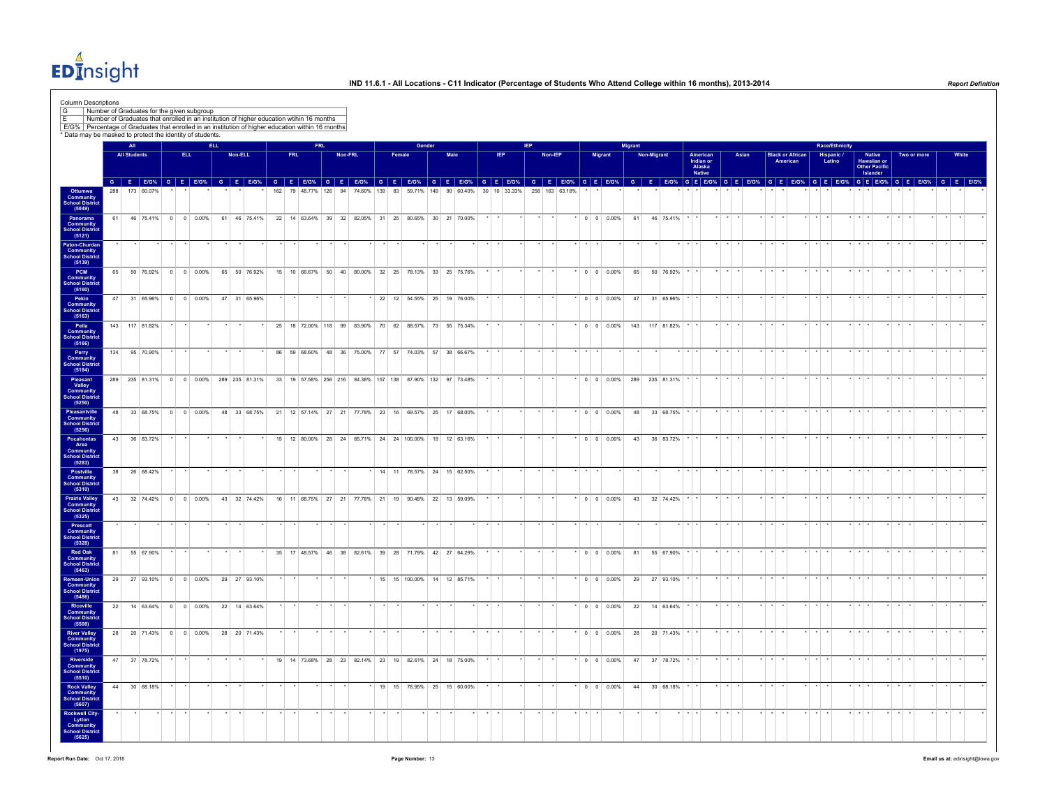# IND 11.6.1 - All Locations - C11 Indicator (Percentage of Students Who Attend College within 16 months), 2013-2014

Column Descriptions

| | |
|---|---|
| G | Number of Graduates for the given subgroup |
| E | Number of Graduates that enrolled in an institution of higher education within 16 months |
| E/G% | Percentage of Graduates that enrolled in an institution of higher education within 16 months |

\* Data may be masked to protect the identity of students.

| | All | | | ELL | | | | | | FRL | | | | | | Gender | | | | | | IEP | | | | | | Migrant | | | | | | Race/Ethnicity | | | | | | | | | | | | | | | | | | | | |
|---|---|---|---|---|---|---|---|---|---|---|---|---|---|---|---|---|---|---|---|---|---|---|---|---|---|---|---|---|---|---|---|---|---|---|---|---|---|---|---|---|---|---|---|---|---|---|---|---|---|---|---|---|---|---|
| | All Students | | | ELL | | | Non-ELL | | | FRL | | | Non-FRL | | | Female | | | Male | | | IEP | | | Non-IEP | | | Migrant | | | Non-Migrant | | | American Indian or Alaska Native | | | Asian | | | Black or African American | | | Hispanic / Latino | | | Native Hawaiian or Other Pacific Islander | | | Two or more | | | White | | |
| | G | E | E/G% | G | E | E/G% | G | E | E/G% | G | E | E/G% | G | E | E/G% | G | E | E/G% | G | E | E/G% | G | E | E/G% | G | E | E/G% | G | E | E/G% | G | E | E/G% | G | E | E/G% | G | E | E/G% | G | E | E/G% | G | E | E/G% | G | E | E/G% | G | E | E/G% | G | E | E/G% |
| Ottumwa Community School District (5049) | 288 | 173 | 60.07% | * | * | * | * | * | * | 162 | 79 | 48.77% | 126 | 94 | 74.60% | 139 | 83 | 59.71% | 149 | 90 | 60.40% | 30 | 10 | 33.33% | 258 | 163 | 63.18% | * | * | * | * | * | * | * | * | * | * | * | * | * | * | * | * | * | * | * | * | * | * | * | * | * | * | * |
| Panorama Community School District (5121) | 61 | 46 | 75.41% | 0 | 0 | 0.00% | 61 | 46 | 75.41% | 22 | 14 | 63.64% | 39 | 32 | 82.05% | 31 | 25 | 80.65% | 30 | 21 | 70.00% | * | * | * | * | * | * | 0 | 0 | 0.00% | 61 | 46 | 75.41% | * | * | * | * | * | * | * | * | * | * | * | * | * | * | * | * | * | * | * | * | * |
| Paton-Churdan Community School District (5139) | * | * | * | * | * | * | * | * | * | * | * | * | * | * | * | * | * | * | * | * | * | * | * | * | * | * | * | * | * | * | * | * | * | * | * | * | * | * | * | * | * | * | * | * | * | * | * | * | * | * | * | * | * | * |
| PCM Community School District (5160) | 65 | 50 | 76.92% | 0 | 0 | 0.00% | 65 | 50 | 76.92% | 15 | 10 | 66.67% | 50 | 40 | 80.00% | 32 | 25 | 78.13% | 33 | 25 | 75.76% | * | * | * | * | * | * | 0 | 0 | 0.00% | 65 | 50 | 76.92% | * | * | * | * | * | * | * | * | * | * | * | * | * | * | * | * | * | * | * | * | * |
| Pekin Community School District (5163) | 47 | 31 | 65.96% | 0 | 0 | 0.00% | 47 | 31 | 65.96% | * | * | * | * | * | * | 22 | 12 | 54.55% | 25 | 19 | 76.00% | * | * | * | * | * | * | 0 | 0 | 0.00% | 47 | 31 | 65.96% | * | * | * | * | * | * | * | * | * | * | * | * | * | * | * | * | * | * | * | * | * |
| Pella Community School District (5166) | 143 | 117 | 81.82% | * | * | * | * | * | * | 25 | 18 | 72.00% | 118 | 99 | 83.90% | 70 | 62 | 88.57% | 73 | 55 | 75.34% | * | * | * | * | * | * | 0 | 0 | 0.00% | 143 | 117 | 81.82% | * | * | * | * | * | * | * | * | * | * | * | * | * | * | * | * | * | * | * | * | * |
| Perry Community School District (5184) | 134 | 95 | 70.90% | * | * | * | * | * | * | 86 | 59 | 68.60% | 48 | 36 | 75.00% | 77 | 57 | 74.03% | 57 | 38 | 66.67% | * | * | * | * | * | * | * | * | * | * | * | * | * | * | * | * | * | * | * | * | * | * | * | * | * | * | * | * | * | * | * | * | * |
| Pleasant Valley Community School District (5250) | 289 | 235 | 81.31% | 0 | 0 | 0.00% | 289 | 235 | 81.31% | 33 | 19 | 57.58% | 256 | 216 | 84.38% | 157 | 138 | 87.90% | 132 | 97 | 73.48% | * | * | * | * | * | * | 0 | 0 | 0.00% | 289 | 235 | 81.31% | * | * | * | * | * | * | * | * | * | * | * | * | * | * | * | * | * | * | * | * | * |
| Pleasantville Community School District (5256) | 48 | 33 | 68.75% | 0 | 0 | 0.00% | 48 | 33 | 68.75% | 21 | 12 | 57.14% | 27 | 21 | 77.78% | 23 | 16 | 69.57% | 25 | 17 | 68.00% | * | * | * | * | * | * | 0 | 0 | 0.00% | 48 | 33 | 68.75% | * | * | * | * | * | * | * | * | * | * | * | * | * | * | * | * | * | * | * | * | * |
| Pocahontas Area Community School District (5283) | 43 | 36 | 83.72% | * | * | * | * | * | * | 15 | 12 | 80.00% | 28 | 24 | 85.71% | 24 | 24 | 100.00% | 19 | 12 | 63.16% | * | * | * | * | * | * | 0 | 0 | 0.00% | 43 | 36 | 83.72% | * | * | * | * | * | * | * | * | * | * | * | * | * | * | * | * | * | * | * | * | * |
| Postville Community School District (5310) | 38 | 26 | 68.42% | * | * | * | * | * | * | * | * | * | * | * | * | 14 | 11 | 78.57% | 24 | 15 | 62.50% | * | * | * | * | * | * | * | * | * | * | * | * | * | * | * | * | * | * | * | * | * | * | * | * | * | * | * | * | * | * | * | * | * |
| Prairie Valley Community School District (5325) | 43 | 32 | 74.42% | 0 | 0 | 0.00% | 43 | 32 | 74.42% | 16 | 11 | 68.75% | 27 | 21 | 77.78% | 21 | 19 | 90.48% | 22 | 13 | 59.09% | * | * | * | * | * | * | 0 | 0 | 0.00% | 43 | 32 | 74.42% | * | * | * | * | * | * | * | * | * | * | * | * | * | * | * | * | * | * | * | * | * |
| Prescott Community School District (5328) | * | * | * | * | * | * | * | * | * | * | * | * | * | * | * | * | * | * | * | * | * | * | * | * | * | * | * | * | * | * | * | * | * | * | * | * | * | * | * | * | * | * | * | * | * | * | * | * | * | * | * | * | * | * |
| Red Oak Community School District (5463) | 81 | 55 | 67.90% | * | * | * | * | * | * | 35 | 17 | 48.57% | 46 | 38 | 82.61% | 39 | 28 | 71.79% | 42 | 27 | 64.29% | * | * | * | * | * | * | 0 | 0 | 0.00% | 81 | 55 | 67.90% | * | * | * | * | * | * | * | * | * | * | * | * | * | * | * | * | * | * | * | * | * |
| Remsen-Union Community School District (5486) | 29 | 27 | 93.10% | 0 | 0 | 0.00% | 29 | 27 | 93.10% | * | * | * | * | * | * | 15 | 15 | 100.00% | 14 | 12 | 85.71% | * | * | * | * | * | * | 0 | 0 | 0.00% | 29 | 27 | 93.10% | * | * | * | * | * | * | * | * | * | * | * | * | * | * | * | * | * | * | * | * | * |
| Riceville Community School District (5508) | 22 | 14 | 63.64% | 0 | 0 | 0.00% | 22 | 14 | 63.64% | * | * | * | * | * | * | * | * | * | * | * | * | * | * | * | * | * | * | 0 | 0 | 0.00% | 22 | 14 | 63.64% | * | * | * | * | * | * | * | * | * | * | * | * | * | * | * | * | * | * | * | * | * |
| River Valley Community School District (1975) | 28 | 20 | 71.43% | 0 | 0 | 0.00% | 28 | 20 | 71.43% | * | * | * | * | * | * | * | * | * | * | * | * | * | * | * | * | * | * | 0 | 0 | 0.00% | 28 | 20 | 71.43% | * | * | * | * | * | * | * | * | * | * | * | * | * | * | * | * | * | * | * | * | * |
| Riverside Community School District (5510) | 47 | 37 | 78.72% | * | * | * | * | * | * | 19 | 14 | 73.68% | 28 | 23 | 82.14% | 23 | 19 | 82.61% | 24 | 18 | 75.00% | * | * | * | * | * | * | 0 | 0 | 0.00% | 47 | 37 | 78.72% | * | * | * | * | * | * | * | * | * | * | * | * | * | * | * | * | * | * | * | * | * |
| Rock Valley Community School District (5607) | 44 | 30 | 68.18% | * | * | * | * | * | * | * | * | * | * | * | * | 19 | 15 | 78.95% | 25 | 15 | 60.00% | * | * | * | * | * | * | 0 | 0 | 0.00% | 44 | 30 | 68.18% | * | * | * | * | * | * | * | * | * | * | * | * | * | * | * | * | * | * | * | * | * |
| Rockwell City-Lytton Community School District (5625) | * | * | * | * | * | * | * | * | * | * | * | * | * | * | * | * | * | * | * | * | * | * | * | * | * | * | * | * | * | * | * | * | * | * | * | * | * | * | * | * | * | * | * | * | * | * | * | * | * | * | * | * | * | * |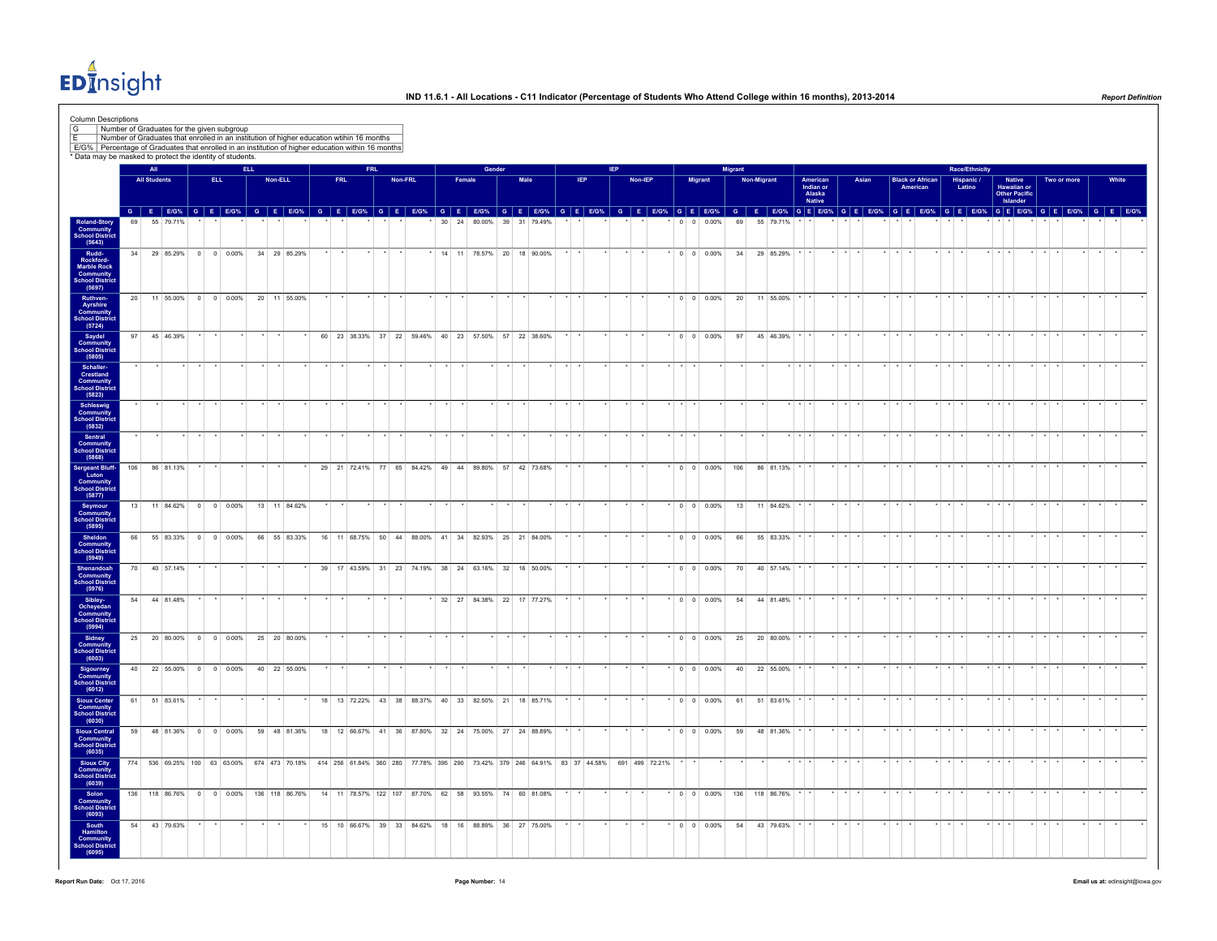Column Descriptions

| | |
|---|---|
| G | Number of Graduates for the given subgroup |
| E | Number of Graduates that enrolled in an institution of higher education within 16 months |
| E/G% | Percentage of Graduates that enrolled in an institution of higher education within 16 months |

* Data may be masked to protect the identity of students.

| | All: All Students | | | ELL: ELL | | | ELL: Non-ELL | | | FRL: FRL | | | FRL: Non-FRL | | | Gender: Female | | | Gender: Male | | | IEP: IEP | | | IEP: Non-IEP | | | Migrant: Migrant | | | Migrant: Non-Migrant | | | Race/Ethnicity: American Indian or Alaska Native | | | Race/Ethnicity: Asian | | | Race/Ethnicity: Black or African American | | | Race/Ethnicity: Hispanic / Latino | | | Race/Ethnicity: Native Hawaiian or Other Pacific Islander | | | Race/Ethnicity: Two or more | | | Race/Ethnicity: White | | |
|---|---|---|---|---|---|---|---|---|---|---|---|---|---|---|---|---|---|---|---|---|---|---|---|---|---|---|---|---|---|---|---|---|---|---|---|---|---|---|---|---|---|---|---|---|---|---|---|---|---|---|---|---|---|---|
| | G | E | E/G% | G | E | E/G% | G | E | E/G% | G | E | E/G% | G | E | E/G% | G | E | E/G% | G | E | E/G% | G | E | E/G% | G | E | E/G% | G | E | E/G% | G | E | E/G% | G | E | E/G% | G | E | E/G% | G | E | E/G% | G | E | E/G% | G | E | E/G% | G | E | E/G% | G | E | E/G% |
| Roland-Story Community School District (5643) | 69 | 55 | 79.71% | * | * | * | * | * | * | * | * | * | * | * | * | 30 | 24 | 80.00% | 39 | 31 | 79.49% | * | * | * | * | * | * | 0 | 0 | 0.00% | 69 | 55 | 79.71% | * | * | * | * | * | * | * | * | * | * | * | * | * | * | * | * | * | * | * | * | * |
| Rudd-Rockford-Marble Rock Community School District (5697) | 34 | 29 | 85.29% | 0 | 0 | 0.00% | 34 | 29 | 85.29% | * | * | * | * | * | * | 14 | 11 | 78.57% | 20 | 18 | 90.00% | * | * | * | * | * | * | 0 | 0 | 0.00% | 34 | 29 | 85.29% | * | * | * | * | * | * | * | * | * | * | * | * | * | * | * | * | * | * | * | * | * |
| Ruthven-Ayrshire Community School District (5724) | 20 | 11 | 55.00% | 0 | 0 | 0.00% | 20 | 11 | 55.00% | * | * | * | * | * | * | * | * | * | * | * | * | * | * | * | * | * | * | 0 | 0 | 0.00% | 20 | 11 | 55.00% | * | * | * | * | * | * | * | * | * | * | * | * | * | * | * | * | * | * | * | * | * |
| Saydel Community School District (5805) | 97 | 45 | 46.39% | * | * | * | * | * | * | 60 | 23 | 38.33% | 37 | 22 | 59.46% | 40 | 23 | 57.50% | 57 | 22 | 38.60% | * | * | * | * | * | * | 0 | 0 | 0.00% | 97 | 45 | 46.39% | * | * | * | * | * | * | * | * | * | * | * | * | * | * | * | * | * | * | * | * | * |
| Schaller-Crestland Community School District (5823) | * | * | * | * | * | * | * | * | * | * | * | * | * | * | * | * | * | * | * | * | * | * | * | * | * | * | * | * | * | | * | * | | * | * | * | * | * | * | * | * | * | * | * | * | * | * | * | * | * | * | * | * | * |
| Schleswig Community School District (5832) | * | * | * | * | * | * | * | * | * | * | * | * | * | * | * | * | * | * | * | * | * | * | * | * | * | * | * | * | * | | * | * | | * | * | * | * | * | * | * | * | * | * | * | * | * | * | * | * | * | * | * | * | * |
| Sentral Community School District (5868) | * | * | * | * | * | * | * | * | * | * | * | * | * | * | * | * | * | * | * | * | * | * | * | * | * | * | * | * | * | | * | * | | * | * | * | * | * | * | * | * | * | * | * | * | * | * | * | * | * | * | * | * | * |
| Sergeant Bluff-Luton Community School District (5877) | 106 | 86 | 81.13% | * | * | * | * | * | * | 29 | 21 | 72.41% | 77 | 65 | 84.42% | 49 | 44 | 89.80% | 57 | 42 | 73.68% | * | * | * | * | * | * | 0 | 0 | 0.00% | 106 | 86 | 81.13% | * | * | * | * | * | * | * | * | * | * | * | * | * | * | * | * | * | * | * | * | * |
| Seymour Community School District (5895) | 13 | 11 | 84.62% | 0 | 0 | 0.00% | 13 | 11 | 84.62% | * | * | * | * | * | * | * | * | * | * | * | * | * | * | * | * | * | * | 0 | 0 | 0.00% | 13 | 11 | 84.62% | * | * | * | * | * | * | * | * | * | * | * | * | * | * | * | * | * | * | * | * | * |
| Sheldon Community School District (5949) | 66 | 55 | 83.33% | 0 | 0 | 0.00% | 66 | 55 | 83.33% | 16 | 11 | 68.75% | 50 | 44 | 88.00% | 41 | 34 | 82.93% | 25 | 21 | 84.00% | * | * | * | * | * | * | 0 | 0 | 0.00% | 66 | 55 | 83.33% | * | * | * | * | * | * | * | * | * | * | * | * | * | * | * | * | * | * | * | * | * |
| Shenandoah Community School District (5976) | 70 | 40 | 57.14% | * | * | * | * | * | * | 39 | 17 | 43.59% | 31 | 23 | 74.19% | 38 | 24 | 63.16% | 32 | 16 | 50.00% | * | * | * | * | * | * | 0 | 0 | 0.00% | 70 | 40 | 57.14% | * | * | * | * | * | * | * | * | * | * | * | * | * | * | * | * | * | * | * | * | * |
| Sibley-Ocheyedan Community School District (5994) | 54 | 44 | 81.48% | * | * | * | * | * | * | * | * | * | * | * | * | 32 | 27 | 84.38% | 22 | 17 | 77.27% | * | * | * | * | * | * | 0 | 0 | 0.00% | 54 | 44 | 81.48% | * | * | * | * | * | * | * | * | * | * | * | * | * | * | * | * | * | * | * | * | * |
| Sidney Community School District (6003) | 25 | 20 | 80.00% | 0 | 0 | 0.00% | 25 | 20 | 80.00% | * | * | * | * | * | * | * | * | * | * | * | * | * | * | * | * | * | * | 0 | 0 | 0.00% | 25 | 20 | 80.00% | * | * | * | * | * | * | * | * | * | * | * | * | * | * | * | * | * | * | * | * | * |
| Sigourney Community School District (6012) | 40 | 22 | 55.00% | 0 | 0 | 0.00% | 40 | 22 | 55.00% | * | * | * | * | * | * | * | * | * | * | * | * | * | * | * | * | * | * | 0 | 0 | 0.00% | 40 | 22 | 55.00% | * | * | * | * | * | * | * | * | * | * | * | * | * | * | * | * | * | * | * | * | * |
| Sioux Center Community School District (6030) | 61 | 51 | 83.61% | * | * | * | * | * | * | 18 | 13 | 72.22% | 43 | 38 | 88.37% | 40 | 33 | 82.50% | 21 | 18 | 85.71% | * | * | * | * | * | * | 0 | 0 | 0.00% | 61 | 51 | 83.61% | * | * | * | * | * | * | * | * | * | * | * | * | * | * | * | * | * | * | * | * | * |
| Sioux Central Community School District (6035) | 59 | 48 | 81.36% | 0 | 0 | 0.00% | 59 | 48 | 81.36% | 18 | 12 | 66.67% | 41 | 36 | 87.80% | 32 | 24 | 75.00% | 27 | 24 | 88.89% | * | * | * | * | * | * | 0 | 0 | 0.00% | 59 | 48 | 81.36% | * | * | * | * | * | * | * | * | * | * | * | * | * | * | * | * | * | * | * | * | * |
| Sioux City Community School District (6039) | 774 | 536 | 69.25% | 100 | 63 | 63.00% | 674 | 473 | 70.18% | 414 | 256 | 61.84% | 360 | 280 | 77.78% | 395 | 290 | 73.42% | 379 | 246 | 64.91% | 83 | 37 | 44.58% | 691 | 499 | 72.21% | * | * | * | * | * | * | * | * | * | * | * | * | * | * | * | * | * | * | * | * | * | * | * | * | * | * | * |
| Solon Community School District (6093) | 136 | 118 | 86.76% | 0 | 0 | 0.00% | 136 | 118 | 86.76% | 14 | 11 | 78.57% | 122 | 107 | 87.70% | 62 | 58 | 93.55% | 74 | 60 | 81.08% | * | * | * | * | * | * | 0 | 0 | 0.00% | 136 | 118 | 86.76% | * | * | * | * | * | * | * | * | * | * | * | * | * | * | * | * | * | * | * | * | * |
| South Hamilton Community School District (6095) | 54 | 43 | 79.63% | * | * | * | * | * | * | 15 | 10 | 66.67% | 39 | 33 | 84.62% | 18 | 16 | 88.89% | 36 | 27 | 75.00% | * | * | * | * | * | * | 0 | 0 | 0.00% | 54 | 43 | 79.63% | * | * | * | * | * | * | * | * | * | * | * | * | * | * | * | * | * | * | * | * | * |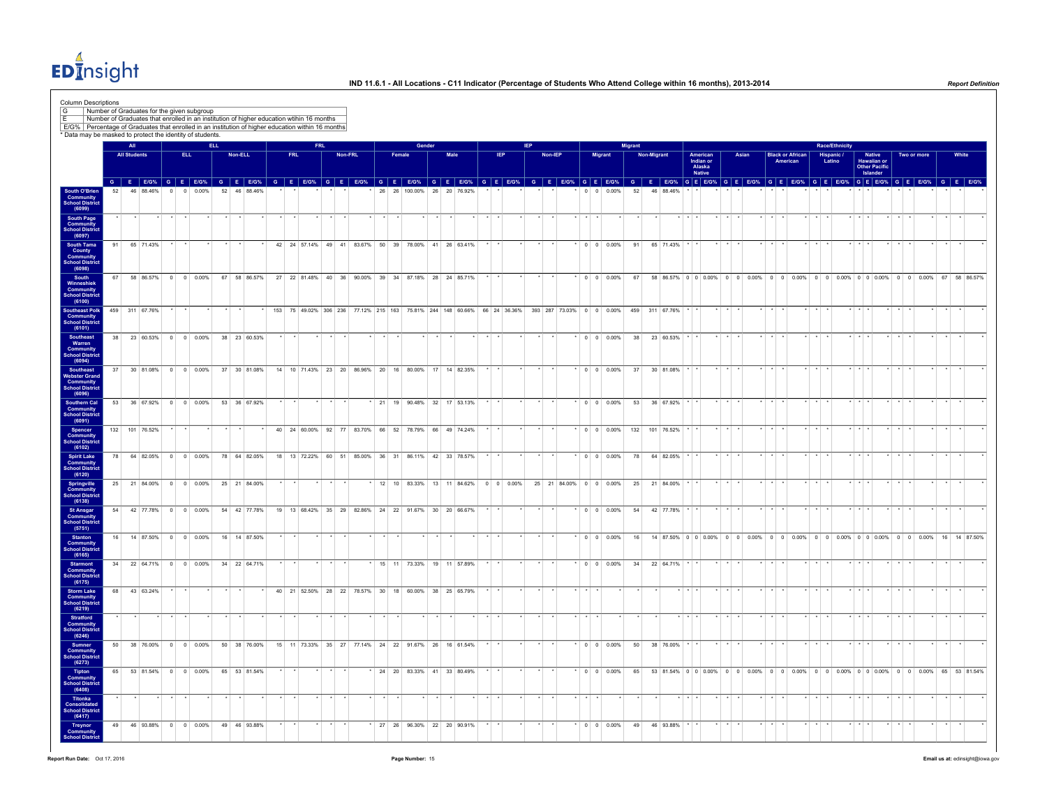# IND 11.6.1 - All Locations - C11 Indicator (Percentage of Students Who Attend College within 16 months), 2013-2014

**Column Descriptions**

| | |
|---|---|
| G | Number of Graduates for the given subgroup |
| E | Number of Graduates that enrolled in an institution of higher education within 16 months |
| E/G% | Percentage of Graduates that enrolled in an institution of higher education within 16 months |

\* Data may be masked to protect the identity of students.

| | All | | | ELL | | | | | | FRL | | | | | | Gender | | | | | | IEP | | | | | | Migrant | | | | | | Race/Ethnicity | | | | | | | | | | | | | | | | | | | | |
|---|---|---|---|---|---|---|---|---|---|---|---|---|---|---|---|---|---|---|---|---|---|---|---|---|---|---|---|---|---|---|---|---|---|---|---|---|---|---|---|---|---|---|---|---|---|---|---|---|---|---|---|---|---|---|---|---|---|
| | All Students | | | ELL | | | Non-ELL | | | FRL | | | Non-FRL | | | Female | | | Male | | | IEP | | | Non-IEP | | | Migrant | | | Non-Migrant | | | American Indian or Alaska Native | | | Asian | | | Black or African American | | | Hispanic / Latino | | | Native Hawaiian or Other Pacific Islander | | | Two or more | | | White | | |
| | G | E | E/G% | G | E | E/G% | G | E | E/G% | G | E | E/G% | G | E | E/G% | G | E | E/G% | G | E | E/G% | G | E | E/G% | G | E | E/G% | G | E | E/G% | G | E | E/G% | G | E | E/G% | G | E | E/G% | G | E | E/G% | G | E | E/G% | G | E | E/G% | G | E | E/G% | G | E | E/G% |
| South O'Brien Community School District (6099) | 52 | 46 | 88.46% | 0 | 0 | 0.00% | 52 | 46 | 88.46% | * | * | * | * | * | * | 26 | 26 | 100.00% | 26 | 20 | 76.92% | * | * | * | * | * | * | 0 | 0 | 0.00% | 52 | 46 | 88.46% | * | * | * | * | * | * | * | * | * | * | * | * | * | * | * | * | * | * | * | * | * |
| South Page Community School District (6097) | * | * | * | * | * | * | * | * | * | * | * | * | * | * | * | * | * | * | * | * | * | * | * | * | * | * | * | * | * | * | * | * | * | * | * | * | * | * | * | * | * | * | * | * | * | * | * | * | * | * | * | * | * | * |
| South Tama County Community School District (6098) | 91 | 65 | 71.43% | * | * | * | * | * | * | 42 | 24 | 57.14% | 49 | 41 | 83.67% | 50 | 39 | 78.00% | 41 | 26 | 63.41% | * | * | * | * | * | * | 0 | 0 | 0.00% | 91 | 65 | 71.43% | * | * | * | * | * | * | * | * | * | * | * | * | * | * | * | * | * | * | * | * | * |
| South Winneshiek Community School District (6100) | 67 | 58 | 86.57% | 0 | 0 | 0.00% | 67 | 58 | 86.57% | 27 | 22 | 81.48% | 40 | 36 | 90.00% | 39 | 34 | 87.18% | 28 | 24 | 85.71% | * | * | * | * | * | * | 0 | 0 | 0.00% | 67 | 58 | 86.57% | 0 | 0 | 0.00% | 0 | 0 | 0.00% | 0 | 0 | 0.00% | 0 | 0 | 0.00% | 0 | 0 | 0.00% | 0 | 0 | 0.00% | 67 | 58 | 86.57% |
| Southeast Polk Community School District (6101) | 459 | 311 | 67.76% | * | * | * | * | * | * | 153 | 75 | 49.02% | 306 | 236 | 77.12% | 215 | 163 | 75.81% | 244 | 148 | 60.66% | 66 | 24 | 36.36% | 393 | 287 | 73.03% | 0 | 0 | 0.00% | 459 | 311 | 67.76% | * | * | * | * | * | * | * | * | * | * | * | * | * | * | * | * | * | * | * | * | * |
| Southeast Warren Community School District (6094) | 38 | 23 | 60.53% | 0 | 0 | 0.00% | 38 | 23 | 60.53% | * | * | * | * | * | * | * | * | * | * | * | * | * | * | * | * | * | * | 0 | 0 | 0.00% | 38 | 23 | 60.53% | * | * | * | * | * | * | * | * | * | * | * | * | * | * | * | * | * | * | * | * | * |
| Southeast Webster Grand Community School District (6096) | 37 | 30 | 81.08% | 0 | 0 | 0.00% | 37 | 30 | 81.08% | 14 | 10 | 71.43% | 23 | 20 | 86.96% | 20 | 16 | 80.00% | 17 | 14 | 82.35% | * | * | * | * | * | * | 0 | 0 | 0.00% | 37 | 30 | 81.08% | * | * | * | * | * | * | * | * | * | * | * | * | * | * | * | * | * | * | * | * | * |
| Southern Cal Community School District (6091) | 53 | 36 | 67.92% | 0 | 0 | 0.00% | 53 | 36 | 67.92% | * | * | * | * | * | * | 21 | 19 | 90.48% | 32 | 17 | 53.13% | * | * | * | * | * | * | 0 | 0 | 0.00% | 53 | 36 | 67.92% | * | * | * | * | * | * | * | * | * | * | * | * | * | * | * | * | * | * | * | * | * |
| Spencer Community School District (6102) | 132 | 101 | 76.52% | * | * | * | * | * | * | 40 | 24 | 60.00% | 92 | 77 | 83.70% | 66 | 52 | 78.79% | 66 | 49 | 74.24% | * | * | * | * | * | * | 0 | 0 | 0.00% | 132 | 101 | 76.52% | * | * | * | * | * | * | * | * | * | * | * | * | * | * | * | * | * | * | * | * | * |
| Spirit Lake Community School District (6120) | 78 | 64 | 82.05% | 0 | 0 | 0.00% | 78 | 64 | 82.05% | 18 | 13 | 72.22% | 60 | 51 | 85.00% | 36 | 31 | 86.11% | 42 | 33 | 78.57% | * | * | * | * | * | * | 0 | 0 | 0.00% | 78 | 64 | 82.05% | * | * | * | * | * | * | * | * | * | * | * | * | * | * | * | * | * | * | * | * | * |
| Springville Community School District (6138) | 25 | 21 | 84.00% | 0 | 0 | 0.00% | 25 | 21 | 84.00% | * | * | * | * | * | * | 12 | 10 | 83.33% | 13 | 11 | 84.62% | 0 | 0 | 0.00% | 25 | 21 | 84.00% | 0 | 0 | 0.00% | 25 | 21 | 84.00% | * | * | * | * | * | * | * | * | * | * | * | * | * | * | * | * | * | * | * | * | * |
| St Ansgar Community School District (5751) | 54 | 42 | 77.78% | 0 | 0 | 0.00% | 54 | 42 | 77.78% | 19 | 13 | 68.42% | 35 | 29 | 82.86% | 24 | 22 | 91.67% | 30 | 20 | 66.67% | * | * | * | * | * | * | 0 | 0 | 0.00% | 54 | 42 | 77.78% | * | * | * | * | * | * | * | * | * | * | * | * | * | * | * | * | * | * | * | * | * |
| Stanton Community School District (6165) | 16 | 14 | 87.50% | 0 | 0 | 0.00% | 16 | 14 | 87.50% | * | * | * | * | * | * | * | * | * | * | * | * | * | * | * | * | * | * | 0 | 0 | 0.00% | 16 | 14 | 87.50% | 0 | 0 | 0.00% | 0 | 0 | 0.00% | 0 | 0 | 0.00% | 0 | 0 | 0.00% | 0 | 0 | 0.00% | 0 | 0 | 0.00% | 16 | 14 | 87.50% |
| Starmont Community School District (6175) | 34 | 22 | 64.71% | 0 | 0 | 0.00% | 34 | 22 | 64.71% | * | * | * | * | * | * | 15 | 11 | 73.33% | 19 | 11 | 57.89% | * | * | * | * | * | * | 0 | 0 | 0.00% | 34 | 22 | 64.71% | * | * | * | * | * | * | * | * | * | * | * | * | * | * | * | * | * | * | * | * | * |
| Storm Lake Community School District (6219) | 68 | 43 | 63.24% | * | * | * | * | * | * | 40 | 21 | 52.50% | 28 | 22 | 78.57% | 30 | 18 | 60.00% | 38 | 25 | 65.79% | * | * | * | * | * | * | * | * | * | * | * | * | * | * | * | * | * | * | * | * | * | * | * | * | * | * | * | * | * | * | * | * | * |
| Stratford Community School District (6246) | * | * | * | * | * | * | * | * | * | * | * | * | * | * | * | * | * | * | * | * | * | * | * | * | * | * | * | * | * | * | * | * | * | * | * | * | * | * | * | * | * | * | * | * | * | * | * | * | * | * | * | * | * | * |
| Sumner Community School District (6273) | 50 | 38 | 76.00% | 0 | 0 | 0.00% | 50 | 38 | 76.00% | 15 | 11 | 73.33% | 35 | 27 | 77.14% | 24 | 22 | 91.67% | 26 | 16 | 61.54% | * | * | * | * | * | * | 0 | 0 | 0.00% | 50 | 38 | 76.00% | * | * | * | * | * | * | * | * | * | * | * | * | * | * | * | * | * | * | * | * | * |
| Tipton Community School District (6408) | 65 | 53 | 81.54% | 0 | 0 | 0.00% | 65 | 53 | 81.54% | * | * | * | * | * | * | 24 | 20 | 83.33% | 41 | 33 | 80.49% | * | * | * | * | * | * | 0 | 0 | 0.00% | 65 | 53 | 81.54% | 0 | 0 | 0.00% | 0 | 0 | 0.00% | 0 | 0 | 0.00% | 0 | 0 | 0.00% | 0 | 0 | 0.00% | 0 | 0 | 0.00% | 65 | 53 | 81.54% |
| Titonka Consolidated School District (6417) | * | * | * | * | * | * | * | * | * | * | * | * | * | * | * | * | * | * | * | * | * | * | * | * | * | * | * | * | * | * | * | * | * | * | * | * | * | * | * | * | * | * | * | * | * | * | * | * | * | * | * | * | * | * |
| Treynor Community School District | 49 | 46 | 93.88% | 0 | 0 | 0.00% | 49 | 46 | 93.88% | * | * | * | * | * | * | 27 | 26 | 96.30% | 22 | 20 | 90.91% | * | * | * | * | * | * | 0 | 0 | 0.00% | 49 | 46 | 93.88% | * | * | * | * | * | * | * | * | * | * | * | * | * | * | * | * | * | * | * | * | * |

Report Run Date: Oct 17, 2016

Email us at: edinsight@iowa.gov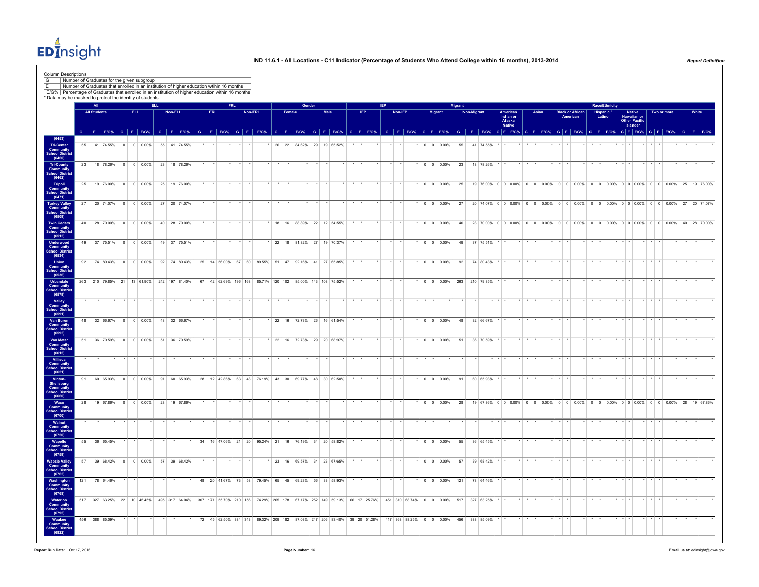**IND 11.6.1 - All Locations - C11 Indicator (Percentage of Students Who Attend College within 16 months), 2013-2014**

*Report Definition*

Column Descriptions

| | |
|---|---|
| G | Number of Graduates for the given subgroup |
| E | Number of Graduates that enrolled in an institution of higher education within 16 months |
| E/G% | Percentage of Graduates that enrolled in an institution of higher education within 16 months |

\* Data may be masked to protect the identity of students.

| | All | | | ELL | | | | | | FRL | | | | | | Gender | | | | | | IEP | | | | | | Migrant | | | | | | Race/Ethnicity | | | | | | | | | | | | | | | | | | | | |
|---|---|---|---|---|---|---|---|---|---|---|---|---|---|---|---|---|---|---|---|---|---|---|---|---|---|---|---|---|---|---|---|---|---|---|---|---|---|---|---|---|---|---|---|---|---|---|---|---|---|---|---|---|---|---|
| | All Students | | | ELL | | | Non-ELL | | | FRL | | | Non-FRL | | | Female | | | Male | | | IEP | | | Non-IEP | | | Migrant | | | Non-Migrant | | | American Indian or Alaska Native | | | Asian | | | Black or African American | | | Hispanic / Latino | | | Native Hawaiian or Other Pacific Islander | | | Two or more | | | White | | |
| | G | E | E/G% | G | E | E/G% | G | E | E/G% | G | E | E/G% | G | E | E/G% | G | E | E/G% | G | E | E/G% | G | E | E/G% | G | E | E/G% | G | E | E/G% | G | E | E/G% | G | E | E/G% | G | E | E/G% | G | E | E/G% | G | E | E/G% | G | E | E/G% | G | E | E/G% | G | E | E/G% |
| (6453) | | | | | | | | | | | | | | | | | | | | | | | | | | | | | | | | | | | | | | | | | | | | | | | | | | | | | | |
| Tri-Center Community School District (6460) | 55 | 41 | 74.55% | 0 | 0 | 0.00% | 55 | 41 | 74.55% | * | * | * | * | * | * | 26 | 22 | 84.62% | 29 | 19 | 65.52% | * | * | * | * | * | * | 0 | 0 | 0.00% | 55 | 41 | 74.55% | * | * | * | * | * | * | * | * | * | * | * | * | * | * | * | * | * | * | * | * | * |
| Tri-County Community School District (6462) | 23 | 18 | 78.26% | 0 | 0 | 0.00% | 23 | 18 | 78.26% | * | * | * | * | * | * | * | * | * | * | * | * | * | * | * | * | * | * | 0 | 0 | 0.00% | 23 | 18 | 78.26% | * | * | * | * | * | * | * | * | * | * | * | * | * | * | * | * | * | * | * | * | * |
| Tripoli Community School District (6471) | 25 | 19 | 76.00% | 0 | 0 | 0.00% | 25 | 19 | 76.00% | * | * | * | * | * | * | * | * | * | * | * | * | * | * | * | * | * | * | 0 | 0 | 0.00% | 25 | 19 | 76.00% | 0 | 0 | 0.00% | 0 | 0 | 0.00% | 0 | 0 | 0.00% | 0 | 0 | 0.00% | 0 | 0 | 0.00% | 0 | 0 | 0.00% | 25 | 19 | 76.00% |
| Turkey Valley Community School District (6509) | 27 | 20 | 74.07% | 0 | 0 | 0.00% | 27 | 20 | 74.07% | * | * | * | * | * | * | * | * | * | * | * | * | * | * | * | * | * | * | 0 | 0 | 0.00% | 27 | 20 | 74.07% | 0 | 0 | 0.00% | 0 | 0 | 0.00% | 0 | 0 | 0.00% | 0 | 0 | 0.00% | 0 | 0 | 0.00% | 0 | 0 | 0.00% | 27 | 20 | 74.07% |
| Twin Cedars Community School District (6512) | 40 | 28 | 70.00% | 0 | 0 | 0.00% | 40 | 28 | 70.00% | * | * | * | * | * | * | 18 | 16 | 88.89% | 22 | 12 | 54.55% | * | * | * | * | * | * | 0 | 0 | 0.00% | 40 | 28 | 70.00% | 0 | 0 | 0.00% | 0 | 0 | 0.00% | 0 | 0 | 0.00% | 0 | 0 | 0.00% | 0 | 0 | 0.00% | 0 | 0 | 0.00% | 40 | 28 | 70.00% |
| Underwood Community School District (6534) | 49 | 37 | 75.51% | 0 | 0 | 0.00% | 49 | 37 | 75.51% | * | * | * | * | * | * | 22 | 18 | 81.82% | 27 | 19 | 70.37% | * | * | * | * | * | * | 0 | 0 | 0.00% | 49 | 37 | 75.51% | * | * | * | * | * | * | * | * | * | * | * | * | * | * | * | * | * | * | * | * | * |
| Union Community School District (6536) | 92 | 74 | 80.43% | 0 | 0 | 0.00% | 92 | 74 | 80.43% | 25 | 14 | 56.00% | 67 | 60 | 89.55% | 51 | 47 | 92.16% | 41 | 27 | 65.85% | * | * | * | * | * | * | 0 | 0 | 0.00% | 92 | 74 | 80.43% | * | * | * | * | * | * | * | * | * | * | * | * | * | * | * | * | * | * | * | * | * |
| Urbandale Community School District (6579) | 263 | 210 | 79.85% | 21 | 13 | 61.90% | 242 | 197 | 81.40% | 67 | 42 | 62.69% | 196 | 168 | 85.71% | 120 | 102 | 85.00% | 143 | 108 | 75.52% | * | * | * | * | * | * | 0 | 0 | 0.00% | 263 | 210 | 79.85% | * | * | * | * | * | * | * | * | * | * | * | * | * | * | * | * | * | * | * | * | * |
| Valley Community School District (6591) | * | * | * | * | * | * | * | * | * | * | * | * | * | * | * | * | * | * | * | * | * | * | * | * | * | * | * | * | * | * | * | * | * | * | * | * | * | * | * | * | * | * | * | * | * | * | * | * | * | * | * | * | * | * |
| Van Buren Community School District (6592) | 48 | 32 | 66.67% | 0 | 0 | 0.00% | 48 | 32 | 66.67% | * | * | * | * | * | * | 22 | 16 | 72.73% | 26 | 16 | 61.54% | * | * | * | * | * | * | 0 | 0 | 0.00% | 48 | 32 | 66.67% | * | * | * | * | * | * | * | * | * | * | * | * | * | * | * | * | * | * | * | * | * |
| Van Meter Community School District (6615) | 51 | 36 | 70.59% | 0 | 0 | 0.00% | 51 | 36 | 70.59% | * | * | * | * | * | * | 22 | 16 | 72.73% | 29 | 20 | 68.97% | * | * | * | * | * | * | 0 | 0 | 0.00% | 51 | 36 | 70.59% | * | * | * | * | * | * | * | * | * | * | * | * | * | * | * | * | * | * | * | * | * |
| Villisca Community School District (6651) | * | * | * | * | * | * | * | * | * | * | * | * | * | * | * | * | * | * | * | * | * | * | * | * | * | * | * | * | * | * | * | * | * | * | * | * | * | * | * | * | * | * | * | * | * | * | * | * | * | * | * | * | * | * |
| Vinton-Shellsburg Community School District (6660) | 91 | 60 | 65.93% | 0 | 0 | 0.00% | 91 | 60 | 65.93% | 28 | 12 | 42.86% | 63 | 48 | 76.19% | 43 | 30 | 69.77% | 48 | 30 | 62.50% | * | * | * | * | * | * | 0 | 0 | 0.00% | 91 | 60 | 65.93% | * | * | * | * | * | * | * | * | * | * | * | * | * | * | * | * | * | * | * | * | * |
| Waco Community School District (6700) | 28 | 19 | 67.86% | 0 | 0 | 0.00% | 28 | 19 | 67.86% | * | * | * | * | * | * | * | * | * | * | * | * | * | * | * | * | * | * | 0 | 0 | 0.00% | 28 | 19 | 67.86% | 0 | 0 | 0.00% | 0 | 0 | 0.00% | 0 | 0 | 0.00% | 0 | 0 | 0.00% | 0 | 0 | 0.00% | 0 | 0 | 0.00% | 28 | 19 | 67.86% |
| Walnut Community School District (6750) | * | * | * | * | * | * | * | * | * | * | * | * | * | * | * | * | * | * | * | * | * | * | * | * | * | * | * | * | * | * | * | * | * | * | * | * | * | * | * | * | * | * | * | * | * | * | * | * | * | * | * | * | * | * |
| Wapello Community School District (6759) | 55 | 36 | 65.45% | * | * | * | * | * | * | 34 | 16 | 47.06% | 21 | 20 | 95.24% | 21 | 16 | 76.19% | 34 | 20 | 58.82% | * | * | * | * | * | * | 0 | 0 | 0.00% | 55 | 36 | 65.45% | * | * | * | * | * | * | * | * | * | * | * | * | * | * | * | * | * | * | * | * | * |
| Wapsie Valley Community School District (6762) | 57 | 39 | 68.42% | 0 | 0 | 0.00% | 57 | 39 | 68.42% | * | * | * | * | * | * | 23 | 16 | 69.57% | 34 | 23 | 67.65% | * | * | * | * | * | * | 0 | 0 | 0.00% | 57 | 39 | 68.42% | * | * | * | * | * | * | * | * | * | * | * | * | * | * | * | * | * | * | * | * | * |
| Washington Community School District (6768) | 121 | 78 | 64.46% | * | * | * | * | * | * | 48 | 20 | 41.67% | 73 | 58 | 79.45% | 65 | 45 | 69.23% | 56 | 33 | 58.93% | * | * | * | * | * | * | 0 | 0 | 0.00% | 121 | 78 | 64.46% | * | * | * | * | * | * | * | * | * | * | * | * | * | * | * | * | * | * | * | * | * |
| Waterloo Community School District (6795) | 517 | 327 | 63.25% | 22 | 10 | 45.45% | 495 | 317 | 64.04% | 307 | 171 | 55.70% | 210 | 156 | 74.29% | 265 | 178 | 67.17% | 252 | 149 | 59.13% | 66 | 17 | 25.76% | 451 | 310 | 68.74% | 0 | 0 | 0.00% | 517 | 327 | 63.25% | * | * | * | * | * | * | * | * | * | * | * | * | * | * | * | * | * | * | * | * | * |
| Waukee Community School District (6822) | 456 | 388 | 85.09% | * | * | * | * | * | * | 72 | 45 | 62.50% | 384 | 343 | 89.32% | 209 | 182 | 87.08% | 247 | 206 | 83.40% | 39 | 20 | 51.28% | 417 | 368 | 88.25% | 0 | 0 | 0.00% | 456 | 388 | 85.09% | * | * | * | * | * | * | * | * | * | * | * | * | * | * | * | * | * | * | * | * | * |

Report Run Date: Oct 17, 2016

Email us at: edinsight@iowa.gov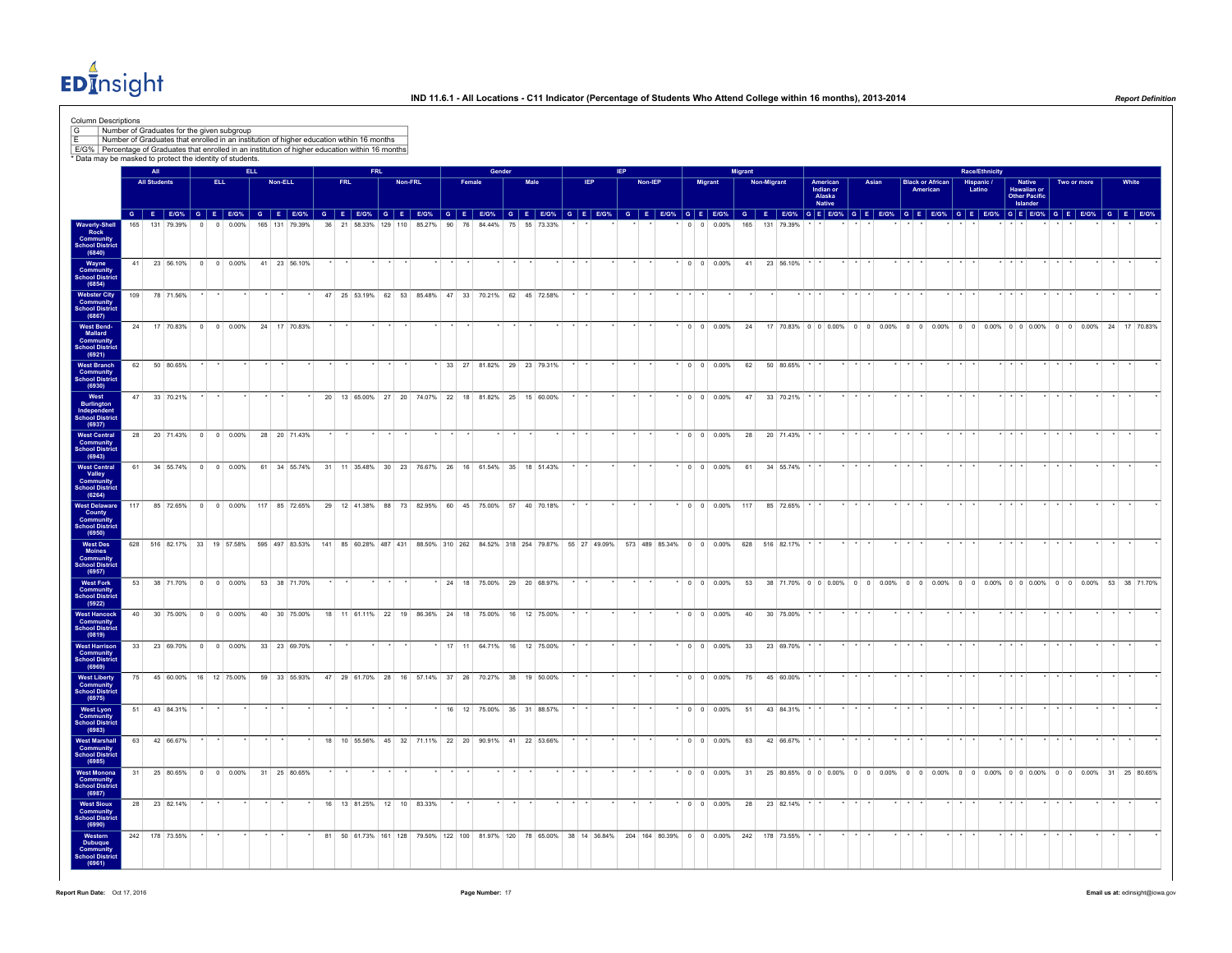Column Descriptions

| | |
|---|---|
| G | Number of Graduates for the given subgroup |
| E | Number of Graduates that enrolled in an institution of higher education within 16 months |
| E/G% | Percentage of Graduates that enrolled in an institution of higher education within 16 months |

* Data may be masked to protect the identity of students.

| | All | | | ELL | | | | | | FRL | | | | | | Gender | | | | | | IEP | | | | | | Migrant | | | | | | Race/Ethnicity | | | | | | | | | | | | | | | | | | | | |
|---|---|---|---|---|---|---|---|---|---|---|---|---|---|---|---|---|---|---|---|---|---|---|---|---|---|---|---|---|---|---|---|---|---|---|---|---|---|---|---|---|---|---|---|---|---|---|---|---|---|---|---|---|---|---|
| | All Students | | | ELL | | | Non-ELL | | | FRL | | | Non-FRL | | | Female | | | Male | | | IEP | | | Non-IEP | | | Migrant | | | Non-Migrant | | | American Indian or Alaska Native | | | Asian | | | Black or African American | | | Hispanic / Latino | | | Native Hawaiian or Other Pacific Islander | | | Two or more | | | White | | |
| | G | E | E/G% | G | E | E/G% | G | E | E/G% | G | E | E/G% | G | E | E/G% | G | E | E/G% | G | E | E/G% | G | E | E/G% | G | E | E/G% | G | E | E/G% | G | E | E/G% | G | E | E/G% | G | E | E/G% | G | E | E/G% | G | E | E/G% | G | E | E/G% | G | E | E/G% | G | E | E/G% |
| Waverly-Shell Rock Community School District (6840) | 165 | 131 | 79.39% | 0 | 0 | 0.00% | 165 | 131 | 79.39% | 36 | 21 | 58.33% | 129 | 110 | 85.27% | 90 | 76 | 84.44% | 75 | 55 | 73.33% | * | * | * | * | * | * | 0 | 0 | 0.00% | 165 | 131 | 79.39% | * | * | * | * | * | * | * | * | * | * | * | * | * | * | * | * | * | * | * | * | * |
| Wayne Community School District (6854) | 41 | 23 | 56.10% | 0 | 0 | 0.00% | 41 | 23 | 56.10% | * | * | * | * | * | * | * | * | * | * | * | * | * | * | * | * | * | * | 0 | 0 | 0.00% | 41 | 23 | 56.10% | * | * | * | * | * | * | * | * | * | * | * | * | * | * | * | * | * | * | * | * | * |
| Webster City Community School District (6867) | 109 | 78 | 71.56% | * | * | * | * | * | * | 47 | 25 | 53.19% | 62 | 53 | 85.48% | 47 | 33 | 70.21% | 62 | 45 | 72.58% | * | * | * | * | * | * | * | * | * | * | * | * | * | * | * | * | * | * | * | * | * | * | * | * | * | * | * | * | * | * | * | * | * |
| West Bend-Mallard Community School District (6921) | 24 | 17 | 70.83% | 0 | 0 | 0.00% | 24 | 17 | 70.83% | * | * | * | * | * | * | * | * | * | * | * | * | * | * | * | * | * | * | 0 | 0 | 0.00% | 24 | 17 | 70.83% | 0 | 0 | 0.00% | 0 | 0 | 0.00% | 0 | 0 | 0.00% | 0 | 0 | 0.00% | 0 | 0 | 0.00% | 0 | 0 | 0.00% | 24 | 17 | 70.83% |
| West Branch Community School District (6930) | 62 | 50 | 80.65% | * | * | * | * | * | * | * | * | * | * | * | * | 33 | 27 | 81.82% | 29 | 23 | 79.31% | * | * | * | * | * | * | 0 | 0 | 0.00% | 62 | 50 | 80.65% | * | * | * | * | * | * | * | * | * | * | * | * | * | * | * | * | * | * | * | * | * |
| West Burlington Independent School District (6937) | 47 | 33 | 70.21% | * | * | * | * | * | * | 20 | 13 | 65.00% | 27 | 20 | 74.07% | 22 | 18 | 81.82% | 25 | 15 | 60.00% | * | * | * | * | * | * | 0 | 0 | 0.00% | 47 | 33 | 70.21% | * | * | * | * | * | * | * | * | * | * | * | * | * | * | * | * | * | * | * | * | * |
| West Central Community School District (6943) | 28 | 20 | 71.43% | 0 | 0 | 0.00% | 28 | 20 | 71.43% | * | * | * | * | * | * | * | * | * | * | * | * | * | * | * | * | * | * | 0 | 0 | 0.00% | 28 | 20 | 71.43% | * | * | * | * | * | * | * | * | * | * | * | * | * | * | * | * | * | * | * | * | * |
| West Central Valley Community School District (6264) | 61 | 34 | 55.74% | 0 | 0 | 0.00% | 61 | 34 | 55.74% | 31 | 11 | 35.48% | 30 | 23 | 76.67% | 26 | 16 | 61.54% | 35 | 18 | 51.43% | * | * | * | * | * | * | 0 | 0 | 0.00% | 61 | 34 | 55.74% | * | * | * | * | * | * | * | * | * | * | * | * | * | * | * | * | * | * | * | * | * |
| West Delaware County Community School District (6950) | 117 | 85 | 72.65% | 0 | 0 | 0.00% | 117 | 85 | 72.65% | 29 | 12 | 41.38% | 88 | 73 | 82.95% | 60 | 45 | 75.00% | 57 | 40 | 70.18% | * | * | * | * | * | * | 0 | 0 | 0.00% | 117 | 85 | 72.65% | * | * | * | * | * | * | * | * | * | * | * | * | * | * | * | * | * | * | * | * | * |
| West Des Moines Community School District (6957) | 628 | 516 | 82.17% | 33 | 19 | 57.58% | 595 | 497 | 83.53% | 141 | 85 | 60.28% | 487 | 431 | 88.50% | 310 | 262 | 84.52% | 318 | 254 | 79.87% | 55 | 27 | 49.09% | 573 | 489 | 85.34% | 0 | 0 | 0.00% | 628 | 516 | 82.17% | * | * | * | * | * | * | * | * | * | * | * | * | * | * | * | * | * | * | * | * | * |
| West Fork Community School District (5922) | 53 | 38 | 71.70% | 0 | 0 | 0.00% | 53 | 38 | 71.70% | * | * | * | * | * | * | 24 | 18 | 75.00% | 29 | 20 | 68.97% | * | * | * | * | * | * | 0 | 0 | 0.00% | 53 | 38 | 71.70% | 0 | 0 | 0.00% | 0 | 0 | 0.00% | 0 | 0 | 0.00% | 0 | 0 | 0.00% | 0 | 0 | 0.00% | 0 | 0 | 0.00% | 53 | 38 | 71.70% |
| West Hancock Community School District (0819) | 40 | 30 | 75.00% | 0 | 0 | 0.00% | 40 | 30 | 75.00% | 18 | 11 | 61.11% | 22 | 19 | 86.36% | 24 | 18 | 75.00% | 16 | 12 | 75.00% | * | * | * | * | * | * | 0 | 0 | 0.00% | 40 | 30 | 75.00% | * | * | * | * | * | * | * | * | * | * | * | * | * | * | * | * | * | * | * | * | * |
| West Harrison Community School District (6969) | 33 | 23 | 69.70% | 0 | 0 | 0.00% | 33 | 23 | 69.70% | * | * | * | * | * | * | 17 | 11 | 64.71% | 16 | 12 | 75.00% | * | * | * | * | * | * | 0 | 0 | 0.00% | 33 | 23 | 69.70% | * | * | * | * | * | * | * | * | * | * | * | * | * | * | * | * | * | * | * | * | * |
| West Liberty Community School District (6975) | 75 | 45 | 60.00% | 16 | 12 | 75.00% | 59 | 33 | 55.93% | 47 | 29 | 61.70% | 28 | 16 | 57.14% | 37 | 26 | 70.27% | 38 | 19 | 50.00% | * | * | * | * | * | * | 0 | 0 | 0.00% | 75 | 45 | 60.00% | * | * | * | * | * | * | * | * | * | * | * | * | * | * | * | * | * | * | * | * | * |
| West Lyon Community School District (6983) | 51 | 43 | 84.31% | * | * | * | * | * | * | * | * | * | * | * | * | 16 | 12 | 75.00% | 35 | 31 | 88.57% | * | * | * | * | * | * | 0 | 0 | 0.00% | 51 | 43 | 84.31% | * | * | * | * | * | * | * | * | * | * | * | * | * | * | * | * | * | * | * | * | * |
| West Marshall Community School District (6985) | 63 | 42 | 66.67% | * | * | * | * | * | * | 18 | 10 | 55.56% | 45 | 32 | 71.11% | 22 | 20 | 90.91% | 41 | 22 | 53.66% | * | * | * | * | * | * | 0 | 0 | 0.00% | 63 | 42 | 66.67% | * | * | * | * | * | * | * | * | * | * | * | * | * | * | * | * | * | * | * | * | * |
| West Monona Community School District (6987) | 31 | 25 | 80.65% | 0 | 0 | 0.00% | 31 | 25 | 80.65% | * | * | * | * | * | * | * | * | * | * | * | * | * | * | * | * | * | * | 0 | 0 | 0.00% | 31 | 25 | 80.65% | 0 | 0 | 0.00% | 0 | 0 | 0.00% | 0 | 0 | 0.00% | 0 | 0 | 0.00% | 0 | 0 | 0.00% | 0 | 0 | 0.00% | 31 | 25 | 80.65% |
| West Sioux Community School District (6990) | 28 | 23 | 82.14% | * | * | * | * | * | * | 16 | 13 | 81.25% | 12 | 10 | 83.33% | * | * | * | * | * | * | * | * | * | * | * | * | 0 | 0 | 0.00% | 28 | 23 | 82.14% | * | * | * | * | * | * | * | * | * | * | * | * | * | * | * | * | * | * | * | * | * |
| Western Dubuque Community School District (6961) | 242 | 178 | 73.55% | * | * | * | * | * | * | 81 | 50 | 61.73% | 161 | 128 | 79.50% | 122 | 100 | 81.97% | 120 | 78 | 65.00% | 38 | 14 | 36.84% | 204 | 164 | 80.39% | 0 | 0 | 0.00% | 242 | 178 | 73.55% | * | * | * | * | * | * | * | * | * | * | * | * | * | * | * | * | * | * | * | * | * |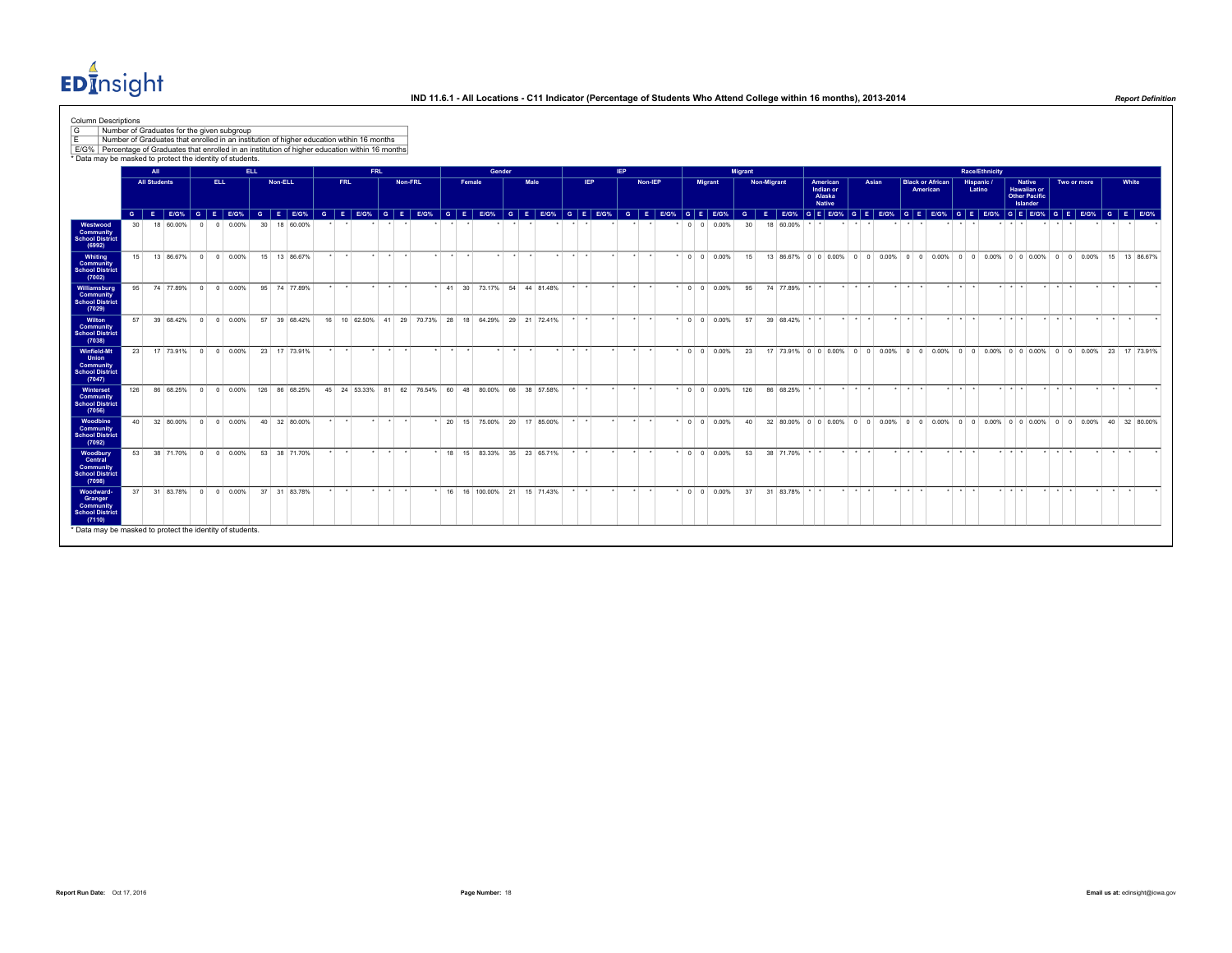EDInsight

IND 11.6.1 - All Locations - C11 Indicator (Percentage of Students Who Attend College within 16 months), 2013-2014

*Report Definition*

Column Descriptions

| | |
|---|---|
| G | Number of Graduates for the given subgroup |
| E | Number of Graduates that enrolled in an institution of higher education within 16 months |
| E/G% | Percentage of Graduates that enrolled in an institution of higher education within 16 months |

\* Data may be masked to protect the identity of students.

| | All | | | ELL | | | | | | FRL | | | | | | Gender | | | | | | IEP | | | | | | Migrant | | | | | | Race/Ethnicity | | | | | | | | | | | | | | | | | | | | |
|---|---|---|---|---|---|---|---|---|---|---|---|---|---|---|---|---|---|---|---|---|---|---|---|---|---|---|---|---|---|---|---|---|---|---|---|---|---|---|---|---|---|---|---|---|---|---|---|---|---|---|---|---|---|---|
| | All Students | | | ELL | | | Non-ELL | | | FRL | | | Non-FRL | | | Female | | | Male | | | IEP | | | Non-IEP | | | Migrant | | | Non-Migrant | | | American Indian or Alaska Native | | | Asian | | | Black or African American | | | Hispanic / Latino | | | Native Hawaiian or Other Pacific Islander | | | Two or more | | | White | | |
| | G | E | E/G% | G | E | E/G% | G | E | E/G% | G | E | E/G% | G | E | E/G% | G | E | E/G% | G | E | E/G% | G | E | E/G% | G | E | E/G% | G | E | E/G% | G | E | E/G% | G | E | E/G% | G | E | E/G% | G | E | E/G% | G | E | E/G% | G | E | E/G% | G | E | E/G% | G | E | E/G% |
| Westwood Community School District (6992) | 30 | 18 | 60.00% | 0 | 0 | 0.00% | 30 | 18 | 60.00% | * | * | * | * | * | * | * | * | * | * | * | * | * | * | * | * | * | * | 0 | 0 | 0.00% | 30 | 18 | 60.00% | * | * | * | * | * | * | * | * | * | * | * | * | * | * | * | * | * | * | * | * | * |
| Whiting Community School District (7002) | 15 | 13 | 86.67% | 0 | 0 | 0.00% | 15 | 13 | 86.67% | * | * | * | * | * | * | * | * | * | * | * | * | * | * | * | * | * | * | 0 | 0 | 0.00% | 15 | 13 | 86.67% | 0 | 0 | 0.00% | 0 | 0 | 0.00% | 0 | 0 | 0.00% | 0 | 0 | 0.00% | 0 | 0 | 0.00% | 0 | 0 | 0.00% | 15 | 13 | 86.67% |
| Williamsburg Community School District (7029) | 95 | 74 | 77.89% | 0 | 0 | 0.00% | 95 | 74 | 77.89% | * | * | * | * | * | * | 41 | 30 | 73.17% | 54 | 44 | 81.48% | * | * | * | * | * | * | 0 | 0 | 0.00% | 95 | 74 | 77.89% | * | * | * | * | * | * | * | * | * | * | * | * | * | * | * | * | * | * | * | * | * |
| Wilton Community School District (7038) | 57 | 39 | 68.42% | 0 | 0 | 0.00% | 57 | 39 | 68.42% | 16 | 10 | 62.50% | 41 | 29 | 70.73% | 28 | 18 | 64.29% | 29 | 21 | 72.41% | * | * | * | * | * | * | 0 | 0 | 0.00% | 57 | 39 | 68.42% | * | * | * | * | * | * | * | * | * | * | * | * | * | * | * | * | * | * | * | * | * |
| Winfield-Mt Union Community School District (7047) | 23 | 17 | 73.91% | 0 | 0 | 0.00% | 23 | 17 | 73.91% | * | * | * | * | * | * | * | * | * | * | * | * | * | * | * | * | * | * | 0 | 0 | 0.00% | 23 | 17 | 73.91% | 0 | 0 | 0.00% | 0 | 0 | 0.00% | 0 | 0 | 0.00% | 0 | 0 | 0.00% | 0 | 0 | 0.00% | 0 | 0 | 0.00% | 23 | 17 | 73.91% |
| Winterset Community School District (7056) | 126 | 86 | 68.25% | 0 | 0 | 0.00% | 126 | 86 | 68.25% | 45 | 24 | 53.33% | 81 | 62 | 76.54% | 60 | 48 | 80.00% | 66 | 38 | 57.58% | * | * | * | * | * | * | 0 | 0 | 0.00% | 126 | 86 | 68.25% | * | * | * | * | * | * | * | * | * | * | * | * | * | * | * | * | * | * | * | * | * |
| Woodbine Community School District (7092) | 40 | 32 | 80.00% | 0 | 0 | 0.00% | 40 | 32 | 80.00% | * | * | * | * | * | * | 20 | 15 | 75.00% | 20 | 17 | 85.00% | * | * | * | * | * | * | 0 | 0 | 0.00% | 40 | 32 | 80.00% | 0 | 0 | 0.00% | 0 | 0 | 0.00% | 0 | 0 | 0.00% | 0 | 0 | 0.00% | 0 | 0 | 0.00% | 0 | 0 | 0.00% | 40 | 32 | 80.00% |
| Woodbury Central Community School District (7098) | 53 | 38 | 71.70% | 0 | 0 | 0.00% | 53 | 38 | 71.70% | * | * | * | * | * | * | 18 | 15 | 83.33% | 35 | 23 | 65.71% | * | * | * | * | * | * | 0 | 0 | 0.00% | 53 | 38 | 71.70% | * | * | * | * | * | * | * | * | * | * | * | * | * | * | * | * | * | * | * | * | * |
| Woodward-Granger Community School District (7110) | 37 | 31 | 83.78% | 0 | 0 | 0.00% | 37 | 31 | 83.78% | * | * | * | * | * | * | 16 | 16 | 100.00% | 21 | 15 | 71.43% | * | * | * | * | * | * | 0 | 0 | 0.00% | 37 | 31 | 83.78% | * | * | * | * | * | * | * | * | * | * | * | * | * | * | * | * | * | * | * | * | * |

\* Data may be masked to protect the identity of students.

Report Run Date: Oct 17, 2016

Email us at: edinsight@iowa.gov